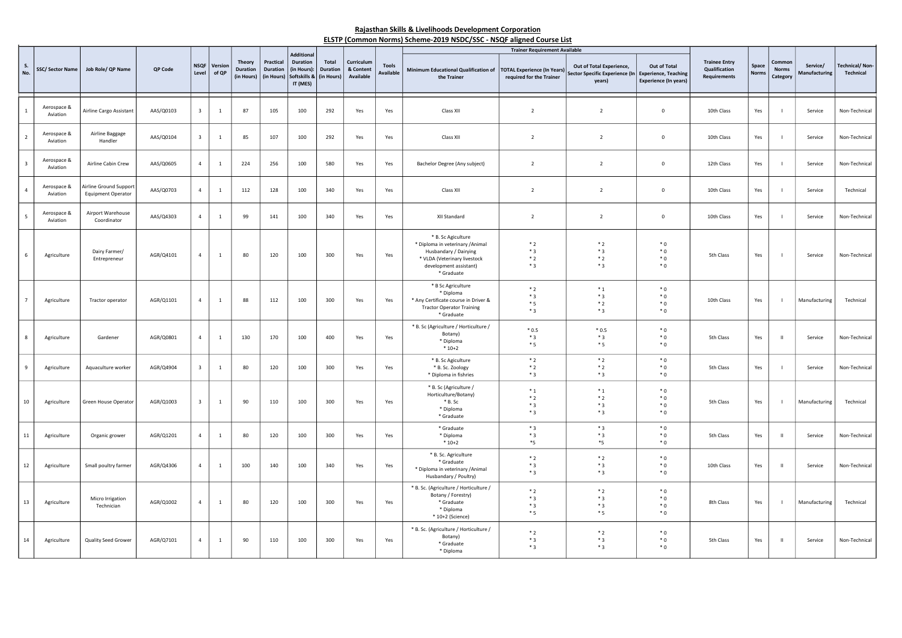## Rajasthan Skills & Livelihoods Development Corporation

### ELSTP (Common Norms) Scheme-2019 NSDC/SSC - NSQF aligned Course List

| S. No. | SSC/ Sector Name | Job Role/ QP Name | QP Code | NSQF Level | Version of QP | Theory Duration (in Hours) | Practical Duration (in Hours) | Additional Duration (in Hours): Softskills & IT (MES) | Total Duration (in Hours) | Curriculum & Content Available | Tools Available | Trainer Requirement Available | | | | Trainee Entry Qualification Requirements | Space Norms | Common Norms Category | Service/ Manufacturing | Technical/ Non-Technical |
|---|---|---|---|---|---|---|---|---|---|---|---|---|---|---|---|---|---|---|---|---|
| | | | | | | | | | | | | Minimum Educational Qualification of the Trainer | TOTAL Experience (In Years) required for the Trainer | Out of Total Experience, Sector Specific Experience (In years) | Out of Total Experience, Teaching Experience (In years) | | | | | |
| 1 | Aerospace & Aviation | Airline Cargo Assistant | AAS/Q0103 | 3 | 1 | 87 | 105 | 100 | 292 | Yes | Yes | Class XII | 2 | 2 | 0 | 10th Class | Yes | I | Service | Non-Technical |
| 2 | Aerospace & Aviation | Airline Baggage Handler | AAS/Q0104 | 3 | 1 | 85 | 107 | 100 | 292 | Yes | Yes | Class XII | 2 | 2 | 0 | 10th Class | Yes | I | Service | Non-Technical |
| 3 | Aerospace & Aviation | Airline Cabin Crew | AAS/Q0605 | 4 | 1 | 224 | 256 | 100 | 580 | Yes | Yes | Bachelor Degree (Any subject) | 2 | 2 | 0 | 12th Class | Yes | I | Service | Non-Technical |
| 4 | Aerospace & Aviation | Airline Ground Support Equipment Operator | AAS/Q0703 | 4 | 1 | 112 | 128 | 100 | 340 | Yes | Yes | Class XII | 2 | 2 | 0 | 10th Class | Yes | I | Service | Technical |
| 5 | Aerospace & Aviation | Airport Warehouse Coordinator | AAS/Q4303 | 4 | 1 | 99 | 141 | 100 | 340 | Yes | Yes | XII Standard | 2 | 2 | 0 | 10th Class | Yes | I | Service | Non-Technical |
| 6 | Agriculture | Dairy Farmer/ Entrepreneur | AGR/Q4101 | 4 | 1 | 80 | 120 | 100 | 300 | Yes | Yes | * B. Sc Agiculture<br>* Diploma in veterinary /Animal Husbandary / Dairying<br>* VLDA (Veterinary livestock development assistant)<br>* Graduate | * 2<br>* 3<br>* 2<br>* 3 | * 2<br>* 3<br>* 2<br>* 3 | * 0<br>* 0<br>* 0<br>* 0 | 5th Class | Yes | I | Service | Non-Technical |
| 7 | Agriculture | Tractor operator | AGR/Q1101 | 4 | 1 | 88 | 112 | 100 | 300 | Yes | Yes | * B Sc Agriculture<br>* Diploma<br>* Any Certificate course in Driver & Tractor Operator Training<br>* Graduate | * 2<br>* 3<br>* 5<br>* 3 | * 1<br>* 3<br>* 2<br>* 3 | * 0<br>* 0<br>* 0<br>* 0 | 10th Class | Yes | I | Manufacturing | Technical |
| 8 | Agriculture | Gardener | AGR/Q0801 | 4 | 1 | 130 | 170 | 100 | 400 | Yes | Yes | * B. Sc (Agriculture / Horticulture / Botany)<br>* Diploma<br>* 10+2 | * 0.5<br>* 3<br>* 5 | * 0.5<br>* 3<br>* 5 | * 0<br>* 0<br>* 0 | 5th Class | Yes | II | Service | Non-Technical |
| 9 | Agriculture | Aquaculture worker | AGR/Q4904 | 3 | 1 | 80 | 120 | 100 | 300 | Yes | Yes | * B. Sc Agiculture<br>* B. Sc. Zoology<br>* Diploma in fishries | * 2<br>* 2<br>* 3 | * 2<br>* 2<br>* 3 | * 0<br>* 0<br>* 0 | 5th Class | Yes | I | Service | Non-Technical |
| 10 | Agriculture | Green House Operator | AGR/Q1003 | 3 | 1 | 90 | 110 | 100 | 300 | Yes | Yes | * B. Sc (Agriculture / Horticulture/Botany)<br>* B. Sc<br>* Diploma<br>* Graduate | * 1<br>* 2<br>* 3<br>* 3 | * 1<br>* 2<br>* 3<br>* 3 | * 0<br>* 0<br>* 0<br>* 0 | 5th Class | Yes | I | Manufacturing | Technical |
| 11 | Agriculture | Organic grower | AGR/Q1201 | 4 | 1 | 80 | 120 | 100 | 300 | Yes | Yes | * Graduate<br>* Diploma<br>* 10+2 | * 3<br>* 3<br>*5 | * 3<br>* 3<br>*5 | * 0<br>* 0<br>* 0 | 5th Class | Yes | II | Service | Non-Technical |
| 12 | Agriculture | Small poultry farmer | AGR/Q4306 | 4 | 1 | 100 | 140 | 100 | 340 | Yes | Yes | * B. Sc. Agriculture<br>* Graduate<br>* Diploma in veterinary /Animal Husbandary / Poultry) | * 2<br>* 3<br>* 3 | * 2<br>* 3<br>* 3 | * 0<br>* 0<br>* 0 | 10th Class | Yes | II | Service | Non-Technical |
| 13 | Agriculture | Micro Irrigation Technician | AGR/Q1002 | 4 | 1 | 80 | 120 | 100 | 300 | Yes | Yes | * B. Sc. (Agriculture / Horticulture / Botany / Forestry)<br>* Graduate<br>* Diploma<br>* 10+2 (Science) | * 2<br>* 3<br>* 3<br>* 5 | * 2<br>* 3<br>* 3<br>* 5 | * 0<br>* 0<br>* 0<br>* 0 | 8th Class | Yes | I | Manufacturing | Technical |
| 14 | Agriculture | Quality Seed Grower | AGR/Q7101 | 4 | 1 | 90 | 110 | 100 | 300 | Yes | Yes | * B. Sc. (Agriculture / Horticulture / Botany)<br>* Graduate<br>* Diploma | * 2<br>* 3<br>* 3 | * 2<br>* 3<br>* 3 | * 0<br>* 0<br>* 0 | 5th Class | Yes | II | Service | Non-Technical |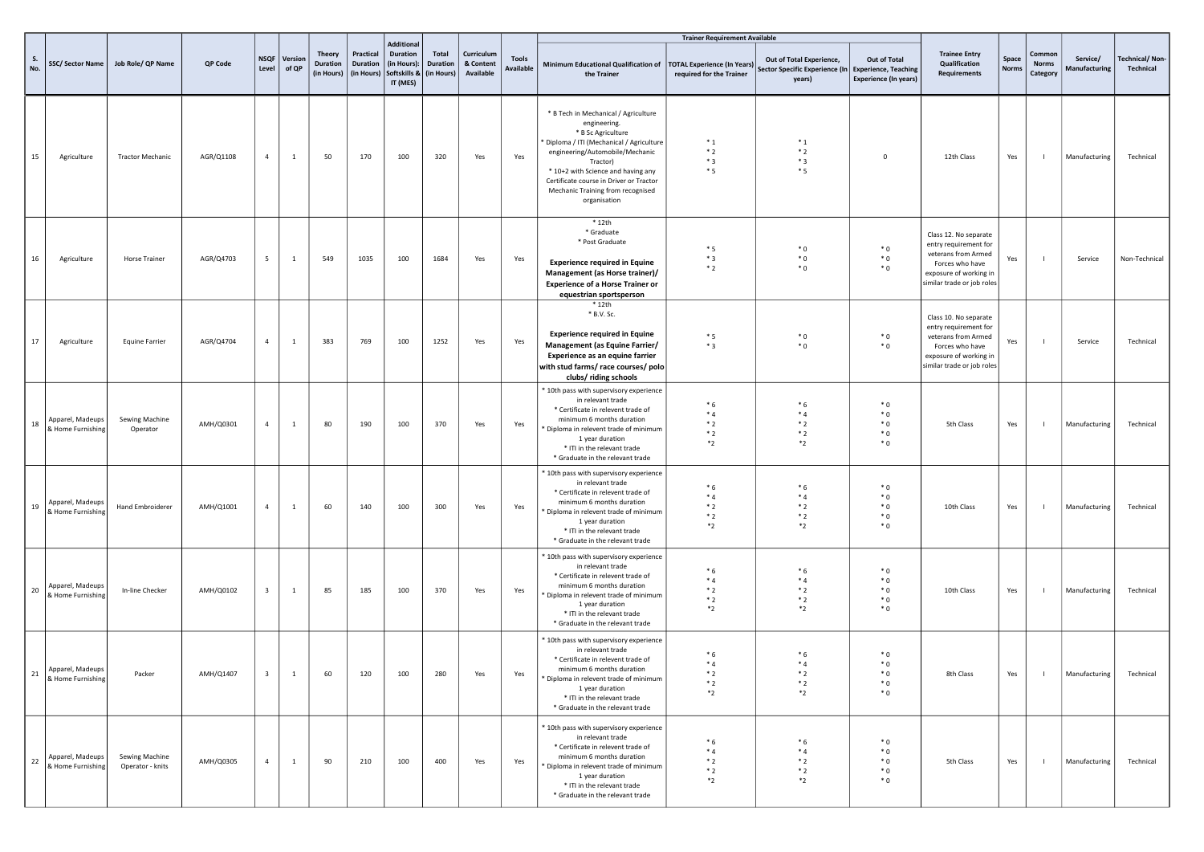| S. No. | SSC/ Sector Name | Job Role/ QP Name | QP Code | NSQF Level | Version of QP | Theory Duration (in Hours) | Practical Duration (in Hours) | Additional Duration (in Hours): Softskills & IT (MES) | Total Duration (in Hours) | Curriculum & Content Available | Tools Available | Trainer Requirement Available | | | | Trainee Entry Qualification Requirements | Space Norms | Common Norms Category | Service/ Manufacturing | Technical/ Non-Technical |
|---|---|---|---|---|---|---|---|---|---|---|---|---|---|---|---|---|---|---|---|---|
| | | | | | | | | | | | | Minimum Educational Qualification of the Trainer | TOTAL Experience (In Years) required for the Trainer | Out of Total Experience, Sector Specific Experience (In years) | Out of Total Experience, Teaching Experience (In years) | | | | | |
| 15 | Agriculture | Tractor Mechanic | AGR/Q1108 | 4 | 1 | 50 | 170 | 100 | 320 | Yes | Yes | * B Tech in Mechanical / Agriculture engineering.<br>* B Sc Agriculture<br>* Diploma / ITI (Mechanical / Agriculture engineering/Automobile/Mechanic Tractor)<br>* 10+2 with Science and having any Certificate course in Driver or Tractor Mechanic Training from recognised organisation | * 1<br>* 2<br>* 3<br>* 5 | * 1<br>* 2<br>* 3<br>* 5 | 0 | 12th Class | Yes | I | Manufacturing | Technical |
| 16 | Agriculture | Horse Trainer | AGR/Q4703 | 5 | 1 | 549 | 1035 | 100 | 1684 | Yes | Yes | * 12th<br>* Graduate<br>* Post Graduate<br><br>**Experience required in Equine Management (as Horse trainer)/ Experience of a Horse Trainer or equestrian sportsperson** | * 5<br>* 3<br>* 2 | * 0<br>* 0<br>* 0 | * 0<br>* 0<br>* 0 | Class 12. No separate entry requirement for veterans from Armed Forces who have exposure of working in similar trade or job roles | Yes | I | Service | Non-Technical |
| 17 | Agriculture | Equine Farrier | AGR/Q4704 | 4 | 1 | 383 | 769 | 100 | 1252 | Yes | Yes | * 12th<br>* B.V. Sc.<br><br>**Experience required in Equine Management (as Equine Farrier/ Experience as an equine farrier with stud farms/ race courses/ polo clubs/ riding schools** | * 5<br>* 3 | * 0<br>* 0 | * 0<br>* 0 | Class 10. No separate entry requirement for veterans from Armed Forces who have exposure of working in similar trade or job roles | Yes | I | Service | Technical |
| 18 | Apparel, Madeups & Home Furnishing | Sewing Machine Operator | AMH/Q0301 | 4 | 1 | 80 | 190 | 100 | 370 | Yes | Yes | * 10th pass with supervisory experience in relevant trade<br>* Certificate in relevent trade of minimum 6 months duration<br>* Diploma in relevent trade of minimum 1 year duration<br>* ITI in the relevant trade<br>* Graduate in the relevant trade | * 6<br>* 4<br>* 2<br>* 2<br>*2 | * 6<br>* 4<br>* 2<br>* 2<br>*2 | * 0<br>* 0<br>* 0<br>* 0<br>* 0 | 5th Class | Yes | I | Manufacturing | Technical |
| 19 | Apparel, Madeups & Home Furnishing | Hand Embroiderer | AMH/Q1001 | 4 | 1 | 60 | 140 | 100 | 300 | Yes | Yes | * 10th pass with supervisory experience in relevant trade<br>* Certificate in relevent trade of minimum 6 months duration<br>* Diploma in relevent trade of minimum 1 year duration<br>* ITI in the relevant trade<br>* Graduate in the relevant trade | * 6<br>* 4<br>* 2<br>* 2<br>*2 | * 6<br>* 4<br>* 2<br>* 2<br>*2 | * 0<br>* 0<br>* 0<br>* 0<br>* 0 | 10th Class | Yes | I | Manufacturing | Technical |
| 20 | Apparel, Madeups & Home Furnishing | In-line Checker | AMH/Q0102 | 3 | 1 | 85 | 185 | 100 | 370 | Yes | Yes | * 10th pass with supervisory experience in relevant trade<br>* Certificate in relevent trade of minimum 6 months duration<br>* Diploma in relevent trade of minimum 1 year duration<br>* ITI in the relevant trade<br>* Graduate in the relevant trade | * 6<br>* 4<br>* 2<br>* 2<br>*2 | * 6<br>* 4<br>* 2<br>* 2<br>*2 | * 0<br>* 0<br>* 0<br>* 0<br>* 0 | 10th Class | Yes | I | Manufacturing | Technical |
| 21 | Apparel, Madeups & Home Furnishing | Packer | AMH/Q1407 | 3 | 1 | 60 | 120 | 100 | 280 | Yes | Yes | * 10th pass with supervisory experience in relevant trade<br>* Certificate in relevent trade of minimum 6 months duration<br>* Diploma in relevent trade of minimum 1 year duration<br>* ITI in the relevant trade<br>* Graduate in the relevant trade | * 6<br>* 4<br>* 2<br>* 2<br>*2 | * 6<br>* 4<br>* 2<br>* 2<br>*2 | * 0<br>* 0<br>* 0<br>* 0<br>* 0 | 8th Class | Yes | I | Manufacturing | Technical |
| 22 | Apparel, Madeups & Home Furnishing | Sewing Machine Operator - knits | AMH/Q0305 | 4 | 1 | 90 | 210 | 100 | 400 | Yes | Yes | * 10th pass with supervisory experience in relevant trade<br>* Certificate in relevent trade of minimum 6 months duration<br>* Diploma in relevent trade of minimum 1 year duration<br>* ITI in the relevant trade<br>* Graduate in the relevant trade | * 6<br>* 4<br>* 2<br>* 2<br>*2 | * 6<br>* 4<br>* 2<br>* 2<br>*2 | * 0<br>* 0<br>* 0<br>* 0<br>* 0 | 5th Class | Yes | I | Manufacturing | Technical |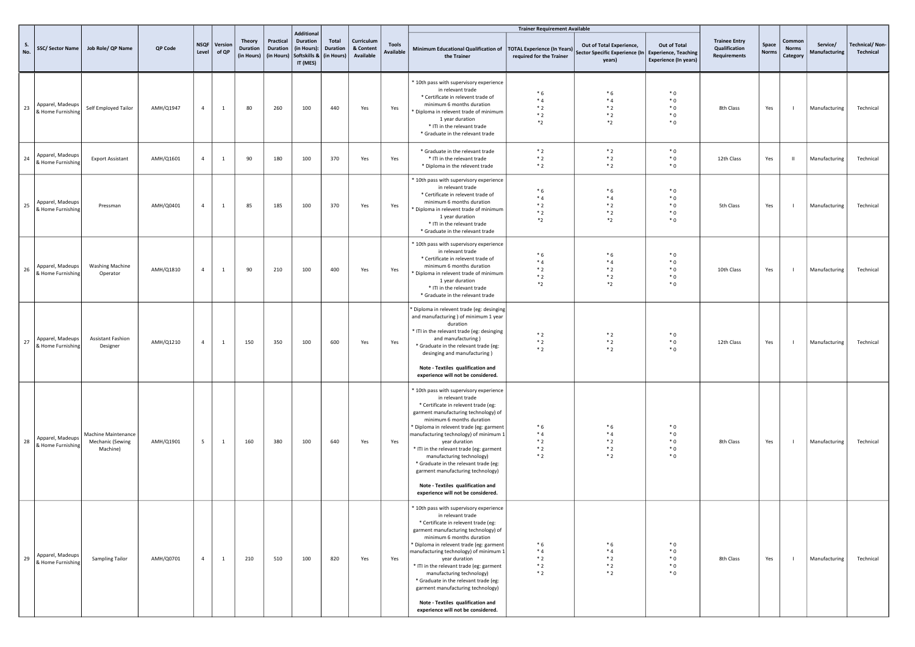| S. No. | SSC/ Sector Name | Job Role/ QP Name | QP Code | NSQF Level | Version of QP | Theory Duration (in Hours) | Practical Duration (in Hours) | Additional Duration (in Hours): Softskills & IT (MES) | Total Duration (in Hours) | Curriculum & Content Available | Tools Available | Trainer Requirement Available: Minimum Educational Qualification of the Trainer | TOTAL Experience (In Years) required for the Trainer | Out of Total Experience, Sector Specific Experience (In years) | Out of Total Experience, Teaching Experience (In years) | Trainee Entry Qualification Requirements | Space Norms | Common Norms Category | Service/ Manufacturing | Technical/ Non-Technical |
|---|---|---|---|---|---|---|---|---|---|---|---|---|---|---|---|---|---|---|---|---|
| 23 | Apparel, Madeups & Home Furnishing | Self Employed Tailor | AMH/Q1947 | 4 | 1 | 80 | 260 | 100 | 440 | Yes | Yes | * 10th pass with supervisory experience in relevant trade<br>* Certificate in relevent trade of minimum 6 months duration<br>* Diploma in relevent trade of minimum 1 year duration<br>* ITI in the relevant trade<br>* Graduate in the relevant trade | * 6<br>* 4<br>* 2<br>* 2<br>*2 | * 6<br>* 4<br>* 2<br>* 2<br>*2 | * 0<br>* 0<br>* 0<br>* 0<br>* 0 | 8th Class | Yes | I | Manufacturing | Technical |
| 24 | Apparel, Madeups & Home Furnishing | Export Assistant | AMH/Q1601 | 4 | 1 | 90 | 180 | 100 | 370 | Yes | Yes | * Graduate in the relevant trade<br>* ITI in the relevant trade<br>* Diploma in the relevent trade | * 2<br>* 2<br>* 2 | * 2<br>* 2<br>* 2 | * 0<br>* 0<br>* 0 | 12th Class | Yes | II | Manufacturing | Technical |
| 25 | Apparel, Madeups & Home Furnishing | Pressman | AMH/Q0401 | 4 | 1 | 85 | 185 | 100 | 370 | Yes | Yes | * 10th pass with supervisory experience in relevant trade<br>* Certificate in relevent trade of minimum 6 months duration<br>* Diploma in relevent trade of minimum 1 year duration<br>* ITI in the relevant trade<br>* Graduate in the relevant trade | * 6<br>* 4<br>* 2<br>* 2<br>*2 | * 6<br>* 4<br>* 2<br>* 2<br>*2 | * 0<br>* 0<br>* 0<br>* 0<br>* 0 | 5th Class | Yes | I | Manufacturing | Technical |
| 26 | Apparel, Madeups & Home Furnishing | Washing Machine Operator | AMH/Q1810 | 4 | 1 | 90 | 210 | 100 | 400 | Yes | Yes | * 10th pass with supervisory experience in relevant trade<br>* Certificate in relevent trade of minimum 6 months duration<br>* Diploma in relevent trade of minimum 1 year duration<br>* ITI in the relevant trade<br>* Graduate in the relevant trade | * 6<br>* 4<br>* 2<br>* 2<br>*2 | * 6<br>* 4<br>* 2<br>* 2<br>*2 | * 0<br>* 0<br>* 0<br>* 0<br>* 0 | 10th Class | Yes | I | Manufacturing | Technical |
| 27 | Apparel, Madeups & Home Furnishing | Assistant Fashion Designer | AMH/Q1210 | 4 | 1 | 150 | 350 | 100 | 600 | Yes | Yes | * Diploma in relevent trade (eg: desinging and manufacturing ) of minimum 1 year duration<br>* ITI in the relevant trade (eg: desinging and manufacturing )<br>* Graduate in the relevant trade (eg: desinging and manufacturing )<br><br>**Note - Textiles qualification and experience will not be considered.** | * 2<br>* 2<br>* 2 | * 2<br>* 2<br>* 2 | * 0<br>* 0<br>* 0 | 12th Class | Yes | I | Manufacturing | Technical |
| 28 | Apparel, Madeups & Home Furnishing | Machine Maintenance Mechanic (Sewing Machine) | AMH/Q1901 | 5 | 1 | 160 | 380 | 100 | 640 | Yes | Yes | * 10th pass with supervisory experience in relevant trade<br>* Certificate in relevent trade (eg: garment manufacturing technology) of minimum 6 months duration<br>* Diploma in relevent trade (eg: garment manufacturing technology) of minimum 1 year duration<br>* ITI in the relevant trade (eg: garment manufacturing technology)<br>* Graduate in the relevant trade (eg: garment manufacturing technology)<br><br>**Note - Textiles qualification and experience will not be considered.** | * 6<br>* 4<br>* 2<br>* 2<br>* 2 | * 6<br>* 4<br>* 2<br>* 2<br>* 2 | * 0<br>* 0<br>* 0<br>* 0<br>* 0 | 8th Class | Yes | I | Manufacturing | Technical |
| 29 | Apparel, Madeups & Home Furnishing | Sampling Tailor | AMH/Q0701 | 4 | 1 | 210 | 510 | 100 | 820 | Yes | Yes | * 10th pass with supervisory experience in relevant trade<br>* Certificate in relevent trade (eg: garment manufacturing technology) of minimum 6 months duration<br>* Diploma in relevent trade (eg: garment manufacturing technology) of minimum 1 year duration<br>* ITI in the relevant trade (eg: garment manufacturing technology)<br>* Graduate in the relevant trade (eg: garment manufacturing technology)<br><br>**Note - Textiles qualification and experience will not be considered.** | * 6<br>* 4<br>* 2<br>* 2<br>* 2 | * 6<br>* 4<br>* 2<br>* 2<br>* 2 | * 0<br>* 0<br>* 0<br>* 0<br>* 0 | 8th Class | Yes | I | Manufacturing | Technical |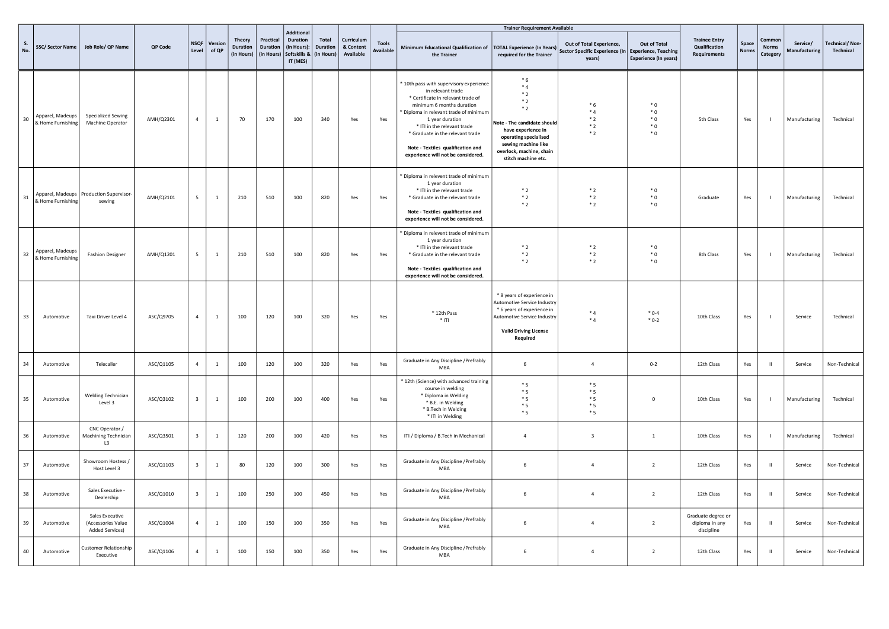| S. No. | SSC/ Sector Name | Job Role/ QP Name | QP Code | NSQF Level | Version of QP | Theory Duration (in Hours) | Practical Duration (in Hours) | Additional Duration (in Hours): Softskills & IT (MES) | Total Duration (in Hours) | Curriculum & Content Available | Tools Available | Trainer Requirement Available | | | | Trainee Entry Qualification Requirements | Space Norms | Common Norms Category | Service/ Manufacturing | Technical/ Non-Technical |
|---|---|---|---|---|---|---|---|---|---|---|---|---|---|---|---|---|---|---|---|---|
| | | | | | | | | | | | | Minimum Educational Qualification of the Trainer | TOTAL Experience (In Years) required for the Trainer | Out of Total Experience, Sector Specific Experience (In years) | Out of Total Experience, Teaching Experience (In years) | | | | | |
| 30 | Apparel, Madeups & Home Furnishing | Specialized Sewing Machine Operator | AMH/Q2301 | 4 | 1 | 70 | 170 | 100 | 340 | Yes | Yes | * 10th pass with supervisory experience in relevant trade<br>* Certificate in relevant trade of minimum 6 months duration<br>* Diploma in relevant trade of minimum 1 year duration<br>* ITI in the relevant trade<br>* Graduate in the relevant trade<br>**Note - Textiles qualification and experience will not be considered.** | * 6<br>* 4<br>* 2<br>* 2<br>* 2<br>**Note - The candidate should have experience in operating specialised sewing machine like overlock, machine, chain stitch machine etc.** | * 6<br>* 4<br>* 2<br>* 2<br>* 2 | * 0<br>* 0<br>* 0<br>* 0<br>* 0 | 5th Class | Yes | I | Manufacturing | Technical |
| 31 | Apparel, Madeups & Home Furnishing | Production Supervisor-sewing | AMH/Q2101 | 5 | 1 | 210 | 510 | 100 | 820 | Yes | Yes | * Diploma in relevent trade of minimum 1 year duration<br>* ITI in the relevant trade<br>* Graduate in the relevant trade<br>**Note - Textiles qualification and experience will not be considered.** | * 2<br>* 2<br>* 2 | * 2<br>* 2<br>* 2 | * 0<br>* 0<br>* 0 | Graduate | Yes | I | Manufacturing | Technical |
| 32 | Apparel, Madeups & Home Furnishing | Fashion Designer | AMH/Q1201 | 5 | 1 | 210 | 510 | 100 | 820 | Yes | Yes | * Diploma in relevent trade of minimum 1 year duration<br>* ITI in the relevant trade<br>* Graduate in the relevant trade<br>**Note - Textiles qualification and experience will not be considered.** | * 2<br>* 2<br>* 2 | * 2<br>* 2<br>* 2 | * 0<br>* 0<br>* 0 | 8th Class | Yes | I | Manufacturing | Technical |
| 33 | Automotive | Taxi Driver Level 4 | ASC/Q9705 | 4 | 1 | 100 | 120 | 100 | 320 | Yes | Yes | * 12th Pass<br>* ITI | * 8 years of experience in Automotive Service Industry<br>* 6 years of experience in Automotive Service Industry<br>**Valid Driving License Required** | * 4<br>* 4 | * 0-4<br>* 0-2 | 10th Class | Yes | I | Service | Technical |
| 34 | Automotive | Telecaller | ASC/Q1105 | 4 | 1 | 100 | 120 | 100 | 320 | Yes | Yes | Graduate in Any Discipline /Prefrably MBA | 6 | 4 | 0-2 | 12th Class | Yes | II | Service | Non-Technical |
| 35 | Automotive | Welding Technician Level 3 | ASC/Q3102 | 3 | 1 | 100 | 200 | 100 | 400 | Yes | Yes | * 12th (Science) with advanced training course in welding<br>* Diploma in Welding<br>* B.E. in Welding<br>* B.Tech in Welding<br>* ITI in Welding | * 5<br>* 5<br>* 5<br>* 5<br>* 5 | * 5<br>* 5<br>* 5<br>* 5<br>* 5 | 0 | 10th Class | Yes | I | Manufacturing | Technical |
| 36 | Automotive | CNC Operator / Machining Technician L3 | ASC/Q3501 | 3 | 1 | 120 | 200 | 100 | 420 | Yes | Yes | ITI / Diploma / B.Tech in Mechanical | 4 | 3 | 1 | 10th Class | Yes | I | Manufacturing | Technical |
| 37 | Automotive | Showroom Hostess / Host Level 3 | ASC/Q1103 | 3 | 1 | 80 | 120 | 100 | 300 | Yes | Yes | Graduate in Any Discipline /Prefrably MBA | 6 | 4 | 2 | 12th Class | Yes | II | Service | Non-Technical |
| 38 | Automotive | Sales Executive - Dealership | ASC/Q1010 | 3 | 1 | 100 | 250 | 100 | 450 | Yes | Yes | Graduate in Any Discipline /Prefrably MBA | 6 | 4 | 2 | 12th Class | Yes | II | Service | Non-Technical |
| 39 | Automotive | Sales Executive (Accessories Value Added Services) | ASC/Q1004 | 4 | 1 | 100 | 150 | 100 | 350 | Yes | Yes | Graduate in Any Discipline /Prefrably MBA | 6 | 4 | 2 | Graduate degree or diploma in any discipline | Yes | II | Service | Non-Technical |
| 40 | Automotive | Customer Relationship Executive | ASC/Q1106 | 4 | 1 | 100 | 150 | 100 | 350 | Yes | Yes | Graduate in Any Discipline /Prefrably MBA | 6 | 4 | 2 | 12th Class | Yes | II | Service | Non-Technical |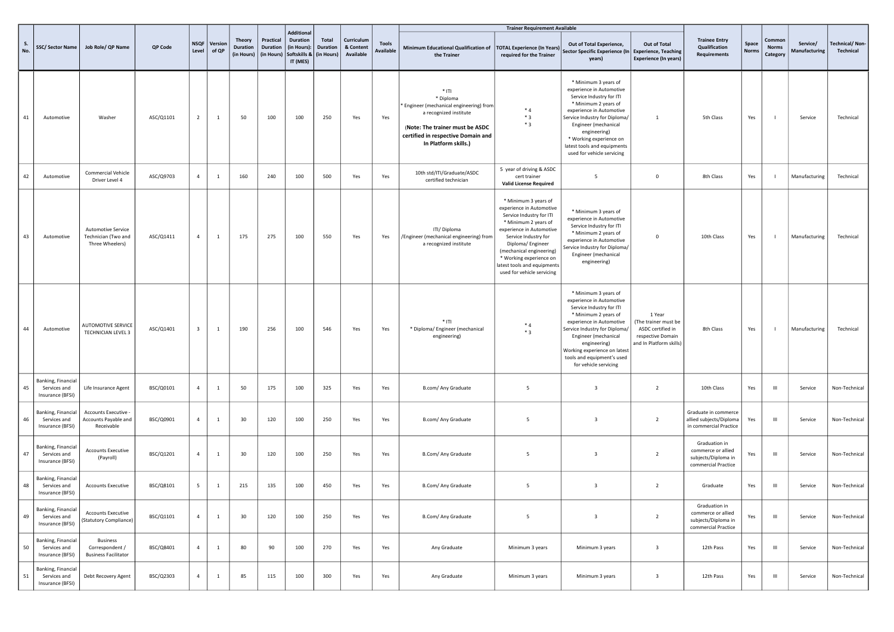| S. No. | SSC/ Sector Name | Job Role/ QP Name | QP Code | NSQF Level | Version of QP | Theory Duration (in Hours) | Practical Duration (in Hours) | Additional Duration (in Hours): Softskills & IT (MES) | Total Duration (in Hours) | Curriculum & Content Available | Tools Available | Trainer Requirement Available | | | | Trainee Entry Qualification Requirements | Space Norms | Common Norms Category | Service/ Manufacturing | Technical/ Non-Technical |
|---|---|---|---|---|---|---|---|---|---|---|---|---|---|---|---|---|---|---|---|---|
| | | | | | | | | | | | | Minimum Educational Qualification of the Trainer | TOTAL Experience (In Years) required for the Trainer | Out of Total Experience, Sector Specific Experience (In years) | Out of Total Experience, Teaching Experience (In years) | | | | | |
| 41 | Automotive | Washer | ASC/Q1101 | 2 | 1 | 50 | 100 | 100 | 250 | Yes | Yes | * ITI<br>* Diploma<br>* Engineer (mechanical engineering) from a recognized institute<br>**(Note: The trainer must be ASDC certified in respective Domain and In Platform skills.)** | * 4<br>* 3<br>* 3 | * Minimum 3 years of experience in Automotive Service Industry for ITI<br>* Minimum 2 years of experience in Automotive Service Industry for Diploma/ Engineer (mechanical engineering)<br>* Working experience on latest tools and equipments used for vehicle servicing | 1 | 5th Class | Yes | I | Service | Technical |
| 42 | Automotive | Commercial Vehicle Driver Level 4 | ASC/Q9703 | 4 | 1 | 160 | 240 | 100 | 500 | Yes | Yes | 10th std/ITI/Graduate/ASDC certified technician | 5 year of driving & ASDC cert trainer<br>**Valid License Required** | 5 | 0 | 8th Class | Yes | I | Manufacturing | Technical |
| 43 | Automotive | Automotive Service Technician (Two and Three Wheelers) | ASC/Q1411 | 4 | 1 | 175 | 275 | 100 | 550 | Yes | Yes | ITI/ Diploma /Engineer (mechanical engineering) from a recognized institute | * Minimum 3 years of experience in Automotive Service Industry for ITI<br>* Minimum 2 years of experience in Automotive Service Industry for Diploma/ Engineer (mechanical engineering)<br>* Working experience on latest tools and equipments used for vehicle servicing | * Minimum 3 years of experience in Automotive Service Industry for ITI<br>* Minimum 2 years of experience in Automotive Service Industry for Diploma/ Engineer (mechanical engineering) | 0 | 10th Class | Yes | I | Manufacturing | Technical |
| 44 | Automotive | AUTOMOTIVE SERVICE TECHNICIAN LEVEL 3 | ASC/Q1401 | 3 | 1 | 190 | 256 | 100 | 546 | Yes | Yes | * ITI<br>* Diploma/ Engineer (mechanical engineering) | * 4<br>* 3 | * Minimum 3 years of experience in Automotive Service Industry for ITI<br>* Minimum 2 years of experience in Automotive Service Industry for Diploma/ Engineer (mechanical engineering)<br>Working experience on latest tools and equipment's used for vehicle servicing | 1 Year<br>(The trainer must be ASDC certified in respective Domain and In Platform skills) | 8th Class | Yes | I | Manufacturing | Technical |
| 45 | Banking, Financial Services and Insurance (BFSI) | Life Insurance Agent | BSC/Q0101 | 4 | 1 | 50 | 175 | 100 | 325 | Yes | Yes | B.com/ Any Graduate | 5 | 3 | 2 | 10th Class | Yes | III | Service | Non-Technical |
| 46 | Banking, Financial Services and Insurance (BFSI) | Accounts Executive - Accounts Payable and Receivable | BSC/Q0901 | 4 | 1 | 30 | 120 | 100 | 250 | Yes | Yes | B.com/ Any Graduate | 5 | 3 | 2 | Graduate in commerce allied subjects/Diploma in commercial Practice | Yes | III | Service | Non-Technical |
| 47 | Banking, Financial Services and Insurance (BFSI) | Accounts Executive (Payroll) | BSC/Q1201 | 4 | 1 | 30 | 120 | 100 | 250 | Yes | Yes | B.Com/ Any Graduate | 5 | 3 | 2 | Graduation in commerce or allied subjects/Diploma in commercial Practice | Yes | III | Service | Non-Technical |
| 48 | Banking, Financial Services and Insurance (BFSI) | Accounts Executive | BSC/Q8101 | 5 | 1 | 215 | 135 | 100 | 450 | Yes | Yes | B.Com/ Any Graduate | 5 | 3 | 2 | Graduate | Yes | III | Service | Non-Technical |
| 49 | Banking, Financial Services and Insurance (BFSI) | Accounts Executive (Statutory Compliance) | BSC/Q1101 | 4 | 1 | 30 | 120 | 100 | 250 | Yes | Yes | B.Com/ Any Graduate | 5 | 3 | 2 | Graduation in commerce or allied subjects/Diploma in commercial Practice | Yes | III | Service | Non-Technical |
| 50 | Banking, Financial Services and Insurance (BFSI) | Business Correspondent / Business Facilitator | BSC/Q8401 | 4 | 1 | 80 | 90 | 100 | 270 | Yes | Yes | Any Graduate | Minimum 3 years | Minimum 3 years | 3 | 12th Pass | Yes | III | Service | Non-Technical |
| 51 | Banking, Financial Services and Insurance (BFSI) | Debt Recovery Agent | BSC/Q2303 | 4 | 1 | 85 | 115 | 100 | 300 | Yes | Yes | Any Graduate | Minimum 3 years | Minimum 3 years | 3 | 12th Pass | Yes | III | Service | Non-Technical |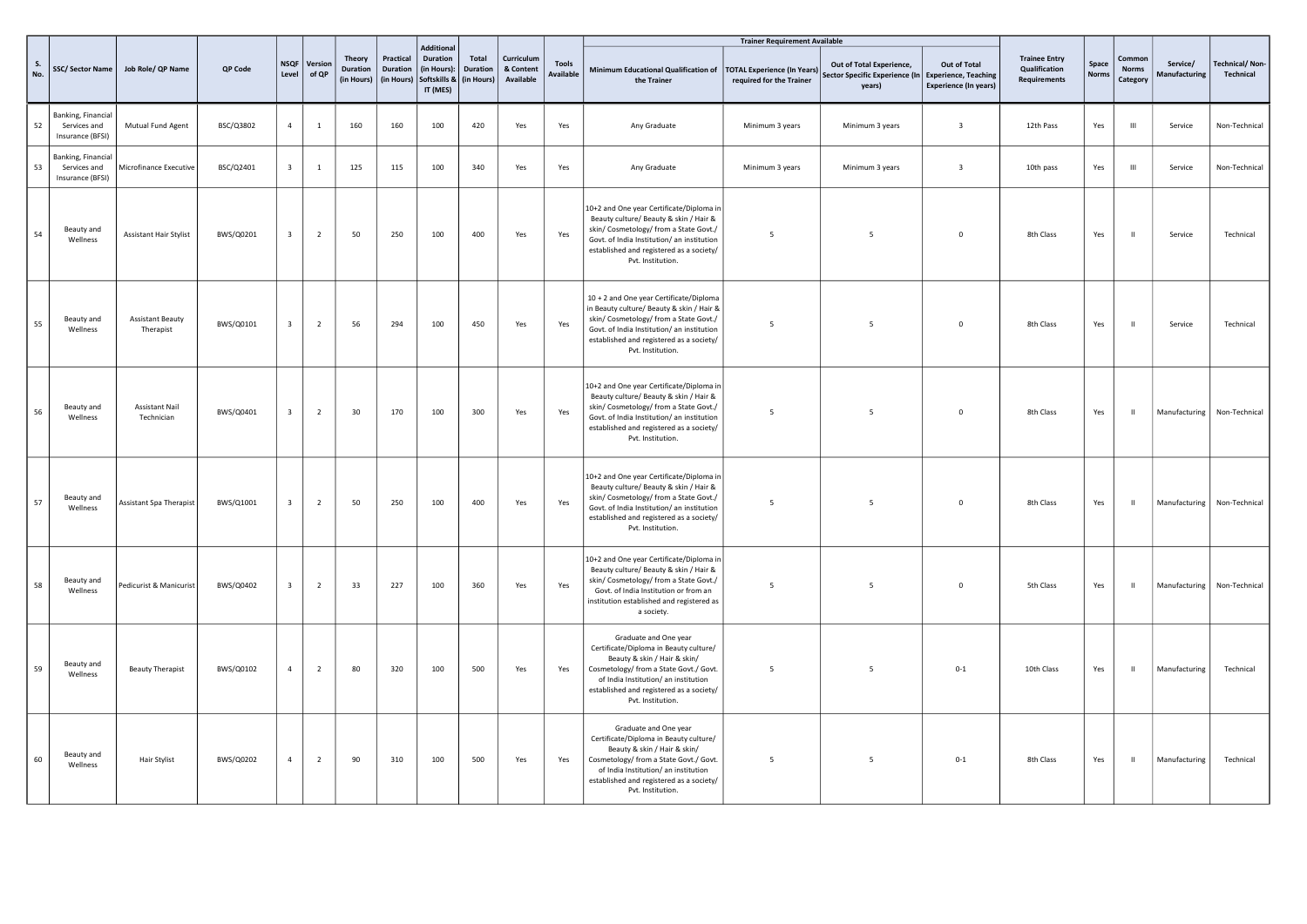| S. No. | SSC/ Sector Name | Job Role/ QP Name | QP Code | NSQF Level | Version of QP | Theory Duration (in Hours) | Practical Duration (in Hours) | Additional Duration (in Hours): Softskills & IT (MES) | Total Duration (in Hours) | Curriculum & Content Available | Tools Available | Trainer Requirement Available | | | | Trainee Entry Qualification Requirements | Space Norms | Common Norms Category | Service/ Manufacturing | Technical/ Non-Technical |
|---|---|---|---|---|---|---|---|---|---|---|---|---|---|---|---|---|---|---|---|---|
| | | | | | | | | | | | | Minimum Educational Qualification of the Trainer | TOTAL Experience (In Years) required for the Trainer | Out of Total Experience, Sector Specific Experience (In years) | Out of Total Experience, Teaching Experience (In years) | | | | | |
| 52 | Banking, Financial Services and Insurance (BFSI) | Mutual Fund Agent | BSC/Q3802 | 4 | 1 | 160 | 160 | 100 | 420 | Yes | Yes | Any Graduate | Minimum 3 years | Minimum 3 years | 3 | 12th Pass | Yes | III | Service | Non-Technical |
| 53 | Banking, Financial Services and Insurance (BFSI) | Microfinance Executive | BSC/Q2401 | 3 | 1 | 125 | 115 | 100 | 340 | Yes | Yes | Any Graduate | Minimum 3 years | Minimum 3 years | 3 | 10th pass | Yes | III | Service | Non-Technical |
| 54 | Beauty and Wellness | Assistant Hair Stylist | BWS/Q0201 | 3 | 2 | 50 | 250 | 100 | 400 | Yes | Yes | 10+2 and One year Certificate/Diploma in Beauty culture/ Beauty & skin / Hair & skin/ Cosmetology/ from a State Govt./ Govt. of India Institution/ an institution established and registered as a society/ Pvt. Institution. | 5 | 5 | 0 | 8th Class | Yes | II | Service | Technical |
| 55 | Beauty and Wellness | Assistant Beauty Therapist | BWS/Q0101 | 3 | 2 | 56 | 294 | 100 | 450 | Yes | Yes | 10 + 2 and One year Certificate/Diploma in Beauty culture/ Beauty & skin / Hair & skin/ Cosmetology/ from a State Govt./ Govt. of India Institution/ an institution established and registered as a society/ Pvt. Institution. | 5 | 5 | 0 | 8th Class | Yes | II | Service | Technical |
| 56 | Beauty and Wellness | Assistant Nail Technician | BWS/Q0401 | 3 | 2 | 30 | 170 | 100 | 300 | Yes | Yes | 10+2 and One year Certificate/Diploma in Beauty culture/ Beauty & skin / Hair & skin/ Cosmetology/ from a State Govt./ Govt. of India Institution/ an institution established and registered as a society/ Pvt. Institution. | 5 | 5 | 0 | 8th Class | Yes | II | Manufacturing | Non-Technical |
| 57 | Beauty and Wellness | Assistant Spa Therapist | BWS/Q1001 | 3 | 2 | 50 | 250 | 100 | 400 | Yes | Yes | 10+2 and One year Certificate/Diploma in Beauty culture/ Beauty & skin / Hair & skin/ Cosmetology/ from a State Govt./ Govt. of India Institution/ an institution established and registered as a society/ Pvt. Institution. | 5 | 5 | 0 | 8th Class | Yes | II | Manufacturing | Non-Technical |
| 58 | Beauty and Wellness | Pedicurist & Manicurist | BWS/Q0402 | 3 | 2 | 33 | 227 | 100 | 360 | Yes | Yes | 10+2 and One year Certificate/Diploma in Beauty culture/ Beauty & skin / Hair & skin/ Cosmetology/ from a State Govt./ Govt. of India Institution or from an institution established and registered as a society. | 5 | 5 | 0 | 5th Class | Yes | II | Manufacturing | Non-Technical |
| 59 | Beauty and Wellness | Beauty Therapist | BWS/Q0102 | 4 | 2 | 80 | 320 | 100 | 500 | Yes | Yes | Graduate and One year Certificate/Diploma in Beauty culture/ Beauty & skin / Hair & skin/ Cosmetology/ from a State Govt./ Govt. of India Institution/ an institution established and registered as a society/ Pvt. Institution. | 5 | 5 | 0-1 | 10th Class | Yes | II | Manufacturing | Technical |
| 60 | Beauty and Wellness | Hair Stylist | BWS/Q0202 | 4 | 2 | 90 | 310 | 100 | 500 | Yes | Yes | Graduate and One year Certificate/Diploma in Beauty culture/ Beauty & skin / Hair & skin/ Cosmetology/ from a State Govt./ Govt. of India Institution/ an institution established and registered as a society/ Pvt. Institution. | 5 | 5 | 0-1 | 8th Class | Yes | II | Manufacturing | Technical |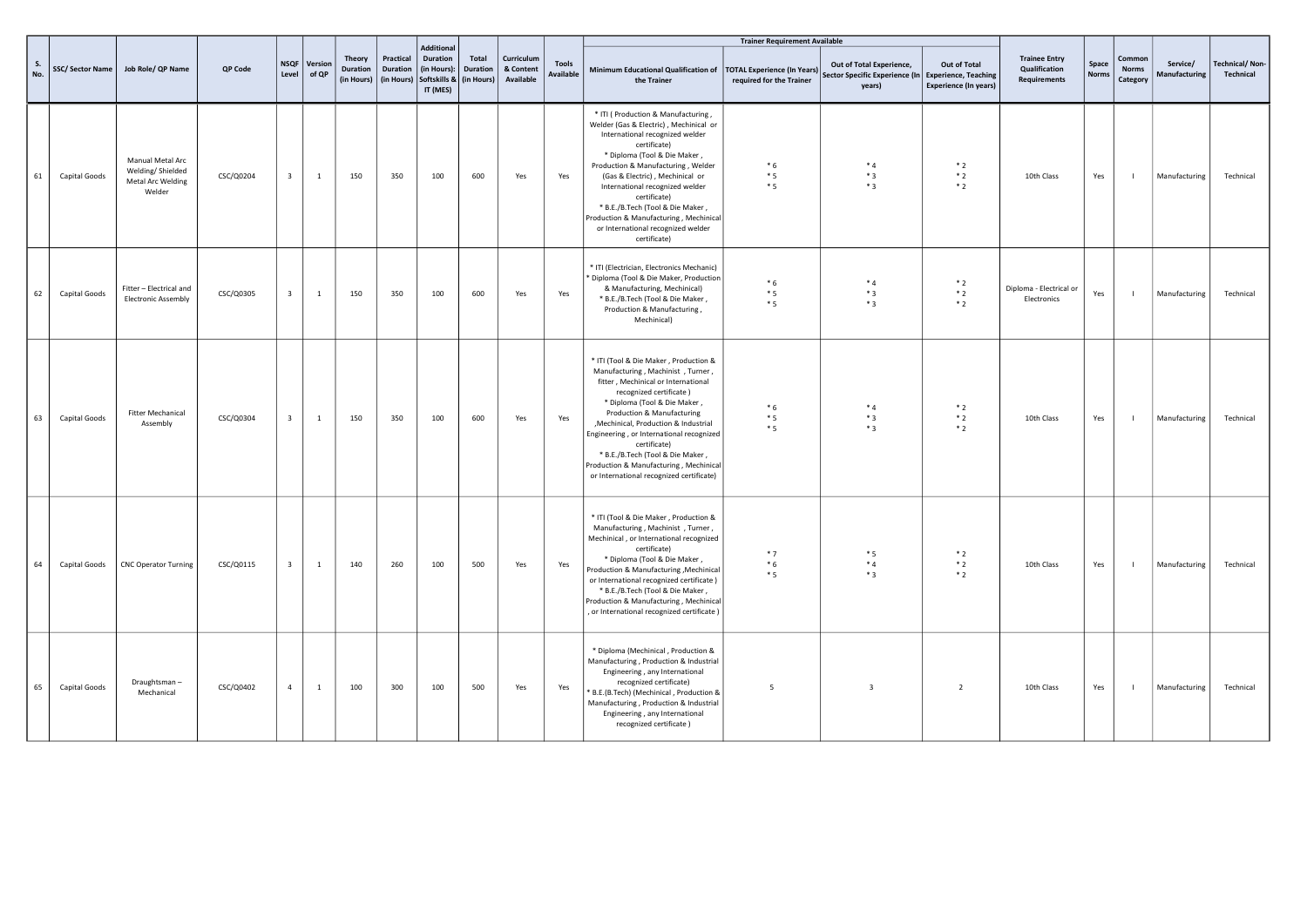| S. No. | SSC/ Sector Name | Job Role/ QP Name | QP Code | NSQF Level | Version of QP | Theory Duration (in Hours) | Practical Duration (in Hours) | Additional Duration (in Hours): Softskills & IT (MES) | Total Duration (in Hours) | Curriculum & Content Available | Tools Available | Trainer Requirement Available | | | | Trainee Entry Qualification Requirements | Space Norms | Common Norms Category | Service/ Manufacturing | Technical/ Non-Technical |
|---|---|---|---|---|---|---|---|---|---|---|---|---|---|---|---|---|---|---|---|---|
| | | | | | | | | | | | | Minimum Educational Qualification of the Trainer | TOTAL Experience (In Years) required for the Trainer | Out of Total Experience, Sector Specific Experience (In years) | Out of Total Experience, Teaching Experience (In years) | | | | | |
| 61 | Capital Goods | Manual Metal Arc Welding/ Shielded Metal Arc Welding Welder | CSC/Q0204 | 3 | 1 | 150 | 350 | 100 | 600 | Yes | Yes | * ITI ( Production & Manufacturing , Welder (Gas & Electric) , Mechinical or International recognized welder certificate) * Diploma (Tool & Die Maker , Production & Manufacturing , Welder (Gas & Electric) , Mechinical or International recognized welder certificate) * B.E./B.Tech (Tool & Die Maker , Production & Manufacturing , Mechinical or International recognized welder certificate) | * 6 * 5 * 5 | * 4 * 3 * 3 | * 2 * 2 * 2 | 10th Class | Yes | I | Manufacturing | Technical |
| 62 | Capital Goods | Fitter – Electrical and Electronic Assembly | CSC/Q0305 | 3 | 1 | 150 | 350 | 100 | 600 | Yes | Yes | * ITI (Electrician, Electronics Mechanic) * Diploma (Tool & Die Maker, Production & Manufacturing, Mechinical) * B.E./B.Tech (Tool & Die Maker , Production & Manufacturing , Mechinical) | * 6 * 5 * 5 | * 4 * 3 * 3 | * 2 * 2 * 2 | Diploma - Electrical or Electronics | Yes | I | Manufacturing | Technical |
| 63 | Capital Goods | Fitter Mechanical Assembly | CSC/Q0304 | 3 | 1 | 150 | 350 | 100 | 600 | Yes | Yes | * ITI (Tool & Die Maker , Production & Manufacturing , Machinist , Turner , fitter , Mechinical or International recognized certificate ) * Diploma (Tool & Die Maker , Production & Manufacturing ,Mechinical, Production & Industrial Engineering , or International recognized certificate) * B.E./B.Tech (Tool & Die Maker , Production & Manufacturing , Mechinical or International recognized certificate) | * 6 * 5 * 5 | * 4 * 3 * 3 | * 2 * 2 * 2 | 10th Class | Yes | I | Manufacturing | Technical |
| 64 | Capital Goods | CNC Operator Turning | CSC/Q0115 | 3 | 1 | 140 | 260 | 100 | 500 | Yes | Yes | * ITI (Tool & Die Maker , Production & Manufacturing , Machinist , Turner , Mechinical , or International recognized certificate) * Diploma (Tool & Die Maker , Production & Manufacturing ,Mechinical or International recognized certificate ) * B.E./B.Tech (Tool & Die Maker , Production & Manufacturing , Mechinical , or International recognized certificate ) | * 7 * 6 * 5 | * 5 * 4 * 3 | * 2 * 2 * 2 | 10th Class | Yes | I | Manufacturing | Technical |
| 65 | Capital Goods | Draughtsman – Mechanical | CSC/Q0402 | 4 | 1 | 100 | 300 | 100 | 500 | Yes | Yes | * Diploma (Mechinical , Production & Manufacturing , Production & Industrial Engineering , any International recognized certificate) * B.E.(B.Tech) (Mechinical , Production & Manufacturing , Production & Industrial Engineering , any International recognized certificate ) | 5 | 3 | 2 | 10th Class | Yes | I | Manufacturing | Technical |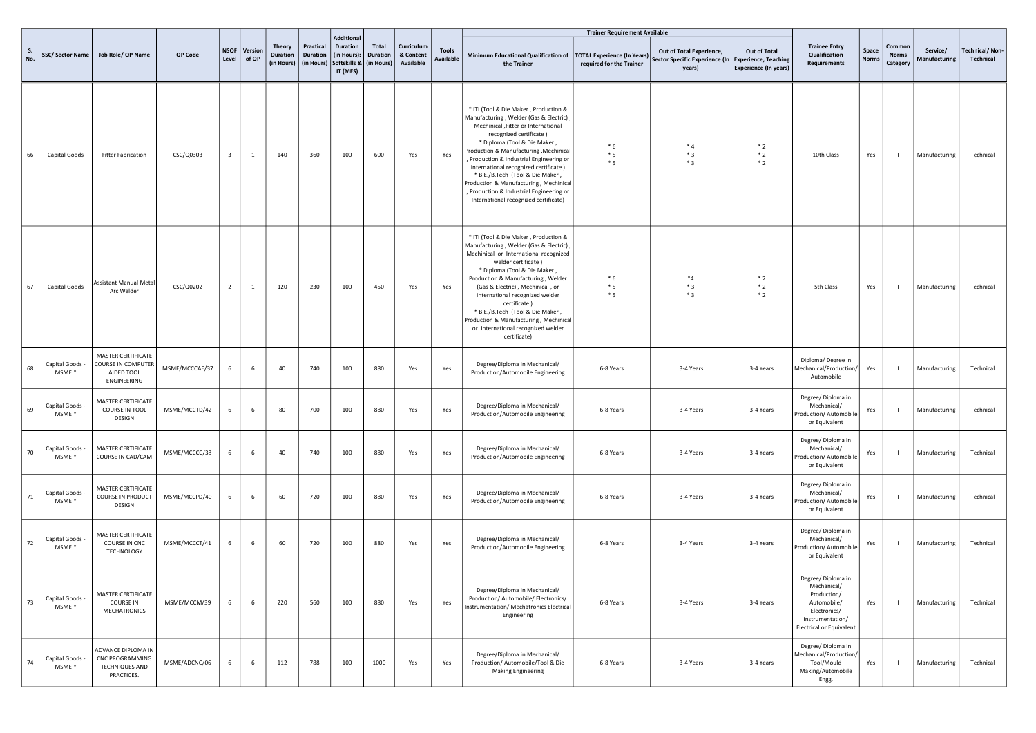| S. No. | SSC/ Sector Name | Job Role/ QP Name | QP Code | NSQF Level | Version of QP | Theory Duration (in Hours) | Practical Duration (in Hours) | Additional Duration (in Hours): Softskills & IT (MES) | Total Duration (in Hours) | Curriculum & Content Available | Tools Available | Trainer Requirement Available | | | | Trainee Entry Qualification Requirements | Space Norms | Common Norms Category | Service/ Manufacturing | Technical/ Non-Technical |
|---|---|---|---|---|---|---|---|---|---|---|---|---|---|---|---|---|---|---|---|---|
| | | | | | | | | | | | | Minimum Educational Qualification of the Trainer | TOTAL Experience (In Years) required for the Trainer | Out of Total Experience, Sector Specific Experience (In years) | Out of Total Experience, Teaching Experience (In years) | | | | | |
| 66 | Capital Goods | Fitter Fabrication | CSC/Q0303 | 3 | 1 | 140 | 360 | 100 | 600 | Yes | Yes | * ITI (Tool & Die Maker , Production & Manufacturing , Welder (Gas & Electric) , Mechinical ,Fitter or International recognized certificate ) * Diploma (Tool & Die Maker , Production & Manufacturing ,Mechinical , Production & Industrial Engineering or International recognized certificate ) * B.E./B.Tech (Tool & Die Maker , Production & Manufacturing , Mechinical , Production & Industrial Engineering or International recognized certificate) | * 6 * 5 * 5 | * 4 * 3 * 3 | * 2 * 2 * 2 | 10th Class | Yes | I | Manufacturing | Technical |
| 67 | Capital Goods | Assistant Manual Metal Arc Welder | CSC/Q0202 | 2 | 1 | 120 | 230 | 100 | 450 | Yes | Yes | * ITI (Tool & Die Maker , Production & Manufacturing , Welder (Gas & Electric) , Mechinical or International recognized welder certificate ) * Diploma (Tool & Die Maker , Production & Manufacturing , Welder (Gas & Electric) , Mechinical , or International recognized welder certificate ) * B.E./B.Tech (Tool & Die Maker , Production & Manufacturing , Mechinical or International recognized welder certificate) | * 6 * 5 * 5 | *4 * 3 * 3 | * 2 * 2 * 2 | 5th Class | Yes | I | Manufacturing | Technical |
| 68 | Capital Goods - MSME * | MASTER CERTIFICATE COURSE IN COMPUTER AIDED TOOL ENGINEERING | MSME/MCCCAE/37 | 6 | 6 | 40 | 740 | 100 | 880 | Yes | Yes | Degree/Diploma in Mechanical/ Production/Automobile Engineering | 6-8 Years | 3-4 Years | 3-4 Years | Diploma/ Degree in Mechanical/Production/ Automobile | Yes | I | Manufacturing | Technical |
| 69 | Capital Goods - MSME * | MASTER CERTIFICATE COURSE IN TOOL DESIGN | MSME/MCCTD/42 | 6 | 6 | 80 | 700 | 100 | 880 | Yes | Yes | Degree/Diploma in Mechanical/ Production/Automobile Engineering | 6-8 Years | 3-4 Years | 3-4 Years | Degree/ Diploma in Mechanical/ Production/ Automobile or Equivalent | Yes | I | Manufacturing | Technical |
| 70 | Capital Goods - MSME * | MASTER CERTIFICATE COURSE IN CAD/CAM | MSME/MCCCC/38 | 6 | 6 | 40 | 740 | 100 | 880 | Yes | Yes | Degree/Diploma in Mechanical/ Production/Automobile Engineering | 6-8 Years | 3-4 Years | 3-4 Years | Degree/ Diploma in Mechanical/ Production/ Automobile or Equivalent | Yes | I | Manufacturing | Technical |
| 71 | Capital Goods - MSME * | MASTER CERTIFICATE COURSE IN PRODUCT DESIGN | MSME/MCCPD/40 | 6 | 6 | 60 | 720 | 100 | 880 | Yes | Yes | Degree/Diploma in Mechanical/ Production/Automobile Engineering | 6-8 Years | 3-4 Years | 3-4 Years | Degree/ Diploma in Mechanical/ Production/ Automobile or Equivalent | Yes | I | Manufacturing | Technical |
| 72 | Capital Goods - MSME * | MASTER CERTIFICATE COURSE IN CNC TECHNOLOGY | MSME/MCCCT/41 | 6 | 6 | 60 | 720 | 100 | 880 | Yes | Yes | Degree/Diploma in Mechanical/ Production/Automobile Engineering | 6-8 Years | 3-4 Years | 3-4 Years | Degree/ Diploma in Mechanical/ Production/ Automobile or Equivalent | Yes | I | Manufacturing | Technical |
| 73 | Capital Goods - MSME * | MASTER CERTIFICATE COURSE IN MECHATRONICS | MSME/MCCM/39 | 6 | 6 | 220 | 560 | 100 | 880 | Yes | Yes | Degree/Diploma in Mechanical/ Production/ Automobile/ Electronics/ Instrumentation/ Mechatronics Electrical Engineering | 6-8 Years | 3-4 Years | 3-4 Years | Degree/ Diploma in Mechanical/ Production/ Automobile/ Electronics/ Instrumentation/ Electrical or Equivalent | Yes | I | Manufacturing | Technical |
| 74 | Capital Goods - MSME * | ADVANCE DIPLOMA IN CNC PROGRAMMING TECHNIQUES AND PRACTICES. | MSME/ADCNC/06 | 6 | 6 | 112 | 788 | 100 | 1000 | Yes | Yes | Degree/Diploma in Mechanical/ Production/ Automobile/Tool & Die Making Engineering | 6-8 Years | 3-4 Years | 3-4 Years | Degree/ Diploma in Mechanical/Production/ Tool/Mould Making/Automobile Engg. | Yes | I | Manufacturing | Technical |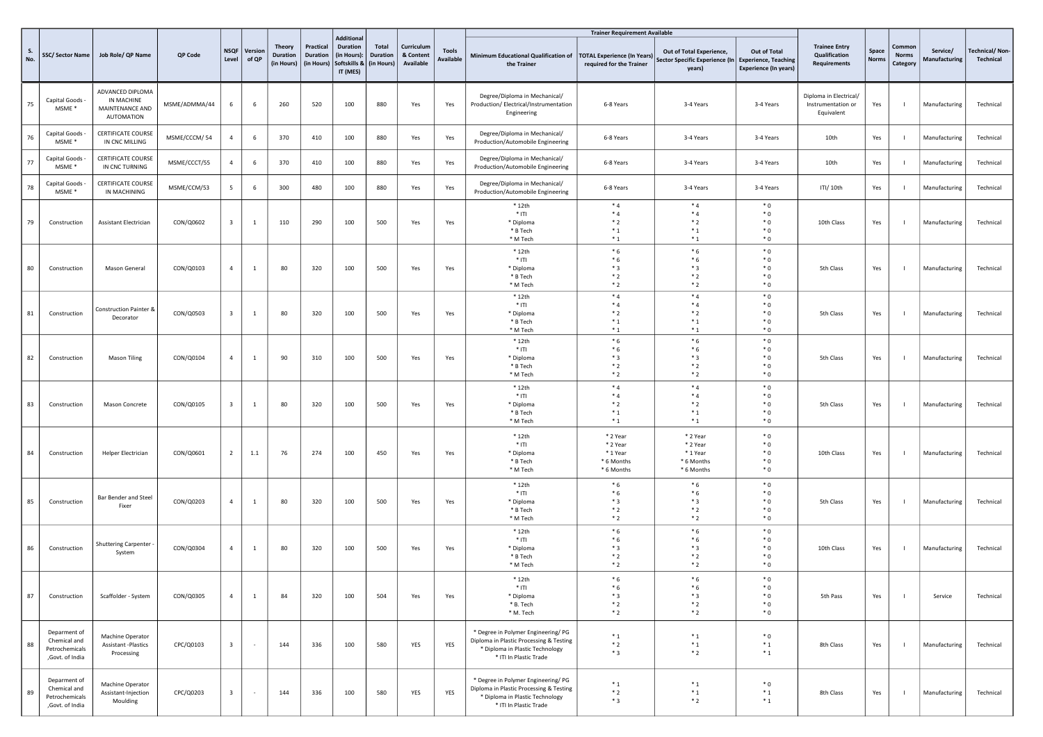| S. No. | SSC/ Sector Name | Job Role/ QP Name | QP Code | NSQF Level | Version of QP | Theory Duration (in Hours) | Practical Duration (in Hours) | Additional Duration (in Hours): Softskills & IT (MES) | Total Duration (in Hours) | Curriculum & Content Available | Tools Available | Trainer Requirement Available | | | | Trainee Entry Qualification Requirements | Space Norms | Common Norms Category | Service/ Manufacturing | Technical/ Non-Technical |
|---|---|---|---|---|---|---|---|---|---|---|---|---|---|---|---|---|---|---|---|---|
| | | | | | | | | | | | | Minimum Educational Qualification of the Trainer | TOTAL Experience (In Years) required for the Trainer | Out of Total Experience, Sector Specific Experience (In years) | Out of Total Experience, Teaching Experience (In years) | | | | | |
| 75 | Capital Goods - MSME * | ADVANCED DIPLOMA IN MACHINE MAINTENANCE AND AUTOMATION | MSME/ADMMA/44 | 6 | 6 | 260 | 520 | 100 | 880 | Yes | Yes | Degree/Diploma in Mechanical/ Production/ Electrical/Instrumentation Engineering | 6-8 Years | 3-4 Years | 3-4 Years | Diploma in Electrical/ Instrumentation or Equivalent | Yes | I | Manufacturing | Technical |
| 76 | Capital Goods - MSME * | CERTIFICATE COURSE IN CNC MILLING | MSME/CCCM/ 54 | 4 | 6 | 370 | 410 | 100 | 880 | Yes | Yes | Degree/Diploma in Mechanical/ Production/Automobile Engineering | 6-8 Years | 3-4 Years | 3-4 Years | 10th | Yes | I | Manufacturing | Technical |
| 77 | Capital Goods - MSME * | CERTIFICATE COURSE IN CNC TURNING | MSME/CCCT/55 | 4 | 6 | 370 | 410 | 100 | 880 | Yes | Yes | Degree/Diploma in Mechanical/ Production/Automobile Engineering | 6-8 Years | 3-4 Years | 3-4 Years | 10th | Yes | I | Manufacturing | Technical |
| 78 | Capital Goods - MSME * | CERTIFICATE COURSE IN MACHINING | MSME/CCM/53 | 5 | 6 | 300 | 480 | 100 | 880 | Yes | Yes | Degree/Diploma in Mechanical/ Production/Automobile Engineering | 6-8 Years | 3-4 Years | 3-4 Years | ITI/ 10th | Yes | I | Manufacturing | Technical |
| 79 | Construction | Assistant Electrician | CON/Q0602 | 3 | 1 | 110 | 290 | 100 | 500 | Yes | Yes | * 12th<br>* ITI<br>* Diploma<br>* B Tech<br>* M Tech | * 4<br>* 4<br>* 2<br>* 1<br>* 1 | * 4<br>* 4<br>* 2<br>* 1<br>* 1 | * 0<br>* 0<br>* 0<br>* 0<br>* 0 | 10th Class | Yes | I | Manufacturing | Technical |
| 80 | Construction | Mason General | CON/Q0103 | 4 | 1 | 80 | 320 | 100 | 500 | Yes | Yes | * 12th<br>* ITI<br>* Diploma<br>* B Tech<br>* M Tech | * 6<br>* 6<br>* 3<br>* 2<br>* 2 | * 6<br>* 6<br>* 3<br>* 2<br>* 2 | * 0<br>* 0<br>* 0<br>* 0<br>* 0 | 5th Class | Yes | I | Manufacturing | Technical |
| 81 | Construction | Construction Painter & Decorator | CON/Q0503 | 3 | 1 | 80 | 320 | 100 | 500 | Yes | Yes | * 12th<br>* ITI<br>* Diploma<br>* B Tech<br>* M Tech | * 4<br>* 4<br>* 2<br>* 1<br>* 1 | * 4<br>* 4<br>* 2<br>* 1<br>* 1 | * 0<br>* 0<br>* 0<br>* 0<br>* 0 | 5th Class | Yes | I | Manufacturing | Technical |
| 82 | Construction | Mason Tiling | CON/Q0104 | 4 | 1 | 90 | 310 | 100 | 500 | Yes | Yes | * 12th<br>* ITI<br>* Diploma<br>* B Tech<br>* M Tech | * 6<br>* 6<br>* 3<br>* 2<br>* 2 | * 6<br>* 6<br>* 3<br>* 2<br>* 2 | * 0<br>* 0<br>* 0<br>* 0<br>* 0 | 5th Class | Yes | I | Manufacturing | Technical |
| 83 | Construction | Mason Concrete | CON/Q0105 | 3 | 1 | 80 | 320 | 100 | 500 | Yes | Yes | * 12th<br>* ITI<br>* Diploma<br>* B Tech<br>* M Tech | * 4<br>* 4<br>* 2<br>* 1<br>* 1 | * 4<br>* 4<br>* 2<br>* 1<br>* 1 | * 0<br>* 0<br>* 0<br>* 0<br>* 0 | 5th Class | Yes | I | Manufacturing | Technical |
| 84 | Construction | Helper Electrician | CON/Q0601 | 2 | 1.1 | 76 | 274 | 100 | 450 | Yes | Yes | * 12th<br>* ITI<br>* Diploma<br>* B Tech<br>* M Tech | * 2 Year<br>* 2 Year<br>* 1 Year<br>* 6 Months<br>* 6 Months | * 2 Year<br>* 2 Year<br>* 1 Year<br>* 6 Months<br>* 6 Months | * 0<br>* 0<br>* 0<br>* 0<br>* 0 | 10th Class | Yes | I | Manufacturing | Technical |
| 85 | Construction | Bar Bender and Steel Fixer | CON/Q0203 | 4 | 1 | 80 | 320 | 100 | 500 | Yes | Yes | * 12th<br>* ITI<br>* Diploma<br>* B Tech<br>* M Tech | * 6<br>* 6<br>* 3<br>* 2<br>* 2 | * 6<br>* 6<br>* 3<br>* 2<br>* 2 | * 0<br>* 0<br>* 0<br>* 0<br>* 0 | 5th Class | Yes | I | Manufacturing | Technical |
| 86 | Construction | Shuttering Carpenter - System | CON/Q0304 | 4 | 1 | 80 | 320 | 100 | 500 | Yes | Yes | * 12th<br>* ITI<br>* Diploma<br>* B Tech<br>* M Tech | * 6<br>* 6<br>* 3<br>* 2<br>* 2 | * 6<br>* 6<br>* 3<br>* 2<br>* 2 | * 0<br>* 0<br>* 0<br>* 0<br>* 0 | 10th Class | Yes | I | Manufacturing | Technical |
| 87 | Construction | Scaffolder - System | CON/Q0305 | 4 | 1 | 84 | 320 | 100 | 504 | Yes | Yes | * 12th<br>* ITI<br>* Diploma<br>* B. Tech<br>* M. Tech | * 6<br>* 6<br>* 3<br>* 2<br>* 2 | * 6<br>* 6<br>* 3<br>* 2<br>* 2 | * 0<br>* 0<br>* 0<br>* 0<br>* 0 | 5th Pass | Yes | I | Service | Technical |
| 88 | Deparment of Chemical and Petrochemicals ,Govt. of India | Machine Operator Assistant -Plastics Processing | CPC/Q0103 | 3 | - | 144 | 336 | 100 | 580 | YES | YES | * Degree in Polymer Engineering/ PG Diploma in Plastic Processing & Testing<br>* Diploma in Plastic Technology<br>* ITI In Plastic Trade | * 1<br>* 2<br>* 3 | * 1<br>* 1<br>* 2 | * 0<br>* 1<br>* 1 | 8th Class | Yes | I | Manufacturing | Technical |
| 89 | Deparment of Chemical and Petrochemicals ,Govt. of India | Machine Operator Assistant-Injection Moulding | CPC/Q0203 | 3 | - | 144 | 336 | 100 | 580 | YES | YES | * Degree in Polymer Engineering/ PG Diploma in Plastic Processing & Testing<br>* Diploma in Plastic Technology<br>* ITI In Plastic Trade | * 1<br>* 2<br>* 3 | * 1<br>* 1<br>* 2 | * 0<br>* 1<br>* 1 | 8th Class | Yes | I | Manufacturing | Technical |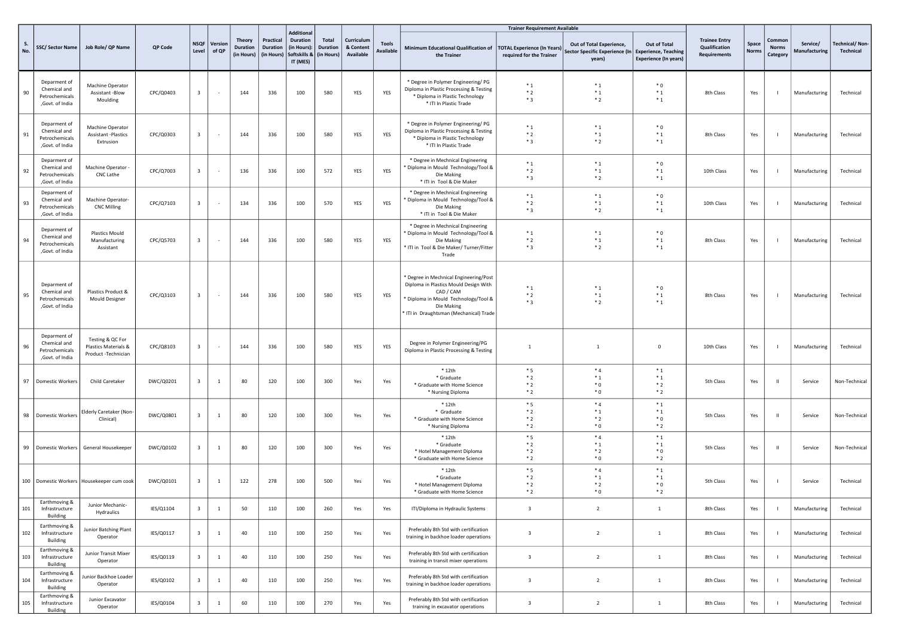| S. No. | SSC/ Sector Name | Job Role/ QP Name | QP Code | NSQF Level | Version of QP | Theory Duration (in Hours) | Practical Duration (in Hours) | Additional Duration (in Hours): Softskills & IT (MES) | Total Duration (in Hours) | Curriculum & Content Available | Tools Available | Trainer Requirement Available | | | | Trainee Entry Qualification Requirements | Space Norms | Common Norms Category | Service/ Manufacturing | Technical/ Non-Technical |
|---|---|---|---|---|---|---|---|---|---|---|---|---|---|---|---|---|---|---|---|---|
| | | | | | | | | | | | | Minimum Educational Qualification of the Trainer | TOTAL Experience (In Years) required for the Trainer | Out of Total Experience, Sector Specific Experience (In years) | Out of Total Experience, Teaching Experience (In years) | | | | | |
| 90 | Deparment of Chemical and Petrochemicals ,Govt. of India | Machine Operator Assistant -Blow Moulding | CPC/Q0403 | 3 | - | 144 | 336 | 100 | 580 | YES | YES | * Degree in Polymer Engineering/ PG Diploma in Plastic Processing & Testing * Diploma in Plastic Technology * ITI In Plastic Trade | * 1 * 2 * 3 | * 1 * 1 * 2 | * 0 * 1 * 1 | 8th Class | Yes | I | Manufacturing | Technical |
| 91 | Deparment of Chemical and Petrochemicals ,Govt. of India | Machine Operator Assistant -Plastics Extrusion | CPC/Q0303 | 3 | - | 144 | 336 | 100 | 580 | YES | YES | * Degree in Polymer Engineering/ PG Diploma in Plastic Processing & Testing * Diploma in Plastic Technology * ITI In Plastic Trade | * 1 * 2 * 3 | * 1 * 1 * 2 | * 0 * 1 * 1 | 8th Class | Yes | I | Manufacturing | Technical |
| 92 | Deparment of Chemical and Petrochemicals ,Govt. of India | Machine Operator - CNC Lathe | CPC/Q7003 | 3 | - | 136 | 336 | 100 | 572 | YES | YES | * Degree in Mechnical Engineering * Diploma in Mould Technology/Tool & Die Making * ITI in Tool & Die Maker | * 1 * 2 * 3 | * 1 * 1 * 2 | * 0 * 1 * 1 | 10th Class | Yes | I | Manufacturing | Technical |
| 93 | Deparment of Chemical and Petrochemicals ,Govt. of India | Machine Operator- CNC Milling | CPC/Q7103 | 3 | - | 134 | 336 | 100 | 570 | YES | YES | * Degree in Mechnical Engineering * Diploma in Mould Technology/Tool & Die Making * ITI in Tool & Die Maker | * 1 * 2 * 3 | * 1 * 1 * 2 | * 0 * 1 * 1 | 10th Class | Yes | I | Manufacturing | Technical |
| 94 | Deparment of Chemical and Petrochemicals ,Govt. of India | Plastics Mould Manufacturing Assistant | CPC/Q5703 | 3 | - | 144 | 336 | 100 | 580 | YES | YES | * Degree in Mechnical Engineering * Diploma in Mould Technology/Tool & Die Making * ITI in Tool & Die Maker/ Turner/Fitter Trade | * 1 * 2 * 3 | * 1 * 1 * 2 | * 0 * 1 * 1 | 8th Class | Yes | I | Manufacturing | Technical |
| 95 | Deparment of Chemical and Petrochemicals ,Govt. of India | Plastics Product & Mould Designer | CPC/Q3103 | 3 | - | 144 | 336 | 100 | 580 | YES | YES | * Degree in Mechnical Engineering/Post Diploma in Plastics Mould Design With CAD / CAM * Diploma in Mould Technology/Tool & Die Making * ITI in Draughtsman (Mechanical) Trade | * 1 * 2 * 3 | * 1 * 1 * 2 | * 0 * 1 * 1 | 8th Class | Yes | I | Manufacturing | Technical |
| 96 | Deparment of Chemical and Petrochemicals ,Govt. of India | Testing & QC For Plastics Materials & Product -Technician | CPC/Q8103 | 3 | - | 144 | 336 | 100 | 580 | YES | YES | Degree in Polymer Engineering/PG Diploma in Plastic Processing & Testing | 1 | 1 | 0 | 10th Class | Yes | I | Manufacturing | Technical |
| 97 | Domestic Workers | Child Caretaker | DWC/Q0201 | 3 | 1 | 80 | 120 | 100 | 300 | Yes | Yes | * 12th * Graduate * Graduate with Home Science * Nursing Diploma | * 5 * 2 * 2 * 2 | * 4 * 1 * 0 * 0 | * 1 * 1 * 2 * 2 | 5th Class | Yes | II | Service | Non-Technical |
| 98 | Domestic Workers | Elderly Caretaker (Non-Clinical) | DWC/Q0801 | 3 | 1 | 80 | 120 | 100 | 300 | Yes | Yes | * 12th * Graduate * Graduate with Home Science * Nursing Diploma | * 5 * 2 * 2 * 2 | * 4 * 1 * 2 * 0 | * 1 * 1 * 0 * 2 | 5th Class | Yes | II | Service | Non-Technical |
| 99 | Domestic Workers | General Housekeeper | DWC/Q0102 | 3 | 1 | 80 | 120 | 100 | 300 | Yes | Yes | * 12th * Graduate * Hotel Management Diploma * Graduate with Home Science | * 5 * 2 * 2 * 2 | * 4 * 1 * 2 * 0 | * 1 * 1 * 0 * 2 | 5th Class | Yes | II | Service | Non-Technical |
| 100 | Domestic Workers | Housekeeper cum cook | DWC/Q0101 | 3 | 1 | 122 | 278 | 100 | 500 | Yes | Yes | * 12th * Graduate * Hotel Management Diploma * Graduate with Home Science | * 5 * 2 * 2 * 2 | * 4 * 1 * 2 * 0 | * 1 * 1 * 0 * 2 | 5th Class | Yes | I | Service | Technical |
| 101 | Earthmoving & Infrastructure Building | Junior Mechanic-Hydraulics | IES/Q1104 | 3 | 1 | 50 | 110 | 100 | 260 | Yes | Yes | ITI/Diploma in Hydraulic Systems | 3 | 2 | 1 | 8th Class | Yes | I | Manufacturing | Technical |
| 102 | Earthmoving & Infrastructure Building | Junior Batching Plant Operator | IES/Q0117 | 3 | 1 | 40 | 110 | 100 | 250 | Yes | Yes | Preferably 8th Std with certification training in backhoe loader operations | 3 | 2 | 1 | 8th Class | Yes | I | Manufacturing | Technical |
| 103 | Earthmoving & Infrastructure Building | Junior Transit Mixer Operator | IES/Q0119 | 3 | 1 | 40 | 110 | 100 | 250 | Yes | Yes | Preferably 8th Std with certification training in transit mixer operations | 3 | 2 | 1 | 8th Class | Yes | I | Manufacturing | Technical |
| 104 | Earthmoving & Infrastructure Building | Junior Backhoe Loader Operator | IES/Q0102 | 3 | 1 | 40 | 110 | 100 | 250 | Yes | Yes | Preferably 8th Std with certification training in backhoe loader operations | 3 | 2 | 1 | 8th Class | Yes | I | Manufacturing | Technical |
| 105 | Earthmoving & Infrastructure Building | Junior Excavator Operator | IES/Q0104 | 3 | 1 | 60 | 110 | 100 | 270 | Yes | Yes | Preferably 8th Std with certification training in excavator operations | 3 | 2 | 1 | 8th Class | Yes | I | Manufacturing | Technical |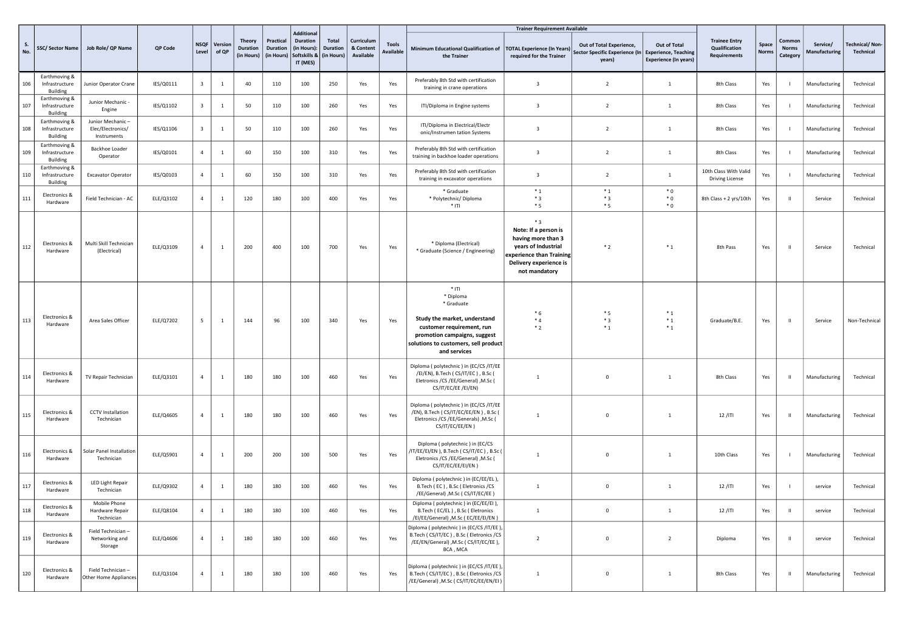| S. No. | SSC/ Sector Name | Job Role/ QP Name | QP Code | NSQF Level | Version of QP | Theory Duration (in Hours) | Practical Duration (in Hours) | Additional Duration (in Hours): Softskills & IT (MES) | Total Duration (in Hours) | Curriculum & Content Available | Tools Available | Trainer Requirement Available | | | | Trainee Entry Qualification Requirements | Space Norms | Common Norms Category | Service/ Manufacturing | Technical/ Non-Technical |
|---|---|---|---|---|---|---|---|---|---|---|---|---|---|---|---|---|---|---|---|---|
| | | | | | | | | | | | | Minimum Educational Qualification of the Trainer | TOTAL Experience (In Years) required for the Trainer | Out of Total Experience, Sector Specific Experience (In years) | Out of Total Experience, Teaching Experience (In years) | | | | | |
| 106 | Earthmoving & Infrastructure Building | Junior Operator Crane | IES/Q0111 | 3 | 1 | 40 | 110 | 100 | 250 | Yes | Yes | Preferably 8th Std with certification training in crane operations | 3 | 2 | 1 | 8th Class | Yes | I | Manufacturing | Technical |
| 107 | Earthmoving & Infrastructure Building | Junior Mechanic - Engine | IES/Q1102 | 3 | 1 | 50 | 110 | 100 | 260 | Yes | Yes | ITI/Diploma in Engine systems | 3 | 2 | 1 | 8th Class | Yes | I | Manufacturing | Technical |
| 108 | Earthmoving & Infrastructure Building | Junior Mechanic – Elec/Electronics/ Instruments | IES/Q1106 | 3 | 1 | 50 | 110 | 100 | 260 | Yes | Yes | ITI/Diploma in Electrical/Electronic/Instrumen tation Systems | 3 | 2 | 1 | 8th Class | Yes | I | Manufacturing | Technical |
| 109 | Earthmoving & Infrastructure Building | Backhoe Loader Operator | IES/Q0101 | 4 | 1 | 60 | 150 | 100 | 310 | Yes | Yes | Preferably 8th Std with certification training in backhoe loader operations | 3 | 2 | 1 | 8th Class | Yes | I | Manufacturing | Technical |
| 110 | Earthmoving & Infrastructure Building | Excavator Operator | IES/Q0103 | 4 | 1 | 60 | 150 | 100 | 310 | Yes | Yes | Preferably 8th Std with certification training in excavator operations | 3 | 2 | 1 | 10th Class With Valid Driving License | Yes | I | Manufacturing | Technical |
| 111 | Electronics & Hardware | Field Technician - AC | ELE/Q3102 | 4 | 1 | 120 | 180 | 100 | 400 | Yes | Yes | * Graduate<br>* Polytechnic/ Diploma<br>* ITI | * 1<br>* 3<br>* 5 | * 1<br>* 3<br>* 5 | * 0<br>* 0<br>* 0 | 8th Class + 2 yrs/10th | Yes | II | Service | Technical |
| 112 | Electronics & Hardware | Multi Skill Technician (Electrical) | ELE/Q3109 | 4 | 1 | 200 | 400 | 100 | 700 | Yes | Yes | * Diploma (Electrical)<br>* Graduate (Science / Engineering) | * 3<br>**Note: If a person is having more than 3 years of Industrial experience than Training Delivery experience is not mandatory** | * 2 | * 1 | 8th Pass | Yes | II | Service | Technical |
| 113 | Electronics & Hardware | Area Sales Officer | ELE/Q7202 | 5 | 1 | 144 | 96 | 100 | 340 | Yes | Yes | * ITI<br>* Diploma<br>* Graduate<br>**Study the market, understand customer requirement, run promotion campaigns, suggest solutions to customers, sell product and services** | * 6<br>* 4<br>* 2 | * 5<br>* 3<br>* 1 | * 1<br>* 1<br>* 1 | Graduate/B.E. | Yes | II | Service | Non-Technical |
| 114 | Electronics & Hardware | TV Repair Technician | ELE/Q3101 | 4 | 1 | 180 | 180 | 100 | 460 | Yes | Yes | Diploma ( polytechnic ) in (EC/CS /IT/EE /EI/EN), B.Tech ( CS/IT/EC ) , B.Sc ( Eletronics /CS /EE/General) ,M.Sc ( CS/IT/EC/EE /EI/EN) | 1 | 0 | 1 | 8th Class | Yes | II | Manufacturing | Technical |
| 115 | Electronics & Hardware | CCTV Installation Technician | ELE/Q4605 | 4 | 1 | 180 | 180 | 100 | 460 | Yes | Yes | Diploma ( polytechnic ) in (EC/CS /IT/EE /EN), B.Tech ( CS/IT/EC/EE/EN ) , B.Sc ( Eletronics /CS /EE/Generals) ,M.Sc ( CS/IT/EC/EE/EN ) | 1 | 0 | 1 | 12 /ITI | Yes | II | Manufacturing | Technical |
| 116 | Electronics & Hardware | Solar Panel Installation Technician | ELE/Q5901 | 4 | 1 | 200 | 200 | 100 | 500 | Yes | Yes | Diploma ( polytechnic ) in (EC/CS /IT/EE/EI/EN ), B.Tech ( CS/IT/EC ) , B.Sc ( Eletronics /CS /EE/General) ,M.Sc ( CS/IT/EC/EE/EI/EN ) | 1 | 0 | 1 | 10th Class | Yes | I | Manufacturing | Technical |
| 117 | Electronics & Hardware | LED Light Repair Technician | ELE/Q9302 | 4 | 1 | 180 | 180 | 100 | 460 | Yes | Yes | Diploma ( polytechnic ) in (EC/EE/EL ), B.Tech ( EC ) , B.Sc ( Eletronics /CS /EE/General) ,M.Sc ( CS/IT/EC/EE ) | 1 | 0 | 1 | 12 /ITI | Yes | I | service | Technical |
| 118 | Electronics & Hardware | Mobile Phone Hardware Repair Technician | ELE/Q8104 | 4 | 1 | 180 | 180 | 100 | 460 | Yes | Yes | Diploma ( polytechnic ) in (EC/EE/EI ), B.Tech ( EC/EL ) , B.Sc ( Eletronics /CS /EI/EE/General) ,M.Sc ( EC/EE/EI/EN ) | 1 | 0 | 1 | 12 /ITI | Yes | II | service | Technical |
| 119 | Electronics & Hardware | Field Technician – Networking and Storage | ELE/Q4606 | 4 | 1 | 180 | 180 | 100 | 460 | Yes | Yes | Diploma ( polytechnic ) in (EC/CS /IT/EE ), B.Tech ( CS/IT/EC ) , B.Sc ( Eletronics /CS /EE/EN/General) ,M.Sc ( CS/IT/EC/EE ), BCA , MCA | 2 | 0 | 2 | Diploma | Yes | II | service | Technical |
| 120 | Electronics & Hardware | Field Technician – Other Home Appliances | ELE/Q3104 | 4 | 1 | 180 | 180 | 100 | 460 | Yes | Yes | Diploma ( polytechnic ) in (EC/CS /IT/EE ), B.Tech ( CS/IT/EC ) , B.Sc ( Eletronics /CS /EE/General) ,M.Sc ( CS/IT/EC/EE/EN/EI ) | 1 | 0 | 1 | 8th Class | Yes | II | Manufacturing | Technical |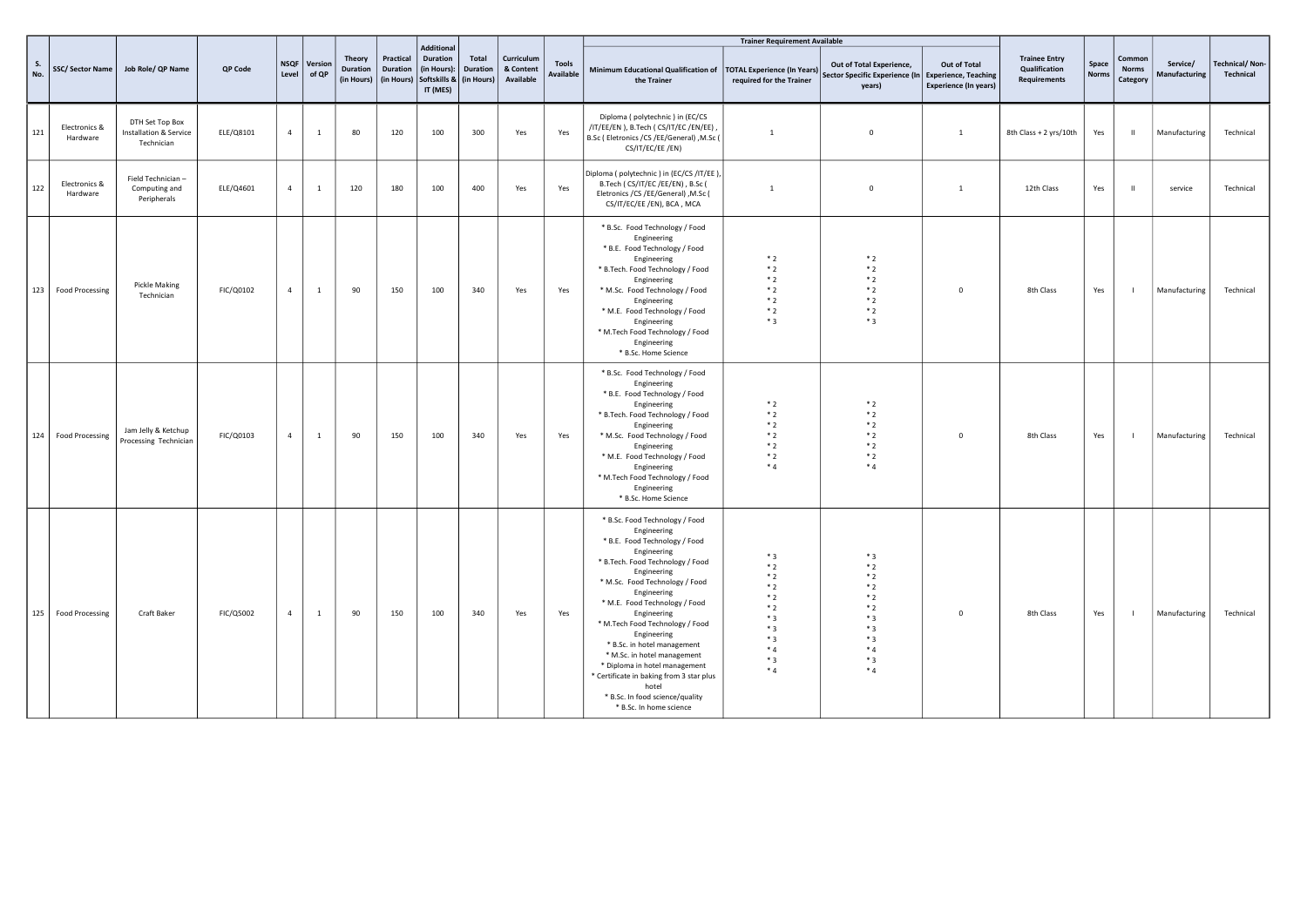| S. No. | SSC/ Sector Name | Job Role/ QP Name | QP Code | NSQF Level | Version of QP | Theory Duration (in Hours) | Practical Duration (in Hours) | Additional Duration (in Hours): Softskills & IT (MES) | Total Duration (in Hours) | Curriculum & Content Available | Tools Available | Trainer Requirement Available | | | | Trainee Entry Qualification Requirements | Space Norms | Common Norms Category | Service/ Manufacturing | Technical/ Non-Technical |
|---|---|---|---|---|---|---|---|---|---|---|---|---|---|---|---|---|---|---|---|---|
| | | | | | | | | | | | | Minimum Educational Qualification of the Trainer | TOTAL Experience (In Years) required for the Trainer | Out of Total Experience, Sector Specific Experience (In years) | Out of Total Experience, Teaching Experience (In years) | | | | | |
| 121 | Electronics & Hardware | DTH Set Top Box Installation & Service Technician | ELE/Q8101 | 4 | 1 | 80 | 120 | 100 | 300 | Yes | Yes | Diploma ( polytechnic ) in (EC/CS /IT/EE/EN ), B.Tech ( CS/IT/EC /EN/EE) , B.Sc ( Eletronics /CS /EE/General) ,M.Sc ( CS/IT/EC/EE /EN) | 1 | 0 | 1 | 8th Class + 2 yrs/10th | Yes | II | Manufacturing | Technical |
| 122 | Electronics & Hardware | Field Technician – Computing and Peripherals | ELE/Q4601 | 4 | 1 | 120 | 180 | 100 | 400 | Yes | Yes | Diploma ( polytechnic ) in (EC/CS /IT/EE ), B.Tech ( CS/IT/EC /EE/EN) , B.Sc ( Eletronics /CS /EE/General) ,M.Sc ( CS/IT/EC/EE /EN), BCA , MCA | 1 | 0 | 1 | 12th Class | Yes | II | service | Technical |
| 123 | Food Processing | Pickle Making Technician | FIC/Q0102 | 4 | 1 | 90 | 150 | 100 | 340 | Yes | Yes | * B.Sc. Food Technology / Food Engineering<br>* B.E. Food Technology / Food Engineering<br>* B.Tech. Food Technology / Food Engineering<br>* M.Sc. Food Technology / Food Engineering<br>* M.E. Food Technology / Food Engineering<br>* M.Tech Food Technology / Food Engineering<br>* B.Sc. Home Science | * 2<br>* 2<br>* 2<br>* 2<br>* 2<br>* 2<br>* 3 | * 2<br>* 2<br>* 2<br>* 2<br>* 2<br>* 2<br>* 3 | 0 | 8th Class | Yes | I | Manufacturing | Technical |
| 124 | Food Processing | Jam Jelly & Ketchup Processing Technician | FIC/Q0103 | 4 | 1 | 90 | 150 | 100 | 340 | Yes | Yes | * B.Sc. Food Technology / Food Engineering<br>* B.E. Food Technology / Food Engineering<br>* B.Tech. Food Technology / Food Engineering<br>* M.Sc. Food Technology / Food Engineering<br>* M.E. Food Technology / Food Engineering<br>* M.Tech Food Technology / Food Engineering<br>* B.Sc. Home Science | * 2<br>* 2<br>* 2<br>* 2<br>* 2<br>* 2<br>* 4 | * 2<br>* 2<br>* 2<br>* 2<br>* 2<br>* 2<br>* 4 | 0 | 8th Class | Yes | I | Manufacturing | Technical |
| 125 | Food Processing | Craft Baker | FIC/Q5002 | 4 | 1 | 90 | 150 | 100 | 340 | Yes | Yes | * B.Sc. Food Technology / Food Engineering<br>* B.E. Food Technology / Food Engineering<br>* B.Tech. Food Technology / Food Engineering<br>* M.Sc. Food Technology / Food Engineering<br>* M.E. Food Technology / Food Engineering<br>* M.Tech Food Technology / Food Engineering<br>* B.Sc. in hotel management<br>* M.Sc. in hotel management<br>* Diploma in hotel management<br>* Certificate in baking from 3 star plus hotel<br>* B.Sc. In food science/quality<br>* B.Sc. In home science | * 3<br>* 2<br>* 2<br>* 2<br>* 2<br>* 2<br>* 3<br>* 3<br>* 3<br>* 4<br>* 3<br>* 4 | * 3<br>* 2<br>* 2<br>* 2<br>* 2<br>* 2<br>* 3<br>* 3<br>* 3<br>* 4<br>* 3<br>* 4 | 0 | 8th Class | Yes | I | Manufacturing | Technical |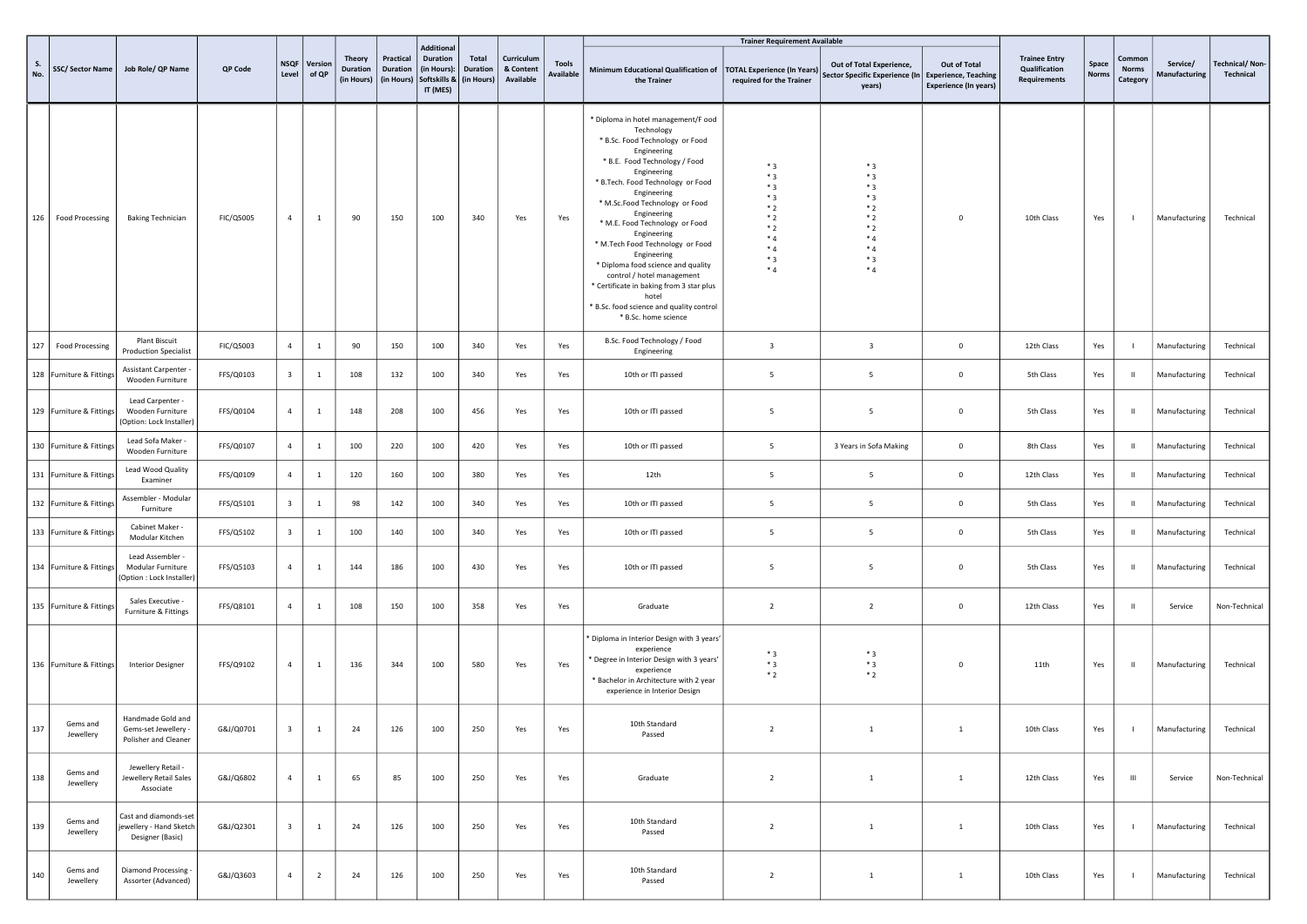| S. No. | SSC/ Sector Name | Job Role/ QP Name | QP Code | NSQF Level | Version of QP | Theory Duration (in Hours) | Practical Duration (in Hours) | Additional Duration (in Hours): Softskills & IT (MES) | Total Duration (in Hours) | Curriculum & Content Available | Tools Available | Trainer Requirement Available | | | | Trainee Entry Qualification Requirements | Space Norms | Common Norms Category | Service/ Manufacturing | Technical/ Non-Technical |
|---|---|---|---|---|---|---|---|---|---|---|---|---|---|---|---|---|---|---|---|---|
| | | | | | | | | | | | | Minimum Educational Qualification of the Trainer | TOTAL Experience (In Years) required for the Trainer | Out of Total Experience, Sector Specific Experience (In years) | Out of Total Experience, Teaching Experience (In years) | | | | | |
| 126 | Food Processing | Baking Technician | FIC/Q5005 | 4 | 1 | 90 | 150 | 100 | 340 | Yes | Yes | * Diploma in hotel management/F ood Technology<br>* B.Sc. Food Technology or Food Engineering<br>* B.E. Food Technology / Food Engineering<br>* B.Tech. Food Technology or Food Engineering<br>* M.Sc.Food Technology or Food Engineering<br>* M.E. Food Technology or Food Engineering<br>* M.Tech Food Technology or Food Engineering<br>* Diploma food science and quality control / hotel management<br>* Certificate in baking from 3 star plus hotel<br>* B.Sc. food science and quality control<br>* B.Sc. home science | * 3<br>* 3<br>* 3<br>* 3<br>* 2<br>* 2<br>* 2<br>* 4<br>* 4<br>* 3<br>* 4 | * 3<br>* 3<br>* 3<br>* 3<br>* 2<br>* 2<br>* 2<br>* 4<br>* 4<br>* 3<br>* 4 | 0 | 10th Class | Yes | I | Manufacturing | Technical |
| 127 | Food Processing | Plant Biscuit Production Specialist | FIC/Q5003 | 4 | 1 | 90 | 150 | 100 | 340 | Yes | Yes | B.Sc. Food Technology / Food Engineering | 3 | 3 | 0 | 12th Class | Yes | I | Manufacturing | Technical |
| 128 | Furniture & Fittings | Assistant Carpenter - Wooden Furniture | FFS/Q0103 | 3 | 1 | 108 | 132 | 100 | 340 | Yes | Yes | 10th or ITI passed | 5 | 5 | 0 | 5th Class | Yes | II | Manufacturing | Technical |
| 129 | Furniture & Fittings | Lead Carpenter - Wooden Furniture (Option: Lock Installer) | FFS/Q0104 | 4 | 1 | 148 | 208 | 100 | 456 | Yes | Yes | 10th or ITI passed | 5 | 5 | 0 | 5th Class | Yes | II | Manufacturing | Technical |
| 130 | Furniture & Fittings | Lead Sofa Maker - Wooden Furniture | FFS/Q0107 | 4 | 1 | 100 | 220 | 100 | 420 | Yes | Yes | 10th or ITI passed | 5 | 3 Years in Sofa Making | 0 | 8th Class | Yes | II | Manufacturing | Technical |
| 131 | Furniture & Fittings | Lead Wood Quality Examiner | FFS/Q0109 | 4 | 1 | 120 | 160 | 100 | 380 | Yes | Yes | 12th | 5 | 5 | 0 | 12th Class | Yes | II | Manufacturing | Technical |
| 132 | Furniture & Fittings | Assembler - Modular Furniture | FFS/Q5101 | 3 | 1 | 98 | 142 | 100 | 340 | Yes | Yes | 10th or ITI passed | 5 | 5 | 0 | 5th Class | Yes | II | Manufacturing | Technical |
| 133 | Furniture & Fittings | Cabinet Maker - Modular Kitchen | FFS/Q5102 | 3 | 1 | 100 | 140 | 100 | 340 | Yes | Yes | 10th or ITI passed | 5 | 5 | 0 | 5th Class | Yes | II | Manufacturing | Technical |
| 134 | Furniture & Fittings | Lead Assembler - Modular Furniture (Option : Lock Installer) | FFS/Q5103 | 4 | 1 | 144 | 186 | 100 | 430 | Yes | Yes | 10th or ITI passed | 5 | 5 | 0 | 5th Class | Yes | II | Manufacturing | Technical |
| 135 | Furniture & Fittings | Sales Executive - Furniture & Fittings | FFS/Q8101 | 4 | 1 | 108 | 150 | 100 | 358 | Yes | Yes | Graduate | 2 | 2 | 0 | 12th Class | Yes | II | Service | Non-Technical |
| 136 | Furniture & Fittings | Interior Designer | FFS/Q9102 | 4 | 1 | 136 | 344 | 100 | 580 | Yes | Yes | * Diploma in Interior Design with 3 years' experience<br>* Degree in Interior Design with 3 years' experience<br>* Bachelor in Architecture with 2 year experience in Interior Design | * 3<br>* 3<br>* 2 | * 3<br>* 3<br>* 2 | 0 | 11th | Yes | II | Manufacturing | Technical |
| 137 | Gems and Jewellery | Handmade Gold and Gems-set Jewellery - Polisher and Cleaner | G&J/Q0701 | 3 | 1 | 24 | 126 | 100 | 250 | Yes | Yes | 10th Standard Passed | 2 | 1 | 1 | 10th Class | Yes | I | Manufacturing | Technical |
| 138 | Gems and Jewellery | Jewellery Retail - Jewellery Retail Sales Associate | G&J/Q6802 | 4 | 1 | 65 | 85 | 100 | 250 | Yes | Yes | Graduate | 2 | 1 | 1 | 12th Class | Yes | III | Service | Non-Technical |
| 139 | Gems and Jewellery | Cast and diamonds-set jewellery - Hand Sketch Designer (Basic) | G&J/Q2301 | 3 | 1 | 24 | 126 | 100 | 250 | Yes | Yes | 10th Standard Passed | 2 | 1 | 1 | 10th Class | Yes | I | Manufacturing | Technical |
| 140 | Gems and Jewellery | Diamond Processing - Assorter (Advanced) | G&J/Q3603 | 4 | 2 | 24 | 126 | 100 | 250 | Yes | Yes | 10th Standard Passed | 2 | 1 | 1 | 10th Class | Yes | I | Manufacturing | Technical |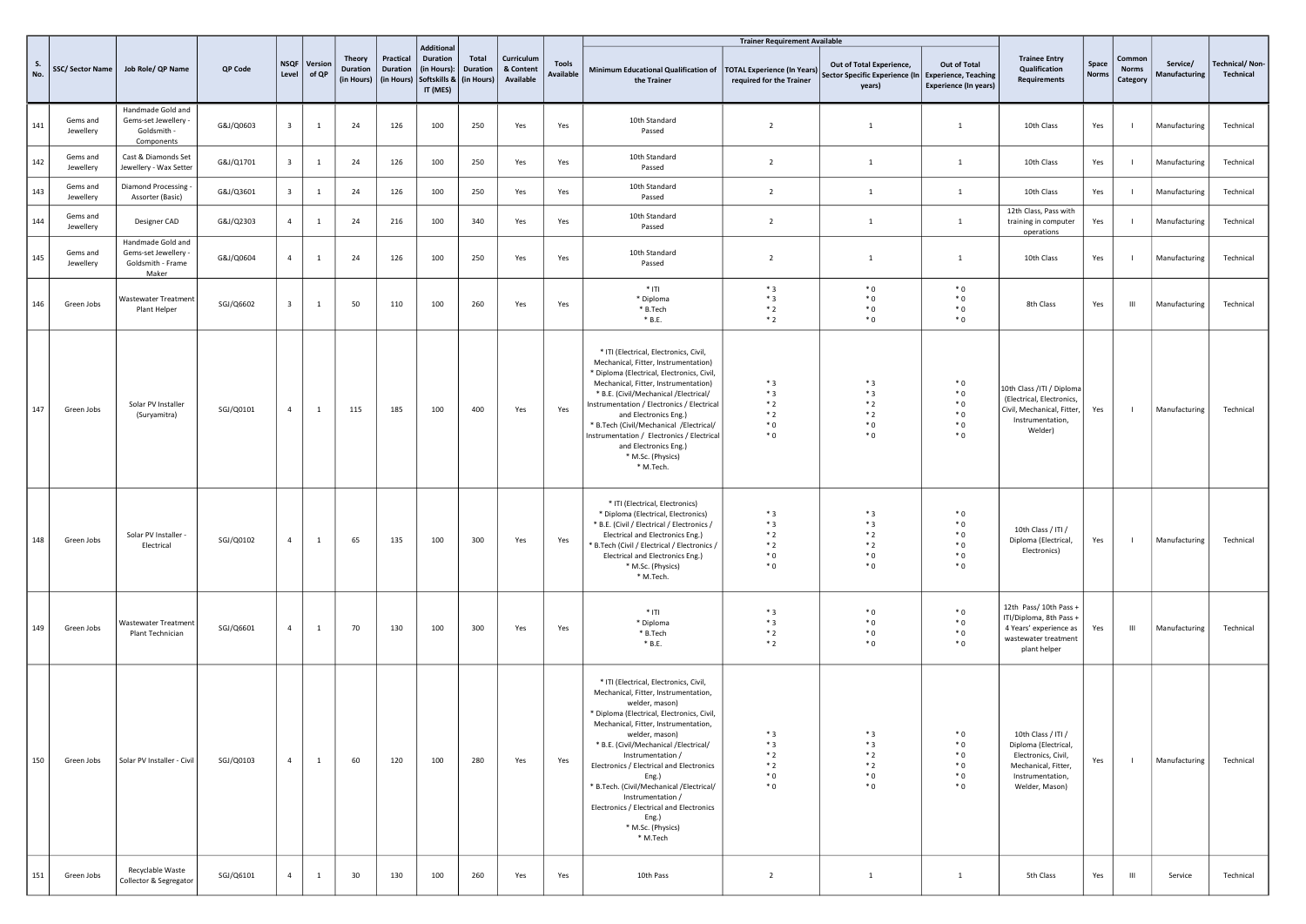| S. No. | SSC/ Sector Name | Job Role/ QP Name | QP Code | NSQF Level | Version of QP | Theory Duration (in Hours) | Practical Duration (in Hours) | Additional Duration (in Hours): Softskills & IT (MES) | Total Duration (in Hours) | Curriculum & Content Available | Tools Available | Trainer Requirement Available | | | | Trainee Entry Qualification Requirements | Space Norms | Common Norms Category | Service/ Manufacturing | Technical/ Non-Technical |
|---|---|---|---|---|---|---|---|---|---|---|---|---|---|---|---|---|---|---|---|---|
| | | | | | | | | | | | | Minimum Educational Qualification of the Trainer | TOTAL Experience (In Years) required for the Trainer | Out of Total Experience, Sector Specific Experience (In years) | Out of Total Experience, Teaching Experience (In years) | | | | | |
| 141 | Gems and Jewellery | Handmade Gold and Gems-set Jewellery - Goldsmith - Components | G&J/Q0603 | 3 | 1 | 24 | 126 | 100 | 250 | Yes | Yes | 10th Standard Passed | 2 | 1 | 1 | 10th Class | Yes | I | Manufacturing | Technical |
| 142 | Gems and Jewellery | Cast & Diamonds Set Jewellery - Wax Setter | G&J/Q1701 | 3 | 1 | 24 | 126 | 100 | 250 | Yes | Yes | 10th Standard Passed | 2 | 1 | 1 | 10th Class | Yes | I | Manufacturing | Technical |
| 143 | Gems and Jewellery | Diamond Processing - Assorter (Basic) | G&J/Q3601 | 3 | 1 | 24 | 126 | 100 | 250 | Yes | Yes | 10th Standard Passed | 2 | 1 | 1 | 10th Class | Yes | I | Manufacturing | Technical |
| 144 | Gems and Jewellery | Designer CAD | G&J/Q2303 | 4 | 1 | 24 | 216 | 100 | 340 | Yes | Yes | 10th Standard Passed | 2 | 1 | 1 | 12th Class, Pass with training in computer operations | Yes | I | Manufacturing | Technical |
| 145 | Gems and Jewellery | Handmade Gold and Gems-set Jewellery - Goldsmith - Frame Maker | G&J/Q0604 | 4 | 1 | 24 | 126 | 100 | 250 | Yes | Yes | 10th Standard Passed | 2 | 1 | 1 | 10th Class | Yes | I | Manufacturing | Technical |
| 146 | Green Jobs | Wastewater Treatment Plant Helper | SGJ/Q6602 | 3 | 1 | 50 | 110 | 100 | 260 | Yes | Yes | * ITI<br>* Diploma<br>* B.Tech<br>* B.E. | * 3<br>* 3<br>* 2<br>* 2 | * 0<br>* 0<br>* 0<br>* 0 | * 0<br>* 0<br>* 0<br>* 0 | 8th Class | Yes | III | Manufacturing | Technical |
| 147 | Green Jobs | Solar PV Installer (Suryamitra) | SGJ/Q0101 | 4 | 1 | 115 | 185 | 100 | 400 | Yes | Yes | * ITI (Electrical, Electronics, Civil, Mechanical, Fitter, Instrumentation)<br>* Diploma (Electrical, Electronics, Civil, Mechanical, Fitter, Instrumentation)<br>* B.E. (Civil/Mechanical /Electrical/ Instrumentation / Electronics / Electrical and Electronics Eng.)<br>* B.Tech (Civil/Mechanical /Electrical/ Instrumentation / Electronics / Electrical and Electronics Eng.)<br>* M.Sc. (Physics)<br>* M.Tech. | * 3<br>* 3<br>* 2<br>* 2<br>* 0<br>* 0 | * 3<br>* 3<br>* 2<br>* 2<br>* 0<br>* 0 | * 0<br>* 0<br>* 0<br>* 0<br>* 0<br>* 0 | 10th Class /ITI / Diploma (Electrical, Electronics, Civil, Mechanical, Fitter, Instrumentation, Welder) | Yes | I | Manufacturing | Technical |
| 148 | Green Jobs | Solar PV Installer - Electrical | SGJ/Q0102 | 4 | 1 | 65 | 135 | 100 | 300 | Yes | Yes | * ITI (Electrical, Electronics)<br>* Diploma (Electrical, Electronics)<br>* B.E. (Civil / Electrical / Electronics / Electrical and Electronics Eng.)<br>* B.Tech (Civil / Electrical / Electronics / Electrical and Electronics Eng.)<br>* M.Sc. (Physics)<br>* M.Tech. | * 3<br>* 3<br>* 2<br>* 2<br>* 0<br>* 0 | * 3<br>* 3<br>* 2<br>* 2<br>* 0<br>* 0 | * 0<br>* 0<br>* 0<br>* 0<br>* 0<br>* 0 | 10th Class / ITI / Diploma (Electrical, Electronics) | Yes | I | Manufacturing | Technical |
| 149 | Green Jobs | Wastewater Treatment Plant Technician | SGJ/Q6601 | 4 | 1 | 70 | 130 | 100 | 300 | Yes | Yes | * ITI<br>* Diploma<br>* B.Tech<br>* B.E. | * 3<br>* 3<br>* 2<br>* 2 | * 0<br>* 0<br>* 0<br>* 0 | * 0<br>* 0<br>* 0<br>* 0 | 12th Pass/ 10th Pass + ITI/Diploma, 8th Pass + 4 Years' experience as wastewater treatment plant helper | Yes | III | Manufacturing | Technical |
| 150 | Green Jobs | Solar PV Installer - Civil | SGJ/Q0103 | 4 | 1 | 60 | 120 | 100 | 280 | Yes | Yes | * ITI (Electrical, Electronics, Civil, Mechanical, Fitter, Instrumentation, welder, mason)<br>* Diploma (Electrical, Electronics, Civil, Mechanical, Fitter, Instrumentation, welder, mason)<br>* B.E. (Civil/Mechanical /Electrical/ Instrumentation / Electronics / Electrical and Electronics Eng.)<br>* B.Tech. (Civil/Mechanical /Electrical/ Instrumentation / Electronics / Electrical and Electronics Eng.)<br>* M.Sc. (Physics)<br>* M.Tech | * 3<br>* 3<br>* 2<br>* 2<br>* 0<br>* 0 | * 3<br>* 3<br>* 2<br>* 2<br>* 0<br>* 0 | * 0<br>* 0<br>* 0<br>* 0<br>* 0<br>* 0 | 10th Class / ITI / Diploma (Electrical, Electronics, Civil, Mechanical, Fitter, Instrumentation, Welder, Mason) | Yes | I | Manufacturing | Technical |
| 151 | Green Jobs | Recyclable Waste Collector & Segregator | SGJ/Q6101 | 4 | 1 | 30 | 130 | 100 | 260 | Yes | Yes | 10th Pass | 2 | 1 | 1 | 5th Class | Yes | III | Service | Technical |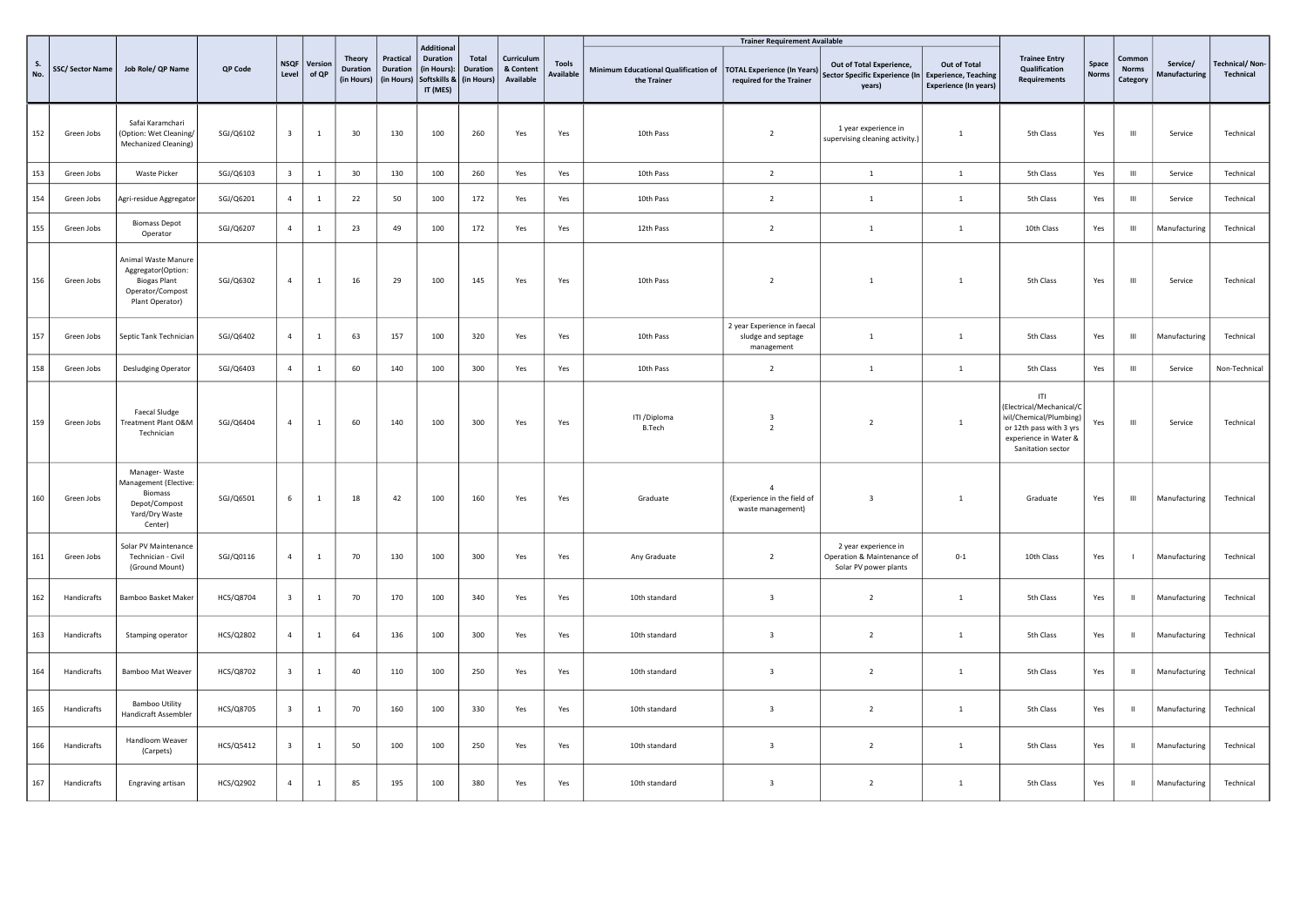| S. No. | SSC/ Sector Name | Job Role/ QP Name | QP Code | NSQF Level | Version of QP | Theory Duration (in Hours) | Practical Duration (in Hours) | Additional Duration (in Hours): Softskills & IT (MES) | Total Duration (in Hours) | Curriculum & Content Available | Tools Available | Trainer Requirement Available | | | | Trainee Entry Qualification Requirements | Space Norms | Common Norms Category | Service/ Manufacturing | Technical/ Non-Technical |
|---|---|---|---|---|---|---|---|---|---|---|---|---|---|---|---|---|---|---|---|---|
| | | | | | | | | | | | | Minimum Educational Qualification of the Trainer | TOTAL Experience (In Years) required for the Trainer | Out of Total Experience, Sector Specific Experience (In years) | Out of Total Experience, Teaching Experience (In years) | | | | | |
| 152 | Green Jobs | Safai Karamchari (Option: Wet Cleaning/ Mechanized Cleaning) | SGJ/Q6102 | 3 | 1 | 30 | 130 | 100 | 260 | Yes | Yes | 10th Pass | 2 | 1 year experience in supervising cleaning activity.) | 1 | 5th Class | Yes | III | Service | Technical |
| 153 | Green Jobs | Waste Picker | SGJ/Q6103 | 3 | 1 | 30 | 130 | 100 | 260 | Yes | Yes | 10th Pass | 2 | 1 | 1 | 5th Class | Yes | III | Service | Technical |
| 154 | Green Jobs | Agri-residue Aggregator | SGJ/Q6201 | 4 | 1 | 22 | 50 | 100 | 172 | Yes | Yes | 10th Pass | 2 | 1 | 1 | 5th Class | Yes | III | Service | Technical |
| 155 | Green Jobs | Biomass Depot Operator | SGJ/Q6207 | 4 | 1 | 23 | 49 | 100 | 172 | Yes | Yes | 12th Pass | 2 | 1 | 1 | 10th Class | Yes | III | Manufacturing | Technical |
| 156 | Green Jobs | Animal Waste Manure Aggregator(Option: Biogas Plant Operator/Compost Plant Operator) | SGJ/Q6302 | 4 | 1 | 16 | 29 | 100 | 145 | Yes | Yes | 10th Pass | 2 | 1 | 1 | 5th Class | Yes | III | Service | Technical |
| 157 | Green Jobs | Septic Tank Technician | SGJ/Q6402 | 4 | 1 | 63 | 157 | 100 | 320 | Yes | Yes | 10th Pass | 2 year Experience in faecal sludge and septage management | 1 | 1 | 5th Class | Yes | III | Manufacturing | Technical |
| 158 | Green Jobs | Desludging Operator | SGJ/Q6403 | 4 | 1 | 60 | 140 | 100 | 300 | Yes | Yes | 10th Pass | 2 | 1 | 1 | 5th Class | Yes | III | Service | Non-Technical |
| 159 | Green Jobs | Faecal Sludge Treatment Plant O&M Technician | SGJ/Q6404 | 4 | 1 | 60 | 140 | 100 | 300 | Yes | Yes | ITI /Diploma B.Tech | 3 2 | 2 | 1 | ITI (Electrical/Mechanical/Civil/Chemical/Plumbing) or 12th pass with 3 yrs experience in Water & Sanitation sector | Yes | III | Service | Technical |
| 160 | Green Jobs | Manager- Waste Management (Elective: Biomass Depot/Compost Yard/Dry Waste Center) | SGJ/Q6501 | 6 | 1 | 18 | 42 | 100 | 160 | Yes | Yes | Graduate | 4 (Experience in the field of waste management) | 3 | 1 | Graduate | Yes | III | Manufacturing | Technical |
| 161 | Green Jobs | Solar PV Maintenance Technician - Civil (Ground Mount) | SGJ/Q0116 | 4 | 1 | 70 | 130 | 100 | 300 | Yes | Yes | Any Graduate | 2 | 2 year experience in Operation & Maintenance of Solar PV power plants | 0-1 | 10th Class | Yes | I | Manufacturing | Technical |
| 162 | Handicrafts | Bamboo Basket Maker | HCS/Q8704 | 3 | 1 | 70 | 170 | 100 | 340 | Yes | Yes | 10th standard | 3 | 2 | 1 | 5th Class | Yes | II | Manufacturing | Technical |
| 163 | Handicrafts | Stamping operator | HCS/Q2802 | 4 | 1 | 64 | 136 | 100 | 300 | Yes | Yes | 10th standard | 3 | 2 | 1 | 5th Class | Yes | II | Manufacturing | Technical |
| 164 | Handicrafts | Bamboo Mat Weaver | HCS/Q8702 | 3 | 1 | 40 | 110 | 100 | 250 | Yes | Yes | 10th standard | 3 | 2 | 1 | 5th Class | Yes | II | Manufacturing | Technical |
| 165 | Handicrafts | Bamboo Utility Handicraft Assembler | HCS/Q8705 | 3 | 1 | 70 | 160 | 100 | 330 | Yes | Yes | 10th standard | 3 | 2 | 1 | 5th Class | Yes | II | Manufacturing | Technical |
| 166 | Handicrafts | Handloom Weaver (Carpets) | HCS/Q5412 | 3 | 1 | 50 | 100 | 100 | 250 | Yes | Yes | 10th standard | 3 | 2 | 1 | 5th Class | Yes | II | Manufacturing | Technical |
| 167 | Handicrafts | Engraving artisan | HCS/Q2902 | 4 | 1 | 85 | 195 | 100 | 380 | Yes | Yes | 10th standard | 3 | 2 | 1 | 5th Class | Yes | II | Manufacturing | Technical |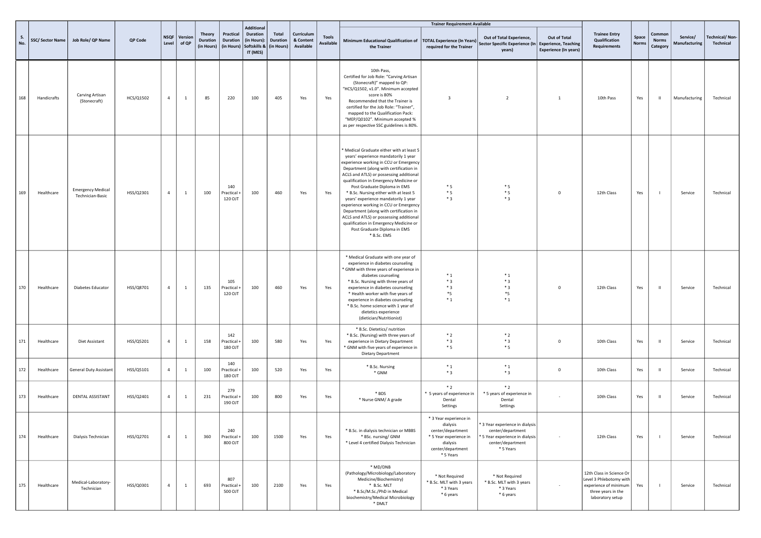| S. No. | SSC/ Sector Name | Job Role/ QP Name | QP Code | NSQF Level | Version of QP | Theory Duration (in Hours) | Practical Duration (in Hours) | Additional Duration (in Hours): Softskills & IT (MES) | Total Duration (in Hours) | Curriculum & Content Available | Tools Available | Trainer Requirement Available | | | | Trainee Entry Qualification Requirements | Space Norms | Common Norms Category | Service/ Manufacturing | Technical/ Non-Technical |
|---|---|---|---|---|---|---|---|---|---|---|---|---|---|---|---|---|---|---|---|---|
| | | | | | | | | | | | | Minimum Educational Qualification of the Trainer | TOTAL Experience (In Years) required for the Trainer | Out of Total Experience, Sector Specific Experience (In years) | Out of Total Experience, Teaching Experience (In years) | | | | | |
| 168 | Handicrafts | Carving Artisan (Stonecraft) | HCS/Q1502 | 4 | 1 | 85 | 220 | 100 | 405 | Yes | Yes | 10th Pass, Certified for Job Role: "Carving Artisan (Stonecraft)" mapped to QP: "HCS/Q1502, v1.0". Minimum accepted score is 80% Recommended that the Trainer is certified for the Job Role: "Trainer", mapped to the Qualification Pack: "MEP/Q0102". Minimum accepted % as per respective SSC guidelines is 80%. | 3 | 2 | 1 | 10th Pass | Yes | II | Manufacturing | Technical |
| 169 | Healthcare | Emergency Medical Technician-Basic | HSS/Q2301 | 4 | 1 | 100 | 140 Practical + 120 OJT | 100 | 460 | Yes | Yes | * Medical Graduate either with at least 5 years' experience mandatorily 1 year experience working in CCU or Emergency Department (along with certification in ACLS and ATLS) or possessing additional qualification in Emergency Medicine or Post Graduate Diploma in EMS<br>* B.Sc. Nursing either with at least 5 years' experience mandatorily 1 year experience working in CCU or Emergency Department (along with certification in ACLS and ATLS) or possessing additional qualification in Emergency Medicine or Post Graduate Diploma in EMS<br>* B.Sc. EMS | * 5<br>* 5<br>* 3 | * 5<br>* 5<br>* 3 | 0 | 12th Class | Yes | I | Service | Technical |
| 170 | Healthcare | Diabetes Educator | HSS/Q8701 | 4 | 1 | 135 | 105 Practical + 120 OJT | 100 | 460 | Yes | Yes | * Medical Graduate with one year of experience in diabetes counseling<br>* GNM with three years of experience in diabetes counseling<br>* B.Sc. Nursing with three years of experience in diabetes counseling<br>* Health worker with five years of experience in diabetes counseling<br>* B.Sc. home science with 1 year of dietetics experience (dietician/Nutritionist) | * 1<br>* 3<br>* 3<br>*5<br>* 1 | * 1<br>* 3<br>* 3<br>*5<br>* 1 | 0 | 12th Class | Yes | II | Service | Technical |
| 171 | Healthcare | Diet Assistant | HSS/Q5201 | 4 | 1 | 158 | 142 Practical + 180 OJT | 100 | 580 | Yes | Yes | * B.Sc. Dietetics/ nutrition<br>* B.Sc. (Nursing) with three years of experience in Dietary Department<br>* GNM with five years of experience in Dietary Department | * 2<br>* 3<br>* 5 | * 2<br>* 3<br>* 5 | 0 | 10th Class | Yes | II | Service | Technical |
| 172 | Healthcare | General Duty Assistant | HSS/Q5101 | 4 | 1 | 100 | 140 Practical + 180 OJT | 100 | 520 | Yes | Yes | * B.Sc. Nursing<br>* GNM | * 1<br>* 3 | * 1<br>* 3 | 0 | 10th Class | Yes | II | Service | Technical |
| 173 | Healthcare | DENTAL ASSISTANT | HSS/Q2401 | 4 | 1 | 231 | 279 Practical + 190 OJT | 100 | 800 | Yes | Yes | * BDS<br>* Nurse GNM/ A grade | * 2<br>* 5 years of experience in Dental Settings | * 2<br>* 5 years of experience in Dental Settings | - | 10th Class | Yes | II | Service | Technical |
| 174 | Healthcare | Dialysis Technician | HSS/Q2701 | 4 | 1 | 360 | 240 Practical + 800 OJT | 100 | 1500 | Yes | Yes | * B.Sc. in dialysis technician or MBBS<br>* BSc. nursing/ GNM<br>* Level 4 certified Dialysis Technician | * 3 Year experience in dialysis center/department<br>* 5 Year experience in dialysis center/department<br>* 5 Years | * 3 Year experience in dialysis center/department<br>* 5 Year experience in dialysis center/department<br>* 5 Years | - | 12th Class | Yes | I | Service | Technical |
| 175 | Healthcare | Medical-Laboratory-Technician | HSS/Q0301 | 4 | 1 | 693 | 807 Practical + 500 OJT | 100 | 2100 | Yes | Yes | * MD/DNB (Pathology/Microbiology/Laboratory Medicine/Biochemistry)<br>* B.Sc. MLT<br>* B.Sc/M.Sc./PhD in Medical biochemistry/Medical Microbiology<br>* DMLT | * Not Required<br>* B.Sc. MLT with 3 years<br>* 3 Years<br>* 6 years | * Not Required<br>* B.Sc. MLT with 3 years<br>* 3 Years<br>* 6 years | - | 12th Class in Science Or Level 3 Phlebotomy with experience of minimum three years in the laboratory setup | Yes | I | Service | Technical |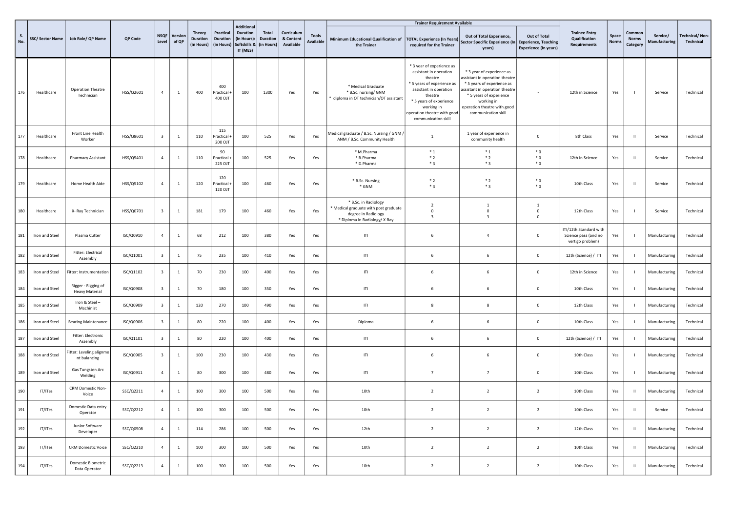| S. No. | SSC/ Sector Name | Job Role/ QP Name | QP Code | NSQF Level | Version of QP | Theory Duration (in Hours) | Practical Duration (in Hours) | Additional Duration (in Hours): Softskills & IT (MES) | Total Duration (in Hours) | Curriculum & Content Available | Tools Available | Trainer Requirement Available | | | | Trainee Entry Qualification Requirements | Space Norms | Common Norms Category | Service/ Manufacturing | Technical/ Non-Technical |
|---|---|---|---|---|---|---|---|---|---|---|---|---|---|---|---|---|---|---|---|---|
| | | | | | | | | | | | | Minimum Educational Qualification of the Trainer | TOTAL Experience (In Years) required for the Trainer | Out of Total Experience, Sector Specific Experience (In years) | Out of Total Experience, Teaching Experience (In years) | | | | | |
| 176 | Healthcare | Operation Theatre Technician | HSS/Q2601 | 4 | 1 | 400 | 400 Practical + 400 OJT | 100 | 1300 | Yes | Yes | * Medical Graduate<br>* B.Sc. nursing/ GNM<br>* diploma in OT technician/OT assistant | * 3 year of experience as assistant in operation theatre<br>* 5 years of experience as assistant in operation theatre<br>* 5 years of experience working in operation theatre with good communication skill | * 3 year of experience as assistant in operation theatre<br>* 5 years of experience as assistant in operation theatre<br>* 5 years of experience working in operation theatre with good communication skill | - | 12th in Science | Yes | I | Service | Technical |
| 177 | Healthcare | Front Line Health Worker | HSS/Q8601 | 3 | 1 | 110 | 115 Practical + 200 OJT | 100 | 525 | Yes | Yes | Medical graduate / B.Sc. Nursing / GNM / ANM / B.Sc. Community Health | 1 | 1 year of experience in community health | 0 | 8th Class | Yes | II | Service | Technical |
| 178 | Healthcare | Pharmacy Assistant | HSS/Q5401 | 4 | 1 | 110 | 90 Practical + 225 OJT | 100 | 525 | Yes | Yes | * M.Pharma<br>* B.Pharma<br>* D.Pharma | * 1<br>* 2<br>* 3 | * 1<br>* 2<br>* 3 | * 0<br>* 0<br>* 0 | 12th in Science | Yes | II | Service | Technical |
| 179 | Healthcare | Home Health Aide | HSS/Q5102 | 4 | 1 | 120 | 120 Practical + 120 OJT | 100 | 460 | Yes | Yes | * B.Sc. Nursing<br>* GNM | * 2<br>* 3 | * 2<br>* 3 | * 0<br>* 0 | 10th Class | Yes | II | Service | Technical |
| 180 | Healthcare | X- Ray Technician | HSS/Q0701 | 3 | 1 | 181 | 179 | 100 | 460 | Yes | Yes | * B.Sc. in Radiology<br>* Medical graduate with post graduate degree in Radiology<br>* Diploma in Radiology/ X-Ray | 2<br>0<br>3 | 1<br>0<br>3 | 1<br>0<br>0 | 12th Class | Yes | I | Service | Technical |
| 181 | Iron and Steel | Plasma Cutter | ISC/Q0910 | 4 | 1 | 68 | 212 | 100 | 380 | Yes | Yes | ITI | 6 | 4 | 0 | ITI/12th Standard with Science pass (and no vertigo problem) | Yes | I | Manufacturing | Technical |
| 182 | Iron and Steel | Fitter: Electrical Assembly | ISC/Q1001 | 3 | 1 | 75 | 235 | 100 | 410 | Yes | Yes | ITI | 6 | 6 | 0 | 12th (Science) / ITI | Yes | I | Manufacturing | Technical |
| 183 | Iron and Steel | Fitter: Instrumentation | ISC/Q1102 | 3 | 1 | 70 | 230 | 100 | 400 | Yes | Yes | ITI | 6 | 6 | 0 | 12th in Science | Yes | I | Manufacturing | Technical |
| 184 | Iron and Steel | Rigger - Rigging of Heavy Material | ISC/Q0908 | 3 | 1 | 70 | 180 | 100 | 350 | Yes | Yes | ITI | 6 | 6 | 0 | 10th Class | Yes | I | Manufacturing | Technical |
| 185 | Iron and Steel | Iron & Steel – Machinist | ISC/Q0909 | 3 | 1 | 120 | 270 | 100 | 490 | Yes | Yes | ITI | 8 | 8 | 0 | 12th Class | Yes | I | Manufacturing | Technical |
| 186 | Iron and Steel | Bearing Maintenance | ISC/Q0906 | 3 | 1 | 80 | 220 | 100 | 400 | Yes | Yes | Diploma | 6 | 6 | 0 | 10th Class | Yes | I | Manufacturing | Technical |
| 187 | Iron and Steel | Fitter: Electronic Assembly | ISC/Q1101 | 3 | 1 | 80 | 220 | 100 | 400 | Yes | Yes | ITI | 6 | 6 | 0 | 12th (Science) / ITI | Yes | I | Manufacturing | Technical |
| 188 | Iron and Steel | Fitter: Leveling alignment balancing | ISC/Q0905 | 3 | 1 | 100 | 230 | 100 | 430 | Yes | Yes | ITI | 6 | 6 | 0 | 10th Class | Yes | I | Manufacturing | Technical |
| 189 | Iron and Steel | Gas Tungsten Arc Welding | ISC/Q0911 | 4 | 1 | 80 | 300 | 100 | 480 | Yes | Yes | ITI | 7 | 7 | 0 | 10th Class | Yes | I | Manufacturing | Technical |
| 190 | IT/ITes | CRM Domestic Non-Voice | SSC/Q2211 | 4 | 1 | 100 | 300 | 100 | 500 | Yes | Yes | 10th | 2 | 2 | 2 | 10th Class | Yes | II | Manufacturing | Technical |
| 191 | IT/ITes | Domestic Data entry Operator | SSC/Q2212 | 4 | 1 | 100 | 300 | 100 | 500 | Yes | Yes | 10th | 2 | 2 | 2 | 10th Class | Yes | II | Service | Technical |
| 192 | IT/ITes | Junior Software Developer | SSC/Q0508 | 4 | 1 | 114 | 286 | 100 | 500 | Yes | Yes | 12th | 2 | 2 | 2 | 12th Class | Yes | II | Manufacturing | Technical |
| 193 | IT/ITes | CRM Domestic Voice | SSC/Q2210 | 4 | 1 | 100 | 300 | 100 | 500 | Yes | Yes | 10th | 2 | 2 | 2 | 10th Class | Yes | II | Manufacturing | Technical |
| 194 | IT/ITes | Domestic Biometric Data Operator | SSC/Q2213 | 4 | 1 | 100 | 300 | 100 | 500 | Yes | Yes | 10th | 2 | 2 | 2 | 10th Class | Yes | II | Manufacturing | Technical |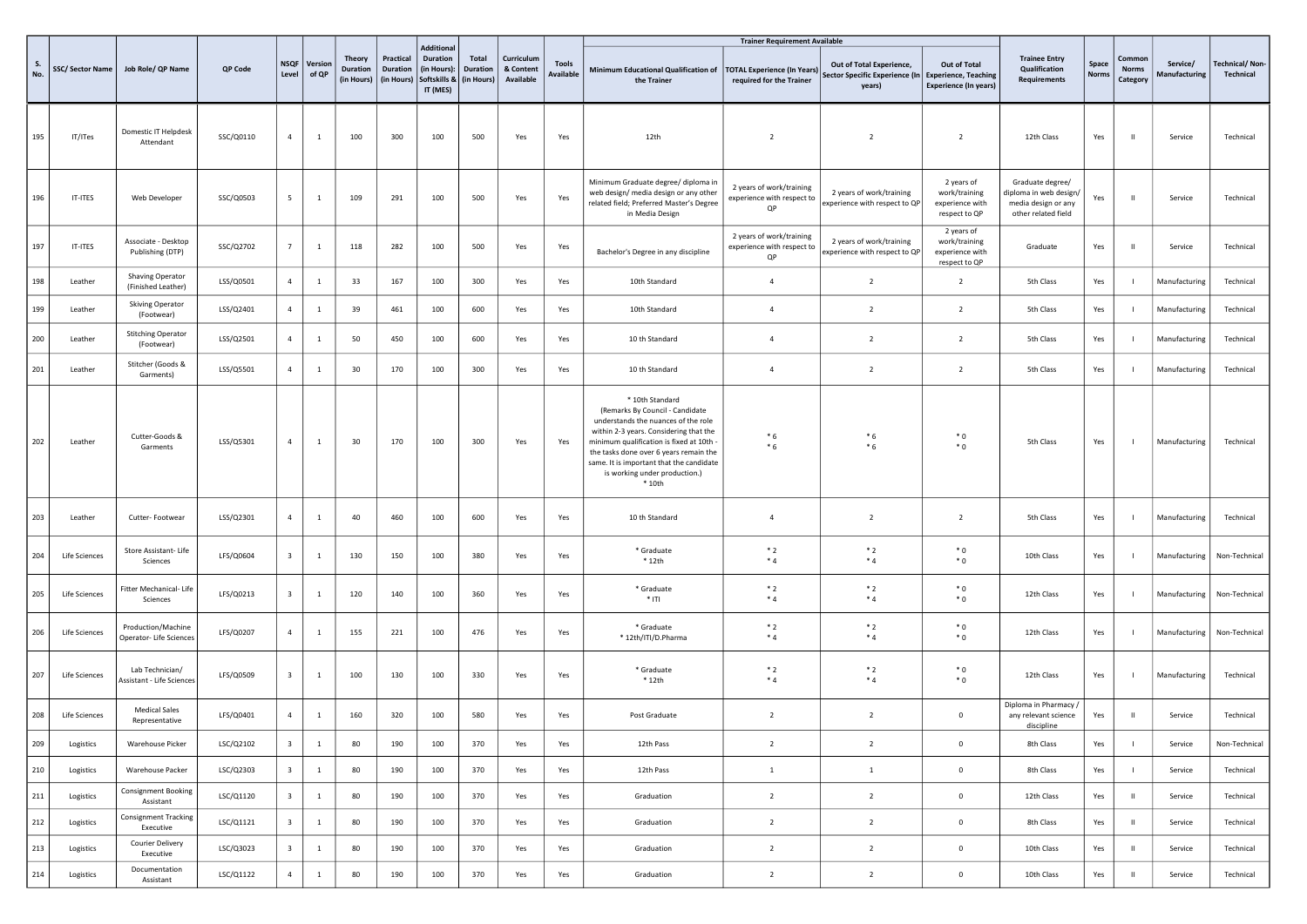| S. No. | SSC/ Sector Name | Job Role/ QP Name | QP Code | NSQF Level | Version of QP | Theory Duration (in Hours) | Practical Duration (in Hours) | Additional Duration (in Hours): Softskills & IT (MES) | Total Duration (in Hours) | Curriculum & Content Available | Tools Available | Trainer Requirement Available | | | | Trainee Entry Qualification Requirements | Space Norms | Common Norms Category | Service/ Manufacturing | Technical/ Non-Technical |
|---|---|---|---|---|---|---|---|---|---|---|---|---|---|---|---|---|---|---|---|---|
| | | | | | | | | | | | | Minimum Educational Qualification of the Trainer | TOTAL Experience (In Years) required for the Trainer | Out of Total Experience, Sector Specific Experience (In years) | Out of Total Experience, Teaching Experience (In years) | | | | | |
| 195 | IT/ITes | Domestic IT Helpdesk Attendant | SSC/Q0110 | 4 | 1 | 100 | 300 | 100 | 500 | Yes | Yes | 12th | 2 | 2 | 2 | 12th Class | Yes | II | Service | Technical |
| 196 | IT-ITES | Web Developer | SSC/Q0503 | 5 | 1 | 109 | 291 | 100 | 500 | Yes | Yes | Minimum Graduate degree/ diploma in web design/ media design or any other related field; Preferred Master's Degree in Media Design | 2 years of work/training experience with respect to QP | 2 years of work/training experience with respect to QP | 2 years of work/training experience with respect to QP | Graduate degree/ diploma in web design/ media design or any other related field | Yes | II | Service | Technical |
| 197 | IT-ITES | Associate - Desktop Publishing (DTP) | SSC/Q2702 | 7 | 1 | 118 | 282 | 100 | 500 | Yes | Yes | Bachelor's Degree in any discipline | 2 years of work/training experience with respect to QP | 2 years of work/training experience with respect to QP | 2 years of work/training experience with respect to QP | Graduate | Yes | II | Service | Technical |
| 198 | Leather | Shaving Operator (Finished Leather) | LSS/Q0501 | 4 | 1 | 33 | 167 | 100 | 300 | Yes | Yes | 10th Standard | 4 | 2 | 2 | 5th Class | Yes | I | Manufacturing | Technical |
| 199 | Leather | Skiving Operator (Footwear) | LSS/Q2401 | 4 | 1 | 39 | 461 | 100 | 600 | Yes | Yes | 10th Standard | 4 | 2 | 2 | 5th Class | Yes | I | Manufacturing | Technical |
| 200 | Leather | Stitching Operator (Footwear) | LSS/Q2501 | 4 | 1 | 50 | 450 | 100 | 600 | Yes | Yes | 10 th Standard | 4 | 2 | 2 | 5th Class | Yes | I | Manufacturing | Technical |
| 201 | Leather | Stitcher (Goods & Garments) | LSS/Q5501 | 4 | 1 | 30 | 170 | 100 | 300 | Yes | Yes | 10 th Standard | 4 | 2 | 2 | 5th Class | Yes | I | Manufacturing | Technical |
| 202 | Leather | Cutter-Goods & Garments | LSS/Q5301 | 4 | 1 | 30 | 170 | 100 | 300 | Yes | Yes | * 10th Standard (Remarks By Council - Candidate understands the nuances of the role within 2-3 years. Considering that the minimum qualification is fixed at 10th - the tasks done over 6 years remain the same. It is important that the candidate is working under production.) * 10th | * 6 * 6 | * 6 * 6 | * 0 * 0 | 5th Class | Yes | I | Manufacturing | Technical |
| 203 | Leather | Cutter- Footwear | LSS/Q2301 | 4 | 1 | 40 | 460 | 100 | 600 | Yes | Yes | 10 th Standard | 4 | 2 | 2 | 5th Class | Yes | I | Manufacturing | Technical |
| 204 | Life Sciences | Store Assistant- Life Sciences | LFS/Q0604 | 3 | 1 | 130 | 150 | 100 | 380 | Yes | Yes | * Graduate * 12th | * 2 * 4 | * 2 * 4 | * 0 * 0 | 10th Class | Yes | I | Manufacturing | Non-Technical |
| 205 | Life Sciences | Fitter Mechanical- Life Sciences | LFS/Q0213 | 3 | 1 | 120 | 140 | 100 | 360 | Yes | Yes | * Graduate * ITI | * 2 * 4 | * 2 * 4 | * 0 * 0 | 12th Class | Yes | I | Manufacturing | Non-Technical |
| 206 | Life Sciences | Production/Machine Operator- Life Sciences | LFS/Q0207 | 4 | 1 | 155 | 221 | 100 | 476 | Yes | Yes | * Graduate * 12th/ITI/D.Pharma | * 2 * 4 | * 2 * 4 | * 0 * 0 | 12th Class | Yes | I | Manufacturing | Non-Technical |
| 207 | Life Sciences | Lab Technician/ Assistant - Life Sciences | LFS/Q0509 | 3 | 1 | 100 | 130 | 100 | 330 | Yes | Yes | * Graduate * 12th | * 2 * 4 | * 2 * 4 | * 0 * 0 | 12th Class | Yes | I | Manufacturing | Technical |
| 208 | Life Sciences | Medical Sales Representative | LFS/Q0401 | 4 | 1 | 160 | 320 | 100 | 580 | Yes | Yes | Post Graduate | 2 | 2 | 0 | Diploma in Pharmacy / any relevant science discipline | Yes | II | Service | Technical |
| 209 | Logistics | Warehouse Picker | LSC/Q2102 | 3 | 1 | 80 | 190 | 100 | 370 | Yes | Yes | 12th Pass | 2 | 2 | 0 | 8th Class | Yes | I | Service | Non-Technical |
| 210 | Logistics | Warehouse Packer | LSC/Q2303 | 3 | 1 | 80 | 190 | 100 | 370 | Yes | Yes | 12th Pass | 1 | 1 | 0 | 8th Class | Yes | I | Service | Technical |
| 211 | Logistics | Consignment Booking Assistant | LSC/Q1120 | 3 | 1 | 80 | 190 | 100 | 370 | Yes | Yes | Graduation | 2 | 2 | 0 | 12th Class | Yes | II | Service | Technical |
| 212 | Logistics | Consignment Tracking Executive | LSC/Q1121 | 3 | 1 | 80 | 190 | 100 | 370 | Yes | Yes | Graduation | 2 | 2 | 0 | 8th Class | Yes | II | Service | Technical |
| 213 | Logistics | Courier Delivery Executive | LSC/Q3023 | 3 | 1 | 80 | 190 | 100 | 370 | Yes | Yes | Graduation | 2 | 2 | 0 | 10th Class | Yes | II | Service | Technical |
| 214 | Logistics | Documentation Assistant | LSC/Q1122 | 4 | 1 | 80 | 190 | 100 | 370 | Yes | Yes | Graduation | 2 | 2 | 0 | 10th Class | Yes | II | Service | Technical |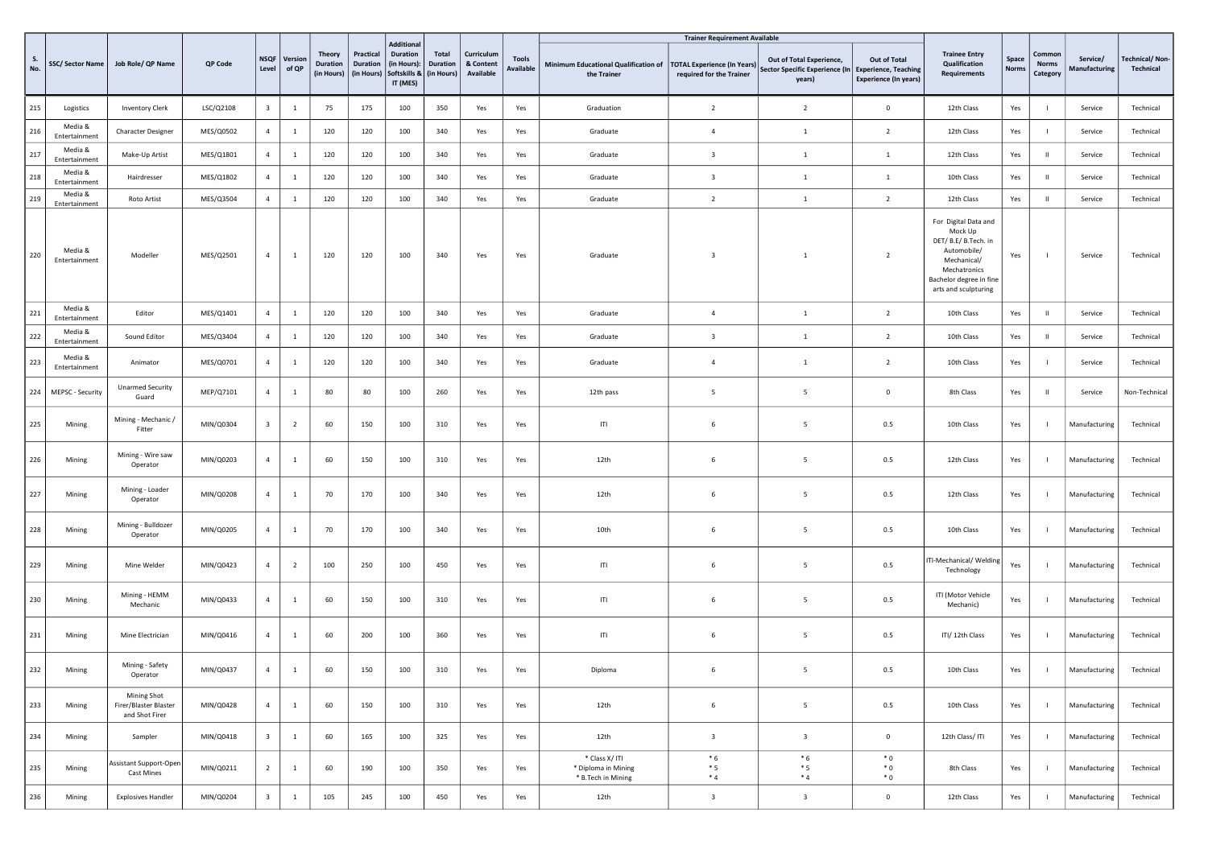| S. No. | SSC/ Sector Name | Job Role/ QP Name | QP Code | NSQF Level | Version of QP | Theory Duration (in Hours) | Practical Duration (in Hours) | Additional Duration (in Hours): Softskills & IT (MES) | Total Duration (in Hours) | Curriculum & Content Available | Tools Available | Trainer Requirement Available | | | | Trainee Entry Qualification Requirements | Space Norms | Common Norms Category | Service/ Manufacturing | Technical/ Non-Technical |
|---|---|---|---|---|---|---|---|---|---|---|---|---|---|---|---|---|---|---|---|---|
| | | | | | | | | | | | | Minimum Educational Qualification of the Trainer | TOTAL Experience (In Years) required for the Trainer | Out of Total Experience, Sector Specific Experience (In years) | Out of Total Experience, Teaching Experience (In years) | | | | | |
| 215 | Logistics | Inventory Clerk | LSC/Q2108 | 3 | 1 | 75 | 175 | 100 | 350 | Yes | Yes | Graduation | 2 | 2 | 0 | 12th Class | Yes | I | Service | Technical |
| 216 | Media & Entertainment | Character Designer | MES/Q0502 | 4 | 1 | 120 | 120 | 100 | 340 | Yes | Yes | Graduate | 4 | 1 | 2 | 12th Class | Yes | I | Service | Technical |
| 217 | Media & Entertainment | Make-Up Artist | MES/Q1801 | 4 | 1 | 120 | 120 | 100 | 340 | Yes | Yes | Graduate | 3 | 1 | 1 | 12th Class | Yes | II | Service | Technical |
| 218 | Media & Entertainment | Hairdresser | MES/Q1802 | 4 | 1 | 120 | 120 | 100 | 340 | Yes | Yes | Graduate | 3 | 1 | 1 | 10th Class | Yes | II | Service | Technical |
| 219 | Media & Entertainment | Roto Artist | MES/Q3504 | 4 | 1 | 120 | 120 | 100 | 340 | Yes | Yes | Graduate | 2 | 1 | 2 | 12th Class | Yes | II | Service | Technical |
| 220 | Media & Entertainment | Modeller | MES/Q2501 | 4 | 1 | 120 | 120 | 100 | 340 | Yes | Yes | Graduate | 3 | 1 | 2 | For Digital Data and Mock Up DET/ B.E/ B.Tech. in Automobile/ Mechanical/ Mechatronics Bachelor degree in fine arts and sculpturing | Yes | I | Service | Technical |
| 221 | Media & Entertainment | Editor | MES/Q1401 | 4 | 1 | 120 | 120 | 100 | 340 | Yes | Yes | Graduate | 4 | 1 | 2 | 10th Class | Yes | II | Service | Technical |
| 222 | Media & Entertainment | Sound Editor | MES/Q3404 | 4 | 1 | 120 | 120 | 100 | 340 | Yes | Yes | Graduate | 3 | 1 | 2 | 10th Class | Yes | II | Service | Technical |
| 223 | Media & Entertainment | Animator | MES/Q0701 | 4 | 1 | 120 | 120 | 100 | 340 | Yes | Yes | Graduate | 4 | 1 | 2 | 10th Class | Yes | I | Service | Technical |
| 224 | MEPSC - Security | Unarmed Security Guard | MEP/Q7101 | 4 | 1 | 80 | 80 | 100 | 260 | Yes | Yes | 12th pass | 5 | 5 | 0 | 8th Class | Yes | II | Service | Non-Technical |
| 225 | Mining | Mining - Mechanic / Fitter | MIN/Q0304 | 3 | 2 | 60 | 150 | 100 | 310 | Yes | Yes | ITI | 6 | 5 | 0.5 | 10th Class | Yes | I | Manufacturing | Technical |
| 226 | Mining | Mining - Wire saw Operator | MIN/Q0203 | 4 | 1 | 60 | 150 | 100 | 310 | Yes | Yes | 12th | 6 | 5 | 0.5 | 12th Class | Yes | I | Manufacturing | Technical |
| 227 | Mining | Mining - Loader Operator | MIN/Q0208 | 4 | 1 | 70 | 170 | 100 | 340 | Yes | Yes | 12th | 6 | 5 | 0.5 | 12th Class | Yes | I | Manufacturing | Technical |
| 228 | Mining | Mining - Bulldozer Operator | MIN/Q0205 | 4 | 1 | 70 | 170 | 100 | 340 | Yes | Yes | 10th | 6 | 5 | 0.5 | 10th Class | Yes | I | Manufacturing | Technical |
| 229 | Mining | Mine Welder | MIN/Q0423 | 4 | 2 | 100 | 250 | 100 | 450 | Yes | Yes | ITI | 6 | 5 | 0.5 | ITI-Mechanical/ Welding Technology | Yes | I | Manufacturing | Technical |
| 230 | Mining | Mining - HEMM Mechanic | MIN/Q0433 | 4 | 1 | 60 | 150 | 100 | 310 | Yes | Yes | ITI | 6 | 5 | 0.5 | ITI (Motor Vehicle Mechanic) | Yes | I | Manufacturing | Technical |
| 231 | Mining | Mine Electrician | MIN/Q0416 | 4 | 1 | 60 | 200 | 100 | 360 | Yes | Yes | ITI | 6 | 5 | 0.5 | ITI/ 12th Class | Yes | I | Manufacturing | Technical |
| 232 | Mining | Mining - Safety Operator | MIN/Q0437 | 4 | 1 | 60 | 150 | 100 | 310 | Yes | Yes | Diploma | 6 | 5 | 0.5 | 10th Class | Yes | I | Manufacturing | Technical |
| 233 | Mining | Mining Shot Firer/Blaster Blaster and Shot Firer | MIN/Q0428 | 4 | 1 | 60 | 150 | 100 | 310 | Yes | Yes | 12th | 6 | 5 | 0.5 | 10th Class | Yes | I | Manufacturing | Technical |
| 234 | Mining | Sampler | MIN/Q0418 | 3 | 1 | 60 | 165 | 100 | 325 | Yes | Yes | 12th | 3 | 3 | 0 | 12th Class/ ITI | Yes | I | Manufacturing | Technical |
| 235 | Mining | Assistant Support-Open Cast Mines | MIN/Q0211 | 2 | 1 | 60 | 190 | 100 | 350 | Yes | Yes | * Class X/ ITI * Diploma in Mining * B.Tech in Mining | * 6 * 5 * 4 | * 6 * 5 * 4 | * 0 * 0 * 0 | 8th Class | Yes | I | Manufacturing | Technical |
| 236 | Mining | Explosives Handler | MIN/Q0204 | 3 | 1 | 105 | 245 | 100 | 450 | Yes | Yes | 12th | 3 | 3 | 0 | 12th Class | Yes | I | Manufacturing | Technical |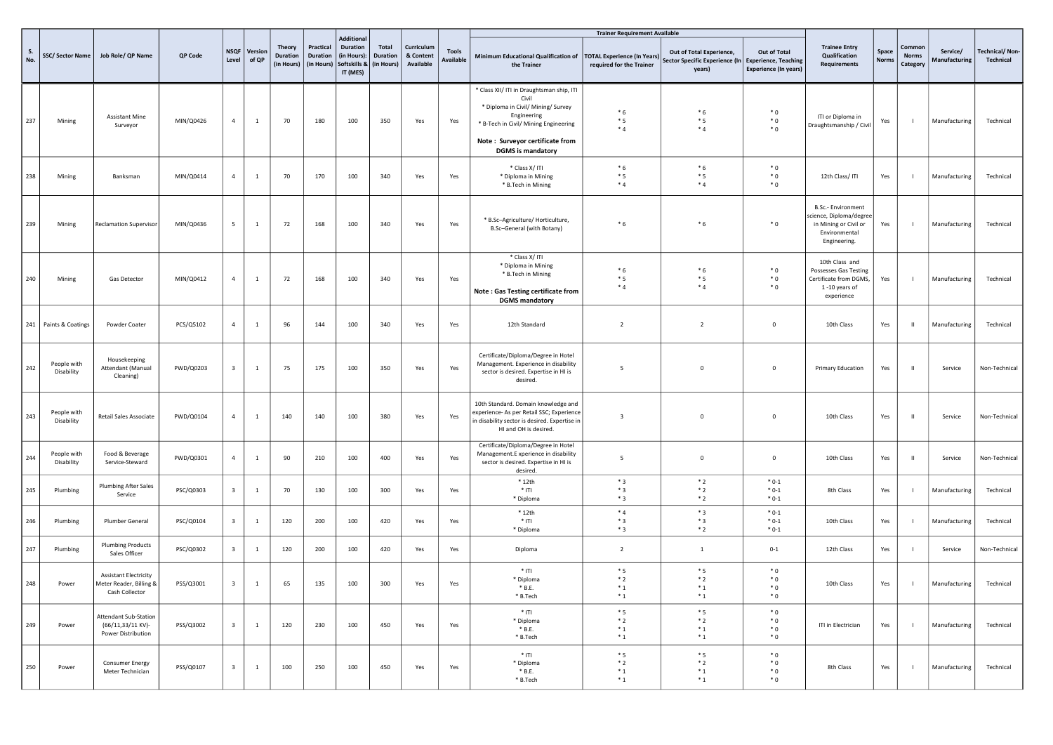| S. No. | SSC/ Sector Name | Job Role/ QP Name | QP Code | NSQF Level | Version of QP | Theory Duration (in Hours) | Practical Duration (in Hours) | Additional Duration (in Hours): Softskills & IT (MES) | Total Duration (in Hours) | Curriculum & Content Available | Tools Available | Trainer Requirement Available | | | | Trainee Entry Qualification Requirements | Space Norms | Common Norms Category | Service/ Manufacturing | Technical/ Non-Technical |
|---|---|---|---|---|---|---|---|---|---|---|---|---|---|---|---|---|---|---|---|---|
| | | | | | | | | | | | | Minimum Educational Qualification of the Trainer | TOTAL Experience (In Years) required for the Trainer | Out of Total Experience, Sector Specific Experience (In years) | Out of Total Experience, Teaching Experience (In years) | | | | | |
| 237 | Mining | Assistant Mine Surveyor | MIN/Q0426 | 4 | 1 | 70 | 180 | 100 | 350 | Yes | Yes | * Class XII/ ITI in Draughtsman ship, ITI Civil<br>* Diploma in Civil/ Mining/ Survey Engineering<br>* B-Tech in Civil/ Mining Engineering<br>**Note : Surveyor certificate from DGMS is mandatory** | * 6<br>* 5<br>* 4 | * 6<br>* 5<br>* 4 | * 0<br>* 0<br>* 0 | ITI or Diploma in Draughtsmanship / Civil | Yes | I | Manufacturing | Technical |
| 238 | Mining | Banksman | MIN/Q0414 | 4 | 1 | 70 | 170 | 100 | 340 | Yes | Yes | * Class X/ ITI<br>* Diploma in Mining<br>* B.Tech in Mining | * 6<br>* 5<br>* 4 | * 6<br>* 5<br>* 4 | * 0<br>* 0<br>* 0 | 12th Class/ ITI | Yes | I | Manufacturing | Technical |
| 239 | Mining | Reclamation Supervisor | MIN/Q0436 | 5 | 1 | 72 | 168 | 100 | 340 | Yes | Yes | * B.Sc–Agriculture/ Horticulture, B.Sc–General (with Botany) | * 6 | * 6 | * 0 | B.Sc.- Environment science, Diploma/degree in Mining or Civil or Environmental Engineering. | Yes | I | Manufacturing | Technical |
| 240 | Mining | Gas Detector | MIN/Q0412 | 4 | 1 | 72 | 168 | 100 | 340 | Yes | Yes | * Class X/ ITI<br>* Diploma in Mining<br>* B.Tech in Mining<br>**Note : Gas Testing certificate from DGMS mandatory** | * 6<br>* 5<br>* 4 | * 6<br>* 5<br>* 4 | * 0<br>* 0<br>* 0 | 10th Class and Possesses Gas Testing Certificate from DGMS, 1 -10 years of experience | Yes | I | Manufacturing | Technical |
| 241 | Paints & Coatings | Powder Coater | PCS/Q5102 | 4 | 1 | 96 | 144 | 100 | 340 | Yes | Yes | 12th Standard | 2 | 2 | 0 | 10th Class | Yes | II | Manufacturing | Technical |
| 242 | People with Disability | Housekeeping Attendant (Manual Cleaning) | PWD/Q0203 | 3 | 1 | 75 | 175 | 100 | 350 | Yes | Yes | Certificate/Diploma/Degree in Hotel Management. Experience in disability sector is desired. Expertise in HI is desired. | 5 | 0 | 0 | Primary Education | Yes | II | Service | Non-Technical |
| 243 | People with Disability | Retail Sales Associate | PWD/Q0104 | 4 | 1 | 140 | 140 | 100 | 380 | Yes | Yes | 10th Standard. Domain knowledge and experience- As per Retail SSC; Experience in disability sector is desired. Expertise in HI and OH is desired. | 3 | 0 | 0 | 10th Class | Yes | II | Service | Non-Technical |
| 244 | People with Disability | Food & Beverage Service-Steward | PWD/Q0301 | 4 | 1 | 90 | 210 | 100 | 400 | Yes | Yes | Certificate/Diploma/Degree in Hotel Management.E xperience in disability sector is desired. Expertise in HI is desired. | 5 | 0 | 0 | 10th Class | Yes | II | Service | Non-Technical |
| 245 | Plumbing | Plumbing After Sales Service | PSC/Q0303 | 3 | 1 | 70 | 130 | 100 | 300 | Yes | Yes | * 12th<br>* ITI<br>* Diploma | * 3<br>* 3<br>* 3 | * 2<br>* 2<br>* 2 | * 0-1<br>* 0-1<br>* 0-1 | 8th Class | Yes | I | Manufacturing | Technical |
| 246 | Plumbing | Plumber General | PSC/Q0104 | 3 | 1 | 120 | 200 | 100 | 420 | Yes | Yes | * 12th<br>* ITI<br>* Diploma | * 4<br>* 3<br>* 3 | * 3<br>* 3<br>* 2 | * 0-1<br>* 0-1<br>* 0-1 | 10th Class | Yes | I | Manufacturing | Technical |
| 247 | Plumbing | Plumbing Products Sales Officer | PSC/Q0302 | 3 | 1 | 120 | 200 | 100 | 420 | Yes | Yes | Diploma | 2 | 1 | 0-1 | 12th Class | Yes | I | Service | Non-Technical |
| 248 | Power | Assistant Electricity Meter Reader, Billing & Cash Collector | PSS/Q3001 | 3 | 1 | 65 | 135 | 100 | 300 | Yes | Yes | * ITI<br>* Diploma<br>* B.E.<br>* B.Tech | * 5<br>* 2<br>* 1<br>* 1 | * 5<br>* 2<br>* 1<br>* 1 | * 0<br>* 0<br>* 0<br>* 0 | 10th Class | Yes | I | Manufacturing | Technical |
| 249 | Power | Attendant Sub-Station (66/11,33/11 KV)- Power Distribution | PSS/Q3002 | 3 | 1 | 120 | 230 | 100 | 450 | Yes | Yes | * ITI<br>* Diploma<br>* B.E.<br>* B.Tech | * 5<br>* 2<br>* 1<br>* 1 | * 5<br>* 2<br>* 1<br>* 1 | * 0<br>* 0<br>* 0<br>* 0 | ITI in Electrician | Yes | I | Manufacturing | Technical |
| 250 | Power | Consumer Energy Meter Technician | PSS/Q0107 | 3 | 1 | 100 | 250 | 100 | 450 | Yes | Yes | * ITI<br>* Diploma<br>* B.E.<br>* B.Tech | * 5<br>* 2<br>* 1<br>* 1 | * 5<br>* 2<br>* 1<br>* 1 | * 0<br>* 0<br>* 0<br>* 0 | 8th Class | Yes | I | Manufacturing | Technical |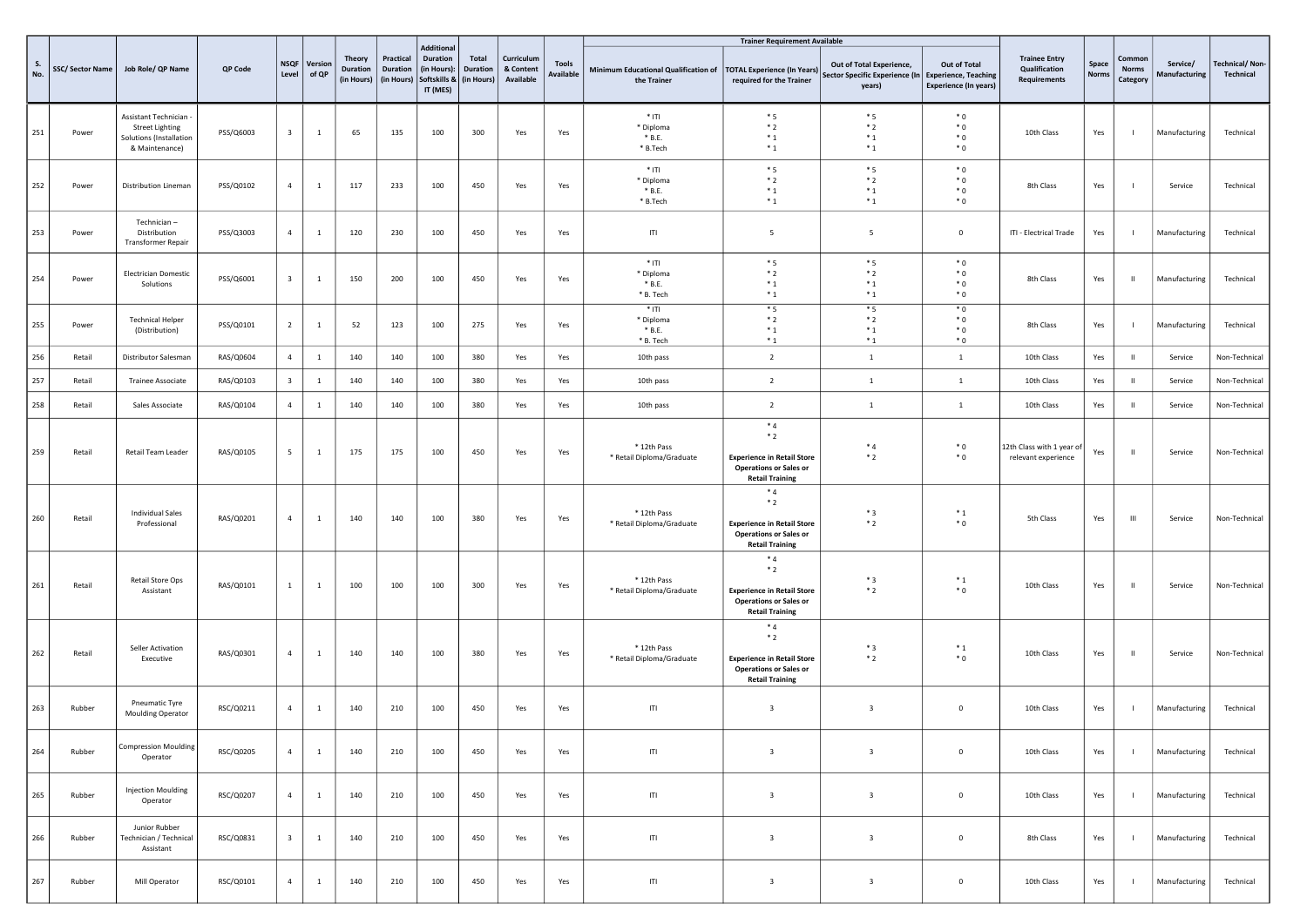| S. No. | SSC/ Sector Name | Job Role/ QP Name | QP Code | NSQF Level | Version of QP | Theory Duration (in Hours) | Practical Duration (in Hours) | Additional Duration (in Hours): Softskills & IT (MES) | Total Duration (in Hours) | Curriculum & Content Available | Tools Available | Trainer Requirement Available | | | | Trainee Entry Qualification Requirements | Space Norms | Common Norms Category | Service/ Manufacturing | Technical/ Non-Technical |
|---|---|---|---|---|---|---|---|---|---|---|---|---|---|---|---|---|---|---|---|---|
| | | | | | | | | | | | | Minimum Educational Qualification of the Trainer | TOTAL Experience (In Years) required for the Trainer | Out of Total Experience, Sector Specific Experience (In years) | Out of Total Experience, Teaching Experience (In years) | | | | | |
| 251 | Power | Assistant Technician - Street Lighting Solutions (Installation & Maintenance) | PSS/Q6003 | 3 | 1 | 65 | 135 | 100 | 300 | Yes | Yes | * ITI<br>* Diploma<br>* B.E.<br>* B.Tech | * 5<br>* 2<br>* 1<br>* 1 | * 5<br>* 2<br>* 1<br>* 1 | * 0<br>* 0<br>* 0<br>* 0 | 10th Class | Yes | I | Manufacturing | Technical |
| 252 | Power | Distribution Lineman | PSS/Q0102 | 4 | 1 | 117 | 233 | 100 | 450 | Yes | Yes | * ITI<br>* Diploma<br>* B.E.<br>* B.Tech | * 5<br>* 2<br>* 1<br>* 1 | * 5<br>* 2<br>* 1<br>* 1 | * 0<br>* 0<br>* 0<br>* 0 | 8th Class | Yes | I | Service | Technical |
| 253 | Power | Technician – Distribution Transformer Repair | PSS/Q3003 | 4 | 1 | 120 | 230 | 100 | 450 | Yes | Yes | ITI | 5 | 5 | 0 | ITI - Electrical Trade | Yes | I | Manufacturing | Technical |
| 254 | Power | Electrician Domestic Solutions | PSS/Q6001 | 3 | 1 | 150 | 200 | 100 | 450 | Yes | Yes | * ITI<br>* Diploma<br>* B.E.<br>* B. Tech | * 5<br>* 2<br>* 1<br>* 1 | * 5<br>* 2<br>* 1<br>* 1 | * 0<br>* 0<br>* 0<br>* 0 | 8th Class | Yes | II | Manufacturing | Technical |
| 255 | Power | Technical Helper (Distribution) | PSS/Q0101 | 2 | 1 | 52 | 123 | 100 | 275 | Yes | Yes | * ITI<br>* Diploma<br>* B.E.<br>* B. Tech | * 5<br>* 2<br>* 1<br>* 1 | * 5<br>* 2<br>* 1<br>* 1 | * 0<br>* 0<br>* 0<br>* 0 | 8th Class | Yes | I | Manufacturing | Technical |
| 256 | Retail | Distributor Salesman | RAS/Q0604 | 4 | 1 | 140 | 140 | 100 | 380 | Yes | Yes | 10th pass | 2 | 1 | 1 | 10th Class | Yes | II | Service | Non-Technical |
| 257 | Retail | Trainee Associate | RAS/Q0103 | 3 | 1 | 140 | 140 | 100 | 380 | Yes | Yes | 10th pass | 2 | 1 | 1 | 10th Class | Yes | II | Service | Non-Technical |
| 258 | Retail | Sales Associate | RAS/Q0104 | 4 | 1 | 140 | 140 | 100 | 380 | Yes | Yes | 10th pass | 2 | 1 | 1 | 10th Class | Yes | II | Service | Non-Technical |
| 259 | Retail | Retail Team Leader | RAS/Q0105 | 5 | 1 | 175 | 175 | 100 | 450 | Yes | Yes | * 12th Pass<br>* Retail Diploma/Graduate | * 4<br>* 2<br>**Experience in Retail Store Operations or Sales or Retail Training** | * 4<br>* 2 | * 0<br>* 0 | 12th Class with 1 year of relevant experience | Yes | II | Service | Non-Technical |
| 260 | Retail | Individual Sales Professional | RAS/Q0201 | 4 | 1 | 140 | 140 | 100 | 380 | Yes | Yes | * 12th Pass<br>* Retail Diploma/Graduate | * 4<br>* 2<br>**Experience in Retail Store Operations or Sales or Retail Training** | * 3<br>* 2 | * 1<br>* 0 | 5th Class | Yes | III | Service | Non-Technical |
| 261 | Retail | Retail Store Ops Assistant | RAS/Q0101 | 1 | 1 | 100 | 100 | 100 | 300 | Yes | Yes | * 12th Pass<br>* Retail Diploma/Graduate | * 4<br>* 2<br>**Experience in Retail Store Operations or Sales or Retail Training** | * 3<br>* 2 | * 1<br>* 0 | 10th Class | Yes | II | Service | Non-Technical |
| 262 | Retail | Seller Activation Executive | RAS/Q0301 | 4 | 1 | 140 | 140 | 100 | 380 | Yes | Yes | * 12th Pass<br>* Retail Diploma/Graduate | * 4<br>* 2<br>**Experience in Retail Store Operations or Sales or Retail Training** | * 3<br>* 2 | * 1<br>* 0 | 10th Class | Yes | II | Service | Non-Technical |
| 263 | Rubber | Pneumatic Tyre Moulding Operator | RSC/Q0211 | 4 | 1 | 140 | 210 | 100 | 450 | Yes | Yes | ITI | 3 | 3 | 0 | 10th Class | Yes | I | Manufacturing | Technical |
| 264 | Rubber | Compression Moulding Operator | RSC/Q0205 | 4 | 1 | 140 | 210 | 100 | 450 | Yes | Yes | ITI | 3 | 3 | 0 | 10th Class | Yes | I | Manufacturing | Technical |
| 265 | Rubber | Injection Moulding Operator | RSC/Q0207 | 4 | 1 | 140 | 210 | 100 | 450 | Yes | Yes | ITI | 3 | 3 | 0 | 10th Class | Yes | I | Manufacturing | Technical |
| 266 | Rubber | Junior Rubber Technician / Technical Assistant | RSC/Q0831 | 3 | 1 | 140 | 210 | 100 | 450 | Yes | Yes | ITI | 3 | 3 | 0 | 8th Class | Yes | I | Manufacturing | Technical |
| 267 | Rubber | Mill Operator | RSC/Q0101 | 4 | 1 | 140 | 210 | 100 | 450 | Yes | Yes | ITI | 3 | 3 | 0 | 10th Class | Yes | I | Manufacturing | Technical |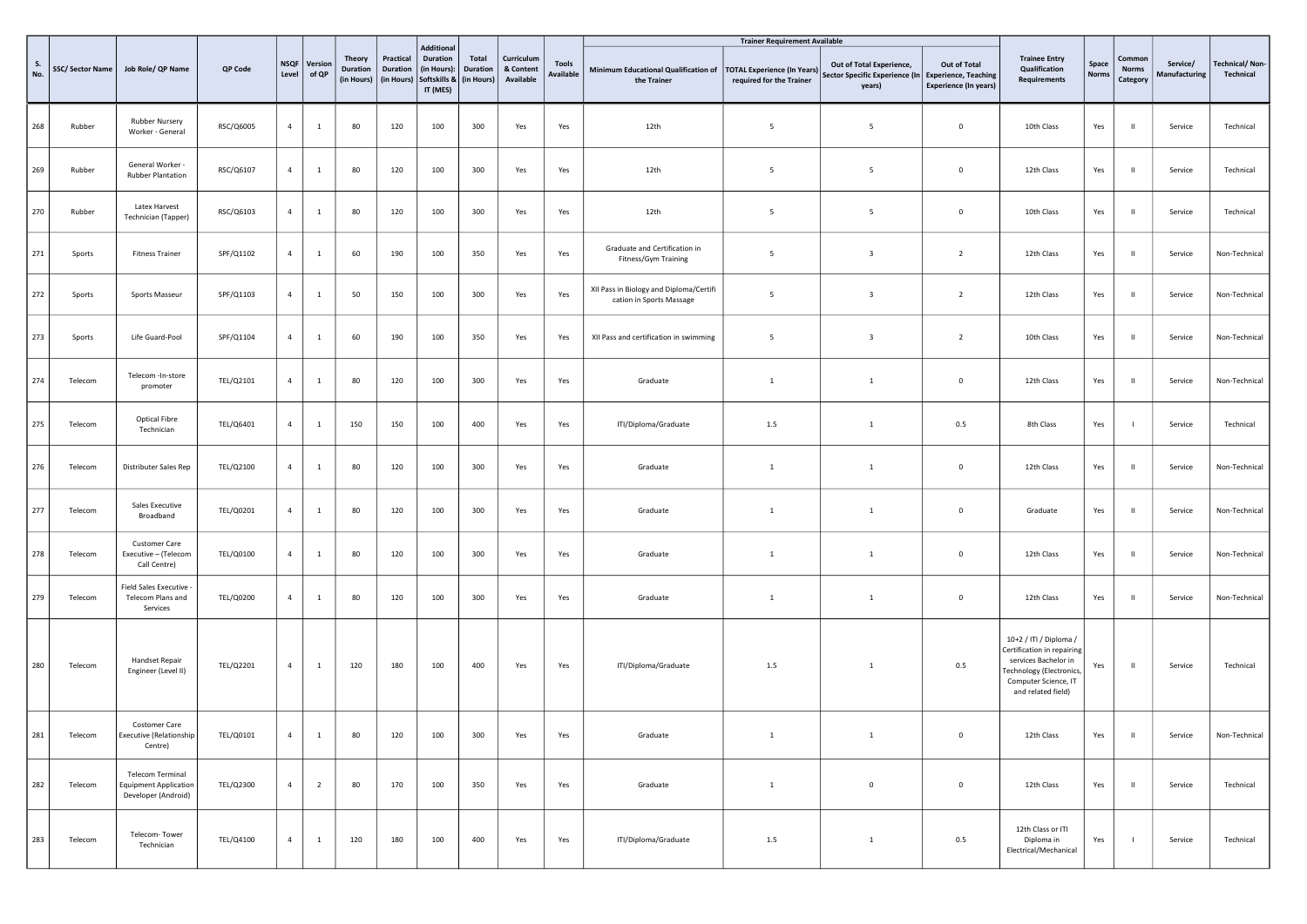| S. No. | SSC/ Sector Name | Job Role/ QP Name | QP Code | NSQF Level | Version of QP | Theory Duration (in Hours) | Practical Duration (in Hours) | Additional Duration (in Hours): Softskills & IT (MES) | Total Duration (in Hours) | Curriculum & Content Available | Tools Available | Trainer Requirement Available | | | | Trainee Entry Qualification Requirements | Space Norms | Common Norms Category | Service/ Manufacturing | Technical/ Non-Technical |
|---|---|---|---|---|---|---|---|---|---|---|---|---|---|---|---|---|---|---|---|---|
| | | | | | | | | | | | | Minimum Educational Qualification of the Trainer | TOTAL Experience (In Years) required for the Trainer | Out of Total Experience, Sector Specific Experience (In years) | Out of Total Experience, Teaching Experience (In years) | | | | | |
| 268 | Rubber | Rubber Nursery Worker - General | RSC/Q6005 | 4 | 1 | 80 | 120 | 100 | 300 | Yes | Yes | 12th | 5 | 5 | 0 | 10th Class | Yes | II | Service | Technical |
| 269 | Rubber | General Worker - Rubber Plantation | RSC/Q6107 | 4 | 1 | 80 | 120 | 100 | 300 | Yes | Yes | 12th | 5 | 5 | 0 | 12th Class | Yes | II | Service | Technical |
| 270 | Rubber | Latex Harvest Technician (Tapper) | RSC/Q6103 | 4 | 1 | 80 | 120 | 100 | 300 | Yes | Yes | 12th | 5 | 5 | 0 | 10th Class | Yes | II | Service | Technical |
| 271 | Sports | Fitness Trainer | SPF/Q1102 | 4 | 1 | 60 | 190 | 100 | 350 | Yes | Yes | Graduate and Certification in Fitness/Gym Training | 5 | 3 | 2 | 12th Class | Yes | II | Service | Non-Technical |
| 272 | Sports | Sports Masseur | SPF/Q1103 | 4 | 1 | 50 | 150 | 100 | 300 | Yes | Yes | XII Pass in Biology and Diploma/Certification in Sports Massage | 5 | 3 | 2 | 12th Class | Yes | II | Service | Non-Technical |
| 273 | Sports | Life Guard-Pool | SPF/Q1104 | 4 | 1 | 60 | 190 | 100 | 350 | Yes | Yes | XII Pass and certification in swimming | 5 | 3 | 2 | 10th Class | Yes | II | Service | Non-Technical |
| 274 | Telecom | Telecom -In-store promoter | TEL/Q2101 | 4 | 1 | 80 | 120 | 100 | 300 | Yes | Yes | Graduate | 1 | 1 | 0 | 12th Class | Yes | II | Service | Non-Technical |
| 275 | Telecom | Optical Fibre Technician | TEL/Q6401 | 4 | 1 | 150 | 150 | 100 | 400 | Yes | Yes | ITI/Diploma/Graduate | 1.5 | 1 | 0.5 | 8th Class | Yes | I | Service | Technical |
| 276 | Telecom | Distributer Sales Rep | TEL/Q2100 | 4 | 1 | 80 | 120 | 100 | 300 | Yes | Yes | Graduate | 1 | 1 | 0 | 12th Class | Yes | II | Service | Non-Technical |
| 277 | Telecom | Sales Executive Broadband | TEL/Q0201 | 4 | 1 | 80 | 120 | 100 | 300 | Yes | Yes | Graduate | 1 | 1 | 0 | Graduate | Yes | II | Service | Non-Technical |
| 278 | Telecom | Customer Care Executive – (Telecom Call Centre) | TEL/Q0100 | 4 | 1 | 80 | 120 | 100 | 300 | Yes | Yes | Graduate | 1 | 1 | 0 | 12th Class | Yes | II | Service | Non-Technical |
| 279 | Telecom | Field Sales Executive - Telecom Plans and Services | TEL/Q0200 | 4 | 1 | 80 | 120 | 100 | 300 | Yes | Yes | Graduate | 1 | 1 | 0 | 12th Class | Yes | II | Service | Non-Technical |
| 280 | Telecom | Handset Repair Engineer (Level II) | TEL/Q2201 | 4 | 1 | 120 | 180 | 100 | 400 | Yes | Yes | ITI/Diploma/Graduate | 1.5 | 1 | 0.5 | 10+2 / ITI / Diploma / Certification in repairing services Bachelor in Technology (Electronics, Computer Science, IT and related field) | Yes | II | Service | Technical |
| 281 | Telecom | Costomer Care Executive (Relationship Centre) | TEL/Q0101 | 4 | 1 | 80 | 120 | 100 | 300 | Yes | Yes | Graduate | 1 | 1 | 0 | 12th Class | Yes | II | Service | Non-Technical |
| 282 | Telecom | Telecom Terminal Equipment Application Developer (Android) | TEL/Q2300 | 4 | 2 | 80 | 170 | 100 | 350 | Yes | Yes | Graduate | 1 | 0 | 0 | 12th Class | Yes | II | Service | Technical |
| 283 | Telecom | Telecom- Tower Technician | TEL/Q4100 | 4 | 1 | 120 | 180 | 100 | 400 | Yes | Yes | ITI/Diploma/Graduate | 1.5 | 1 | 0.5 | 12th Class or ITI Diploma in Electrical/Mechanical | Yes | I | Service | Technical |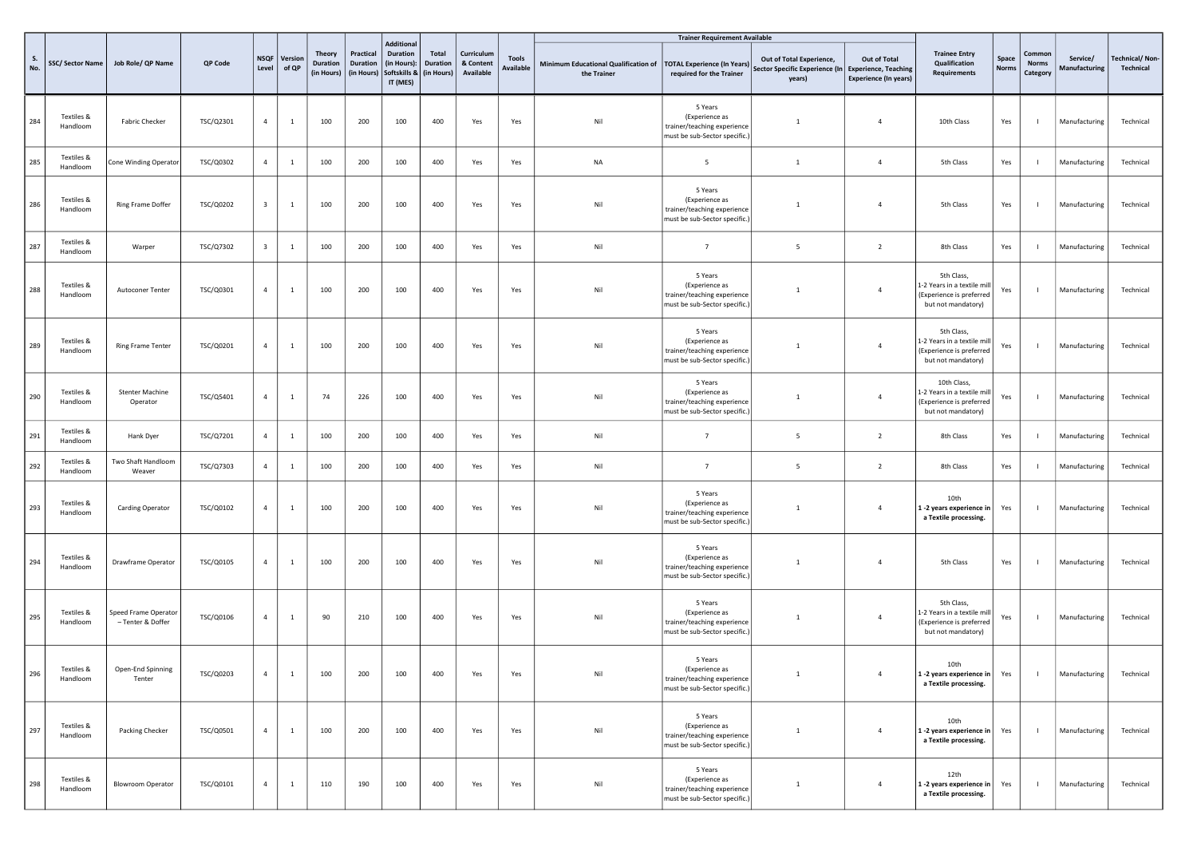| S. No. | SSC/ Sector Name | Job Role/ QP Name | QP Code | NSQF Level | Version of QP | Theory Duration (in Hours) | Practical Duration (in Hours) | Additional Duration (in Hours): Softskills & IT (MES) | Total Duration (in Hours) | Curriculum & Content Available | Tools Available | Trainer Requirement Available | | | | Trainee Entry Qualification Requirements | Space Norms | Common Norms Category | Service/ Manufacturing | Technical/ Non-Technical |
|---|---|---|---|---|---|---|---|---|---|---|---|---|---|---|---|---|---|---|---|---|
| | | | | | | | | | | | | Minimum Educational Qualification of the Trainer | TOTAL Experience (In Years) required for the Trainer | Out of Total Experience, Sector Specific Experience (In years) | Out of Total Experience, Teaching Experience (In years) | | | | | |
| 284 | Textiles & Handloom | Fabric Checker | TSC/Q2301 | 4 | 1 | 100 | 200 | 100 | 400 | Yes | Yes | Nil | 5 Years (Experience as trainer/teaching experience must be sub-Sector specific.) | 1 | 4 | 10th Class | Yes | I | Manufacturing | Technical |
| 285 | Textiles & Handloom | Cone Winding Operator | TSC/Q0302 | 4 | 1 | 100 | 200 | 100 | 400 | Yes | Yes | NA | 5 | 1 | 4 | 5th Class | Yes | I | Manufacturing | Technical |
| 286 | Textiles & Handloom | Ring Frame Doffer | TSC/Q0202 | 3 | 1 | 100 | 200 | 100 | 400 | Yes | Yes | Nil | 5 Years (Experience as trainer/teaching experience must be sub-Sector specific.) | 1 | 4 | 5th Class | Yes | I | Manufacturing | Technical |
| 287 | Textiles & Handloom | Warper | TSC/Q7302 | 3 | 1 | 100 | 200 | 100 | 400 | Yes | Yes | Nil | 7 | 5 | 2 | 8th Class | Yes | I | Manufacturing | Technical |
| 288 | Textiles & Handloom | Autoconer Tenter | TSC/Q0301 | 4 | 1 | 100 | 200 | 100 | 400 | Yes | Yes | Nil | 5 Years (Experience as trainer/teaching experience must be sub-Sector specific.) | 1 | 4 | 5th Class, 1-2 Years in a textile mill (Experience is preferred but not mandatory) | Yes | I | Manufacturing | Technical |
| 289 | Textiles & Handloom | Ring Frame Tenter | TSC/Q0201 | 4 | 1 | 100 | 200 | 100 | 400 | Yes | Yes | Nil | 5 Years (Experience as trainer/teaching experience must be sub-Sector specific.) | 1 | 4 | 5th Class, 1-2 Years in a textile mill (Experience is preferred but not mandatory) | Yes | I | Manufacturing | Technical |
| 290 | Textiles & Handloom | Stenter Machine Operator | TSC/Q5401 | 4 | 1 | 74 | 226 | 100 | 400 | Yes | Yes | Nil | 5 Years (Experience as trainer/teaching experience must be sub-Sector specific.) | 1 | 4 | 10th Class, 1-2 Years in a textile mill (Experience is preferred but not mandatory) | Yes | I | Manufacturing | Technical |
| 291 | Textiles & Handloom | Hank Dyer | TSC/Q7201 | 4 | 1 | 100 | 200 | 100 | 400 | Yes | Yes | Nil | 7 | 5 | 2 | 8th Class | Yes | I | Manufacturing | Technical |
| 292 | Textiles & Handloom | Two Shaft Handloom Weaver | TSC/Q7303 | 4 | 1 | 100 | 200 | 100 | 400 | Yes | Yes | Nil | 7 | 5 | 2 | 8th Class | Yes | I | Manufacturing | Technical |
| 293 | Textiles & Handloom | Carding Operator | TSC/Q0102 | 4 | 1 | 100 | 200 | 100 | 400 | Yes | Yes | Nil | 5 Years (Experience as trainer/teaching experience must be sub-Sector specific.) | 1 | 4 | 10th **1 -2 years experience in a Textile processing.** | Yes | I | Manufacturing | Technical |
| 294 | Textiles & Handloom | Drawframe Operator | TSC/Q0105 | 4 | 1 | 100 | 200 | 100 | 400 | Yes | Yes | Nil | 5 Years (Experience as trainer/teaching experience must be sub-Sector specific.) | 1 | 4 | 5th Class | Yes | I | Manufacturing | Technical |
| 295 | Textiles & Handloom | Speed Frame Operator – Tenter & Doffer | TSC/Q0106 | 4 | 1 | 90 | 210 | 100 | 400 | Yes | Yes | Nil | 5 Years (Experience as trainer/teaching experience must be sub-Sector specific.) | 1 | 4 | 5th Class, 1-2 Years in a textile mill (Experience is preferred but not mandatory) | Yes | I | Manufacturing | Technical |
| 296 | Textiles & Handloom | Open-End Spinning Tenter | TSC/Q0203 | 4 | 1 | 100 | 200 | 100 | 400 | Yes | Yes | Nil | 5 Years (Experience as trainer/teaching experience must be sub-Sector specific.) | 1 | 4 | 10th **1 -2 years experience in a Textile processing.** | Yes | I | Manufacturing | Technical |
| 297 | Textiles & Handloom | Packing Checker | TSC/Q0501 | 4 | 1 | 100 | 200 | 100 | 400 | Yes | Yes | Nil | 5 Years (Experience as trainer/teaching experience must be sub-Sector specific.) | 1 | 4 | 10th **1 -2 years experience in a Textile processing.** | Yes | I | Manufacturing | Technical |
| 298 | Textiles & Handloom | Blowroom Operator | TSC/Q0101 | 4 | 1 | 110 | 190 | 100 | 400 | Yes | Yes | Nil | 5 Years (Experience as trainer/teaching experience must be sub-Sector specific.) | 1 | 4 | 12th **1 -2 years experience in a Textile processing.** | Yes | I | Manufacturing | Technical |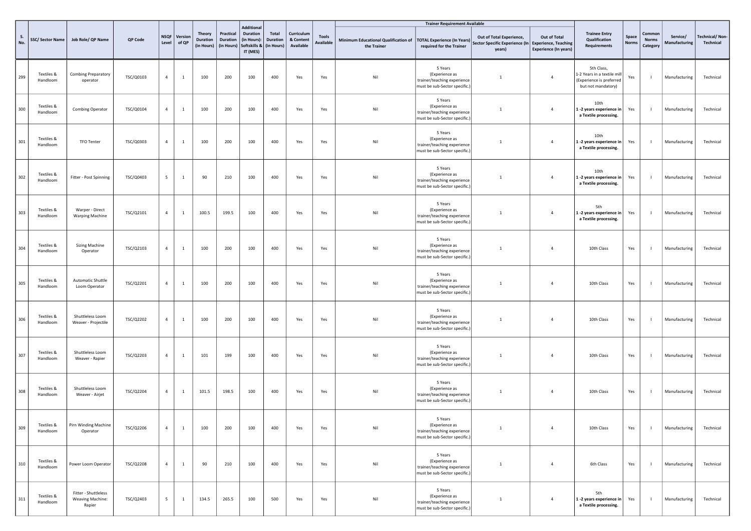| S. No. | SSC/ Sector Name | Job Role/ QP Name | QP Code | NSQF Level | Version of QP | Theory Duration (in Hours) | Practical Duration (in Hours) | Additional Duration (in Hours): Softskills & IT (MES) | Total Duration (in Hours) | Curriculum & Content Available | Tools Available | Trainer Requirement Available | | | | Trainee Entry Qualification Requirements | Space Norms | Common Norms Category | Service/ Manufacturing | Technical/ Non-Technical |
|---|---|---|---|---|---|---|---|---|---|---|---|---|---|---|---|---|---|---|---|---|
| | | | | | | | | | | | | Minimum Educational Qualification of the Trainer | TOTAL Experience (In Years) required for the Trainer | Out of Total Experience, Sector Specific Experience (In years) | Out of Total Experience, Teaching Experience (In years) | | | | | |
| 299 | Textiles & Handloom | Combing Preparatory operator | TSC/Q0103 | 4 | 1 | 100 | 200 | 100 | 400 | Yes | Yes | Nil | 5 Years (Experience as trainer/teaching experience must be sub-Sector specific.) | 1 | 4 | 5th Class, 1-2 Years in a textile mill (Experience is preferred but not mandatory) | Yes | I | Manufacturing | Technical |
| 300 | Textiles & Handloom | Combing Operator | TSC/Q0104 | 4 | 1 | 100 | 200 | 100 | 400 | Yes | Yes | Nil | 5 Years (Experience as trainer/teaching experience must be sub-Sector specific.) | 1 | 4 | 10th **1 -2 years experience in a Textile processing.** | Yes | I | Manufacturing | Technical |
| 301 | Textiles & Handloom | TFO Tenter | TSC/Q0303 | 4 | 1 | 100 | 200 | 100 | 400 | Yes | Yes | Nil | 5 Years (Experience as trainer/teaching experience must be sub-Sector specific.) | 1 | 4 | 10th **1 -2 years experience in a Textile processing.** | Yes | I | Manufacturing | Technical |
| 302 | Textiles & Handloom | Fitter - Post Spinning | TSC/Q0403 | 5 | 1 | 90 | 210 | 100 | 400 | Yes | Yes | Nil | 5 Years (Experience as trainer/teaching experience must be sub-Sector specific.) | 1 | 4 | 10th **1 -2 years experience in a Textile processing.** | Yes | I | Manufacturing | Technical |
| 303 | Textiles & Handloom | Warper - Direct Warping Machine | TSC/Q2101 | 4 | 1 | 100.5 | 199.5 | 100 | 400 | Yes | Yes | Nil | 5 Years (Experience as trainer/teaching experience must be sub-Sector specific.) | 1 | 4 | 5th **1 -2 years experience in a Textile processing.** | Yes | I | Manufacturing | Technical |
| 304 | Textiles & Handloom | Sizing Machine Operator | TSC/Q2103 | 4 | 1 | 100 | 200 | 100 | 400 | Yes | Yes | Nil | 5 Years (Experience as trainer/teaching experience must be sub-Sector specific.) | 1 | 4 | 10th Class | Yes | I | Manufacturing | Technical |
| 305 | Textiles & Handloom | Automatic Shuttle Loom Operator | TSC/Q2201 | 4 | 1 | 100 | 200 | 100 | 400 | Yes | Yes | Nil | 5 Years (Experience as trainer/teaching experience must be sub-Sector specific.) | 1 | 4 | 10th Class | Yes | I | Manufacturing | Technical |
| 306 | Textiles & Handloom | Shuttleless Loom Weaver - Projectile | TSC/Q2202 | 4 | 1 | 100 | 200 | 100 | 400 | Yes | Yes | Nil | 5 Years (Experience as trainer/teaching experience must be sub-Sector specific.) | 1 | 4 | 10th Class | Yes | I | Manufacturing | Technical |
| 307 | Textiles & Handloom | Shuttleless Loom Weaver - Rapier | TSC/Q2203 | 4 | 1 | 101 | 199 | 100 | 400 | Yes | Yes | Nil | 5 Years (Experience as trainer/teaching experience must be sub-Sector specific.) | 1 | 4 | 10th Class | Yes | I | Manufacturing | Technical |
| 308 | Textiles & Handloom | Shuttleless Loom Weaver - Airjet | TSC/Q2204 | 4 | 1 | 101.5 | 198.5 | 100 | 400 | Yes | Yes | Nil | 5 Years (Experience as trainer/teaching experience must be sub-Sector specific.) | 1 | 4 | 10th Class | Yes | I | Manufacturing | Technical |
| 309 | Textiles & Handloom | Pirn Winding Machine Operator | TSC/Q2206 | 4 | 1 | 100 | 200 | 100 | 400 | Yes | Yes | Nil | 5 Years (Experience as trainer/teaching experience must be sub-Sector specific.) | 1 | 4 | 10th Class | Yes | I | Manufacturing | Technical |
| 310 | Textiles & Handloom | Power Loom Operator | TSC/Q2208 | 4 | 1 | 90 | 210 | 100 | 400 | Yes | Yes | Nil | 5 Years (Experience as trainer/teaching experience must be sub-Sector specific.) | 1 | 4 | 6th Class | Yes | I | Manufacturing | Technical |
| 311 | Textiles & Handloom | Fitter - Shuttleless Weaving Machine: Rapier | TSC/Q2403 | 5 | 1 | 134.5 | 265.5 | 100 | 500 | Yes | Yes | Nil | 5 Years (Experience as trainer/teaching experience must be sub-Sector specific.) | 1 | 4 | 5th **1 -2 years experience in a Textile processing.** | Yes | I | Manufacturing | Technical |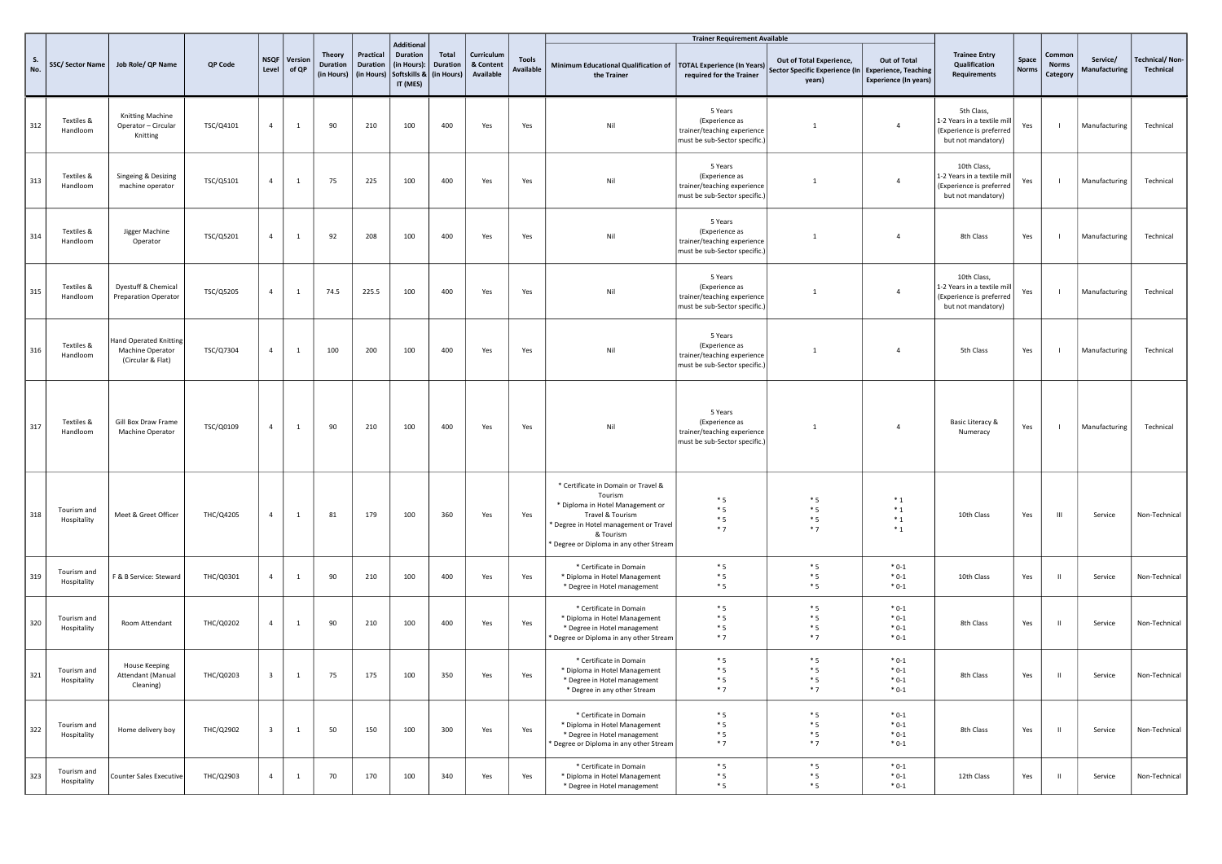| S. No. | SSC/ Sector Name | Job Role/ QP Name | QP Code | NSQF Level | Version of QP | Theory Duration (in Hours) | Practical Duration (in Hours) | Additional Duration (in Hours): Softskills & IT (MES) | Total Duration (in Hours) | Curriculum & Content Available | Tools Available | Trainer Requirement Available | | | | Trainee Entry Qualification Requirements | Space Norms | Common Norms Category | Service/ Manufacturing | Technical/ Non-Technical |
|---|---|---|---|---|---|---|---|---|---|---|---|---|---|---|---|---|---|---|---|---|
| | | | | | | | | | | | | Minimum Educational Qualification of the Trainer | TOTAL Experience (In Years) required for the Trainer | Out of Total Experience, Sector Specific Experience (In years) | Out of Total Experience, Teaching Experience (In years) | | | | | |
| 312 | Textiles & Handloom | Knitting Machine Operator – Circular Knitting | TSC/Q4101 | 4 | 1 | 90 | 210 | 100 | 400 | Yes | Yes | Nil | 5 Years (Experience as trainer/teaching experience must be sub-Sector specific.) | 1 | 4 | 5th Class, 1-2 Years in a textile mill (Experience is preferred but not mandatory) | Yes | I | Manufacturing | Technical |
| 313 | Textiles & Handloom | Singeing & Desizing machine operator | TSC/Q5101 | 4 | 1 | 75 | 225 | 100 | 400 | Yes | Yes | Nil | 5 Years (Experience as trainer/teaching experience must be sub-Sector specific.) | 1 | 4 | 10th Class, 1-2 Years in a textile mill (Experience is preferred but not mandatory) | Yes | I | Manufacturing | Technical |
| 314 | Textiles & Handloom | Jigger Machine Operator | TSC/Q5201 | 4 | 1 | 92 | 208 | 100 | 400 | Yes | Yes | Nil | 5 Years (Experience as trainer/teaching experience must be sub-Sector specific.) | 1 | 4 | 8th Class | Yes | I | Manufacturing | Technical |
| 315 | Textiles & Handloom | Dyestuff & Chemical Preparation Operator | TSC/Q5205 | 4 | 1 | 74.5 | 225.5 | 100 | 400 | Yes | Yes | Nil | 5 Years (Experience as trainer/teaching experience must be sub-Sector specific.) | 1 | 4 | 10th Class, 1-2 Years in a textile mill (Experience is preferred but not mandatory) | Yes | I | Manufacturing | Technical |
| 316 | Textiles & Handloom | Hand Operated Knitting Machine Operator (Circular & Flat) | TSC/Q7304 | 4 | 1 | 100 | 200 | 100 | 400 | Yes | Yes | Nil | 5 Years (Experience as trainer/teaching experience must be sub-Sector specific.) | 1 | 4 | 5th Class | Yes | I | Manufacturing | Technical |
| 317 | Textiles & Handloom | Gill Box Draw Frame Machine Operator | TSC/Q0109 | 4 | 1 | 90 | 210 | 100 | 400 | Yes | Yes | Nil | 5 Years (Experience as trainer/teaching experience must be sub-Sector specific.) | 1 | 4 | Basic Literacy & Numeracy | Yes | I | Manufacturing | Technical |
| 318 | Tourism and Hospitality | Meet & Greet Officer | THC/Q4205 | 4 | 1 | 81 | 179 | 100 | 360 | Yes | Yes | * Certificate in Domain or Travel & Tourism<br>* Diploma in Hotel Management or Travel & Tourism<br>* Degree in Hotel management or Travel & Tourism<br>* Degree or Diploma in any other Stream | * 5<br>* 5<br>* 5<br>* 7 | * 5<br>* 5<br>* 5<br>* 7 | * 1<br>* 1<br>* 1<br>* 1 | 10th Class | Yes | III | Service | Non-Technical |
| 319 | Tourism and Hospitality | F & B Service: Steward | THC/Q0301 | 4 | 1 | 90 | 210 | 100 | 400 | Yes | Yes | * Certificate in Domain<br>* Diploma in Hotel Management<br>* Degree in Hotel management | * 5<br>* 5<br>* 5 | * 5<br>* 5<br>* 5 | * 0-1<br>* 0-1<br>* 0-1 | 10th Class | Yes | II | Service | Non-Technical |
| 320 | Tourism and Hospitality | Room Attendant | THC/Q0202 | 4 | 1 | 90 | 210 | 100 | 400 | Yes | Yes | * Certificate in Domain<br>* Diploma in Hotel Management<br>* Degree in Hotel management<br>* Degree or Diploma in any other Stream | * 5<br>* 5<br>* 5<br>* 7 | * 5<br>* 5<br>* 5<br>* 7 | * 0-1<br>* 0-1<br>* 0-1<br>* 0-1 | 8th Class | Yes | II | Service | Non-Technical |
| 321 | Tourism and Hospitality | House Keeping Attendant (Manual Cleaning) | THC/Q0203 | 3 | 1 | 75 | 175 | 100 | 350 | Yes | Yes | * Certificate in Domain<br>* Diploma in Hotel Management<br>* Degree in Hotel management<br>* Degree in any other Stream | * 5<br>* 5<br>* 5<br>* 7 | * 5<br>* 5<br>* 5<br>* 7 | * 0-1<br>* 0-1<br>* 0-1<br>* 0-1 | 8th Class | Yes | II | Service | Non-Technical |
| 322 | Tourism and Hospitality | Home delivery boy | THC/Q2902 | 3 | 1 | 50 | 150 | 100 | 300 | Yes | Yes | * Certificate in Domain<br>* Diploma in Hotel Management<br>* Degree in Hotel management<br>* Degree or Diploma in any other Stream | * 5<br>* 5<br>* 5<br>* 7 | * 5<br>* 5<br>* 5<br>* 7 | * 0-1<br>* 0-1<br>* 0-1<br>* 0-1 | 8th Class | Yes | II | Service | Non-Technical |
| 323 | Tourism and Hospitality | Counter Sales Executive | THC/Q2903 | 4 | 1 | 70 | 170 | 100 | 340 | Yes | Yes | * Certificate in Domain<br>* Diploma in Hotel Management<br>* Degree in Hotel management | * 5<br>* 5<br>* 5 | * 5<br>* 5<br>* 5 | * 0-1<br>* 0-1<br>* 0-1 | 12th Class | Yes | II | Service | Non-Technical |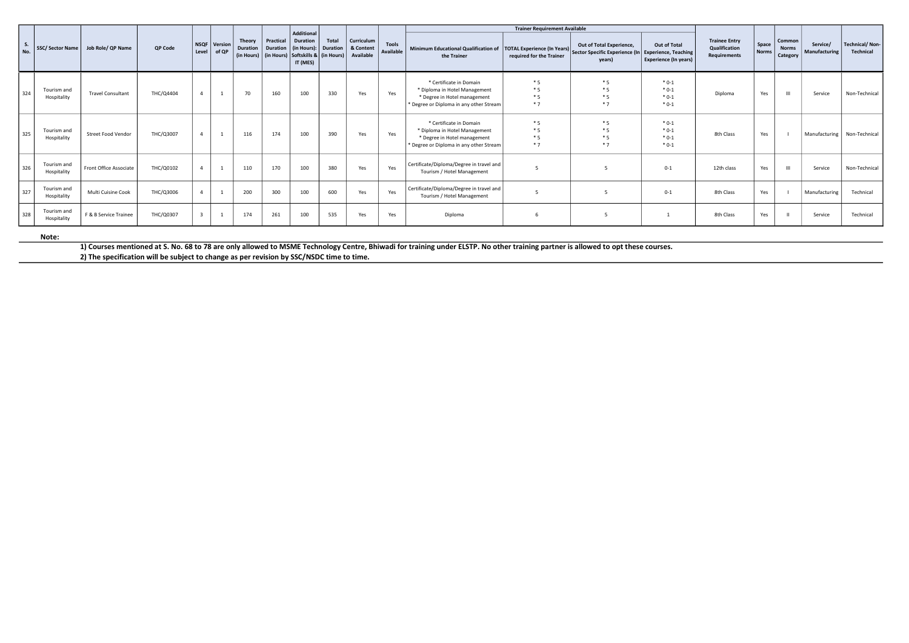| S. No. | SSC/ Sector Name | Job Role/ QP Name | QP Code | NSQF Level | Version of QP | Theory Duration (in Hours) | Practical Duration (in Hours) | Additional Duration (in Hours): Softskills & IT (MES) | Total Duration (in Hours) | Curriculum & Content Available | Tools Available | Trainer Requirement Available | | | | Trainee Entry Qualification Requirements | Space Norms | Common Norms Category | Service/ Manufacturing | Technical/ Non-Technical |
|---|---|---|---|---|---|---|---|---|---|---|---|---|---|---|---|---|---|---|---|---|
| | | | | | | | | | | | | Minimum Educational Qualification of the Trainer | TOTAL Experience (In Years) required for the Trainer | Out of Total Experience, Sector Specific Experience (In years) | Out of Total Experience, Teaching Experience (In years) | | | | | |
| 324 | Tourism and Hospitality | Travel Consultant | THC/Q4404 | 4 | 1 | 70 | 160 | 100 | 330 | Yes | Yes | * Certificate in Domain<br>* Diploma in Hotel Management<br>* Degree in Hotel management<br>* Degree or Diploma in any other Stream | * 5<br>* 5<br>* 5<br>* 7 | * 5<br>* 5<br>* 5<br>* 7 | * 0-1<br>* 0-1<br>* 0-1<br>* 0-1 | Diploma | Yes | III | Service | Non-Technical |
| 325 | Tourism and Hospitality | Street Food Vendor | THC/Q3007 | 4 | 1 | 116 | 174 | 100 | 390 | Yes | Yes | * Certificate in Domain<br>* Diploma in Hotel Management<br>* Degree in Hotel management<br>* Degree or Diploma in any other Stream | * 5<br>* 5<br>* 5<br>* 7 | * 5<br>* 5<br>* 5<br>* 7 | * 0-1<br>* 0-1<br>* 0-1<br>* 0-1 | 8th Class | Yes | I | Manufacturing | Non-Technical |
| 326 | Tourism and Hospitality | Front Office Associate | THC/Q0102 | 4 | 1 | 110 | 170 | 100 | 380 | Yes | Yes | Certificate/Diploma/Degree in travel and Tourism / Hotel Management | 5 | 5 | 0-1 | 12th class | Yes | III | Service | Non-Technical |
| 327 | Tourism and Hospitality | Multi Cuisine Cook | THC/Q3006 | 4 | 1 | 200 | 300 | 100 | 600 | Yes | Yes | Certificate/Diploma/Degree in travel and Tourism / Hotel Management | 5 | 5 | 0-1 | 8th Class | Yes | I | Manufacturing | Technical |
| 328 | Tourism and Hospitality | F & B Service Trainee | THC/Q0307 | 3 | 1 | 174 | 261 | 100 | 535 | Yes | Yes | Diploma | 6 | 5 | 1 | 8th Class | Yes | II | Service | Technical |

**Note:**

**1) Courses mentioned at S. No. 68 to 78 are only allowed to MSME Technology Centre, Bhiwadi for training under ELSTP. No other training partner is allowed to opt these courses.**

**2) The specification will be subject to change as per revision by SSC/NSDC time to time.**